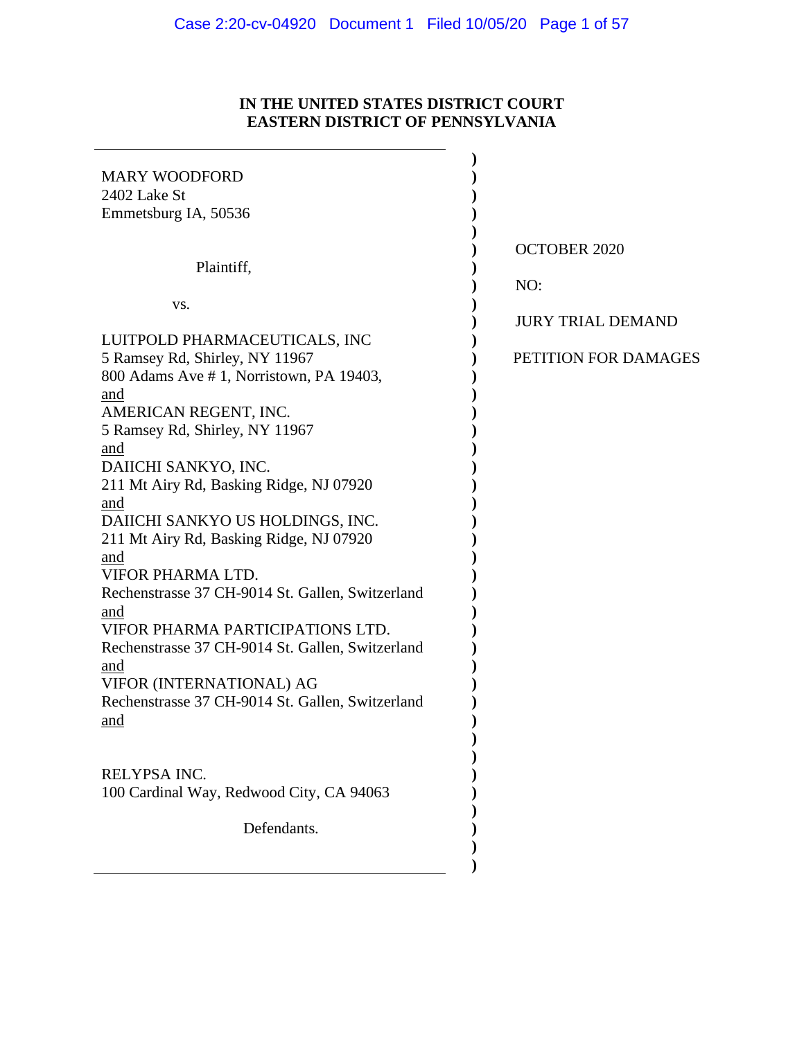**IN THE UNITED STATES DISTRICT COURT**
**EASTERN DISTRICT OF PENNSYLVANIA**

MARY WOODFORD
2402 Lake St
Emmetsburg IA, 50536

Plaintiff,

vs.

LUITPOLD PHARMACEUTICALS, INC
5 Ramsey Rd, Shirley, NY 11967
800 Adams Ave # 1, Norristown, PA 19403,
and
AMERICAN REGENT, INC.
5 Ramsey Rd, Shirley, NY 11967
and
DAIICHI SANKYO, INC.
211 Mt Airy Rd, Basking Ridge, NJ 07920
and
DAIICHI SANKYO US HOLDINGS, INC.
211 Mt Airy Rd, Basking Ridge, NJ 07920
and
VIFOR PHARMA LTD.
Rechenstrasse 37 CH-9014 St. Gallen, Switzerland
and
VIFOR PHARMA PARTICIPATIONS LTD.
Rechenstrasse 37 CH-9014 St. Gallen, Switzerland
and
VIFOR (INTERNATIONAL) AG
Rechenstrasse 37 CH-9014 St. Gallen, Switzerland
and

RELYPSA INC.
100 Cardinal Way, Redwood City, CA 94063

Defendants.

OCTOBER 2020

NO:

JURY TRIAL DEMAND

PETITION FOR DAMAGES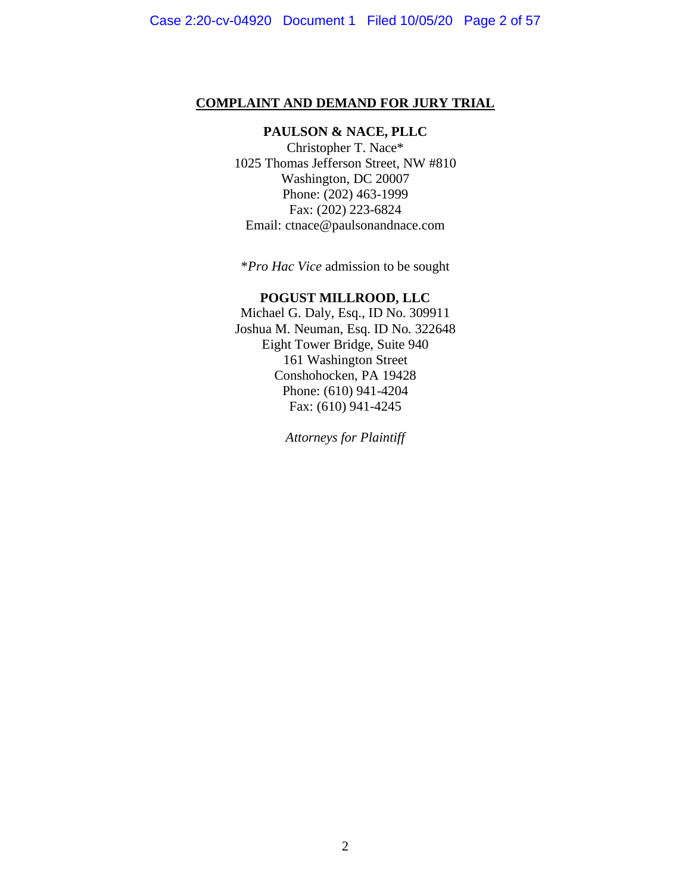**COMPLAINT AND DEMAND FOR JURY TRIAL**

**PAULSON & NACE, PLLC**
Christopher T. Nace*
1025 Thomas Jefferson Street, NW #810
Washington, DC 20007
Phone: (202) 463-1999
Fax: (202) 223-6824
Email: ctnace@paulsonandnace.com

*\*Pro Hac Vice* admission to be sought

**POGUST MILLROOD, LLC**
Michael G. Daly, Esq., ID No. 309911
Joshua M. Neuman, Esq. ID No. 322648
Eight Tower Bridge, Suite 940
161 Washington Street
Conshohocken, PA 19428
Phone: (610) 941-4204
Fax: (610) 941-4245

*Attorneys for Plaintiff*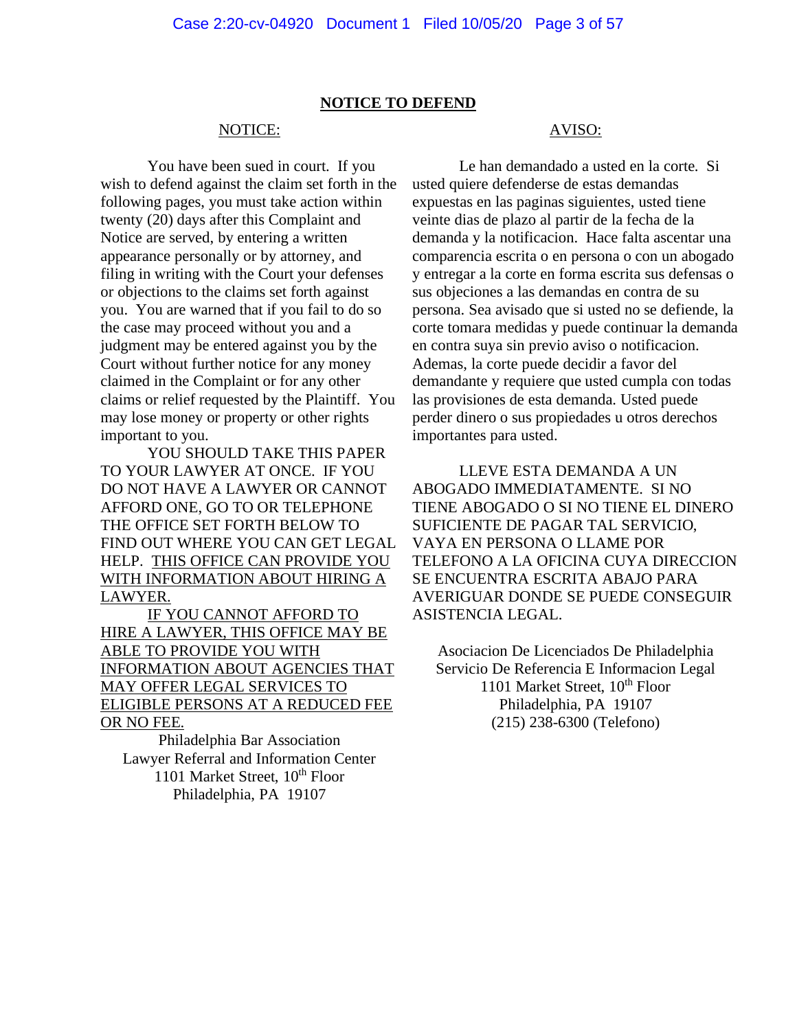## NOTICE TO DEFEND

NOTICE:

You have been sued in court. If you wish to defend against the claim set forth in the following pages, you must take action within twenty (20) days after this Complaint and Notice are served, by entering a written appearance personally or by attorney, and filing in writing with the Court your defenses or objections to the claims set forth against you. You are warned that if you fail to do so the case may proceed without you and a judgment may be entered against you by the Court without further notice for any money claimed in the Complaint or for any other claims or relief requested by the Plaintiff. You may lose money or property or other rights important to you.

YOU SHOULD TAKE THIS PAPER TO YOUR LAWYER AT ONCE. IF YOU DO NOT HAVE A LAWYER OR CANNOT AFFORD ONE, GO TO OR TELEPHONE THE OFFICE SET FORTH BELOW TO FIND OUT WHERE YOU CAN GET LEGAL HELP. <u>THIS OFFICE CAN PROVIDE YOU WITH INFORMATION ABOUT HIRING A LAWYER.</u>

<u>IF YOU CANNOT AFFORD TO HIRE A LAWYER, THIS OFFICE MAY BE ABLE TO PROVIDE YOU WITH INFORMATION ABOUT AGENCIES THAT MAY OFFER LEGAL SERVICES TO ELIGIBLE PERSONS AT A REDUCED FEE OR NO FEE.</u>

Philadelphia Bar Association
Lawyer Referral and Information Center
1101 Market Street, 10th Floor
Philadelphia, PA 19107

AVISO:

Le han demandado a usted en la corte. Si usted quiere defenderse de estas demandas expuestas en las paginas siguientes, usted tiene veinte dias de plazo al partir de la fecha de la demanda y la notificacion. Hace falta ascentar una comparencia escrita o en persona o con un abogado y entregar a la corte en forma escrita sus defensas o sus objeciones a las demandas en contra de su persona. Sea avisado que si usted no se defiende, la corte tomara medidas y puede continuar la demanda en contra suya sin previo aviso o notificacion. Ademas, la corte puede decidir a favor del demandante y requiere que usted cumpla con todas las provisiones de esta demanda. Usted puede perder dinero o sus propiedades u otros derechos importantes para usted.

LLEVE ESTA DEMANDA A UN ABOGADO IMMEDIATAMENTE. SI NO TIENE ABOGADO O SI NO TIENE EL DINERO SUFICIENTE DE PAGAR TAL SERVICIO, VAYA EN PERSONA O LLAME POR TELEFONO A LA OFICINA CUYA DIRECCION SE ENCUENTRA ESCRITA ABAJO PARA AVERIGUAR DONDE SE PUEDE CONSEGUIR ASISTENCIA LEGAL.

Asociacion De Licenciados De Philadelphia
Servicio De Referencia E Informacion Legal
1101 Market Street, 10th Floor
Philadelphia, PA 19107
(215) 238-6300 (Telefono)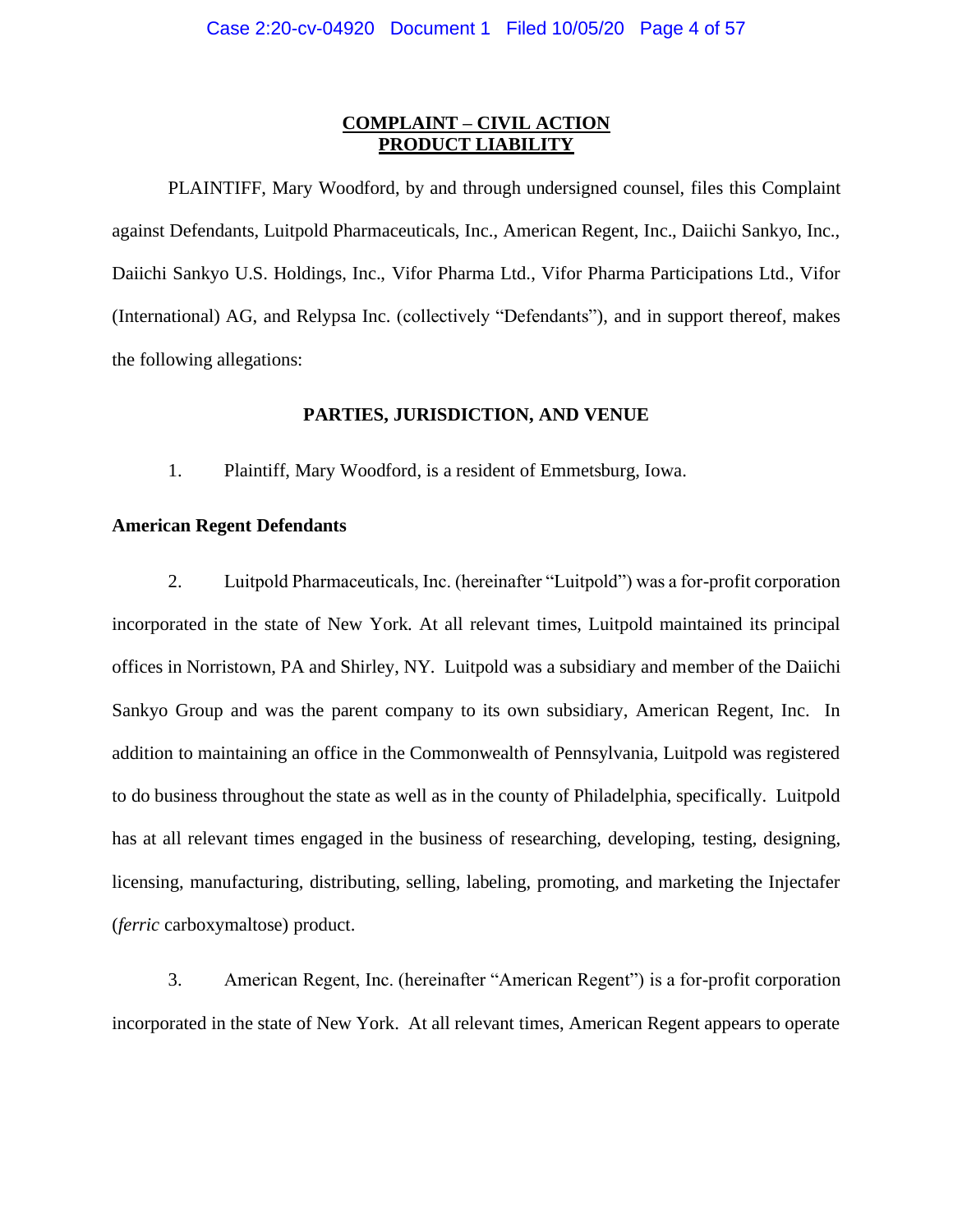**COMPLAINT – CIVIL ACTION**
**PRODUCT LIABILITY**

PLAINTIFF, Mary Woodford, by and through undersigned counsel, files this Complaint against Defendants, Luitpold Pharmaceuticals, Inc., American Regent, Inc., Daiichi Sankyo, Inc., Daiichi Sankyo U.S. Holdings, Inc., Vifor Pharma Ltd., Vifor Pharma Participations Ltd., Vifor (International) AG, and Relypsa Inc. (collectively "Defendants"), and in support thereof, makes the following allegations:

**PARTIES, JURISDICTION, AND VENUE**

1. Plaintiff, Mary Woodford, is a resident of Emmetsburg, Iowa.

**American Regent Defendants**

2. Luitpold Pharmaceuticals, Inc. (hereinafter "Luitpold") was a for-profit corporation incorporated in the state of New York. At all relevant times, Luitpold maintained its principal offices in Norristown, PA and Shirley, NY. Luitpold was a subsidiary and member of the Daiichi Sankyo Group and was the parent company to its own subsidiary, American Regent, Inc. In addition to maintaining an office in the Commonwealth of Pennsylvania, Luitpold was registered to do business throughout the state as well as in the county of Philadelphia, specifically. Luitpold has at all relevant times engaged in the business of researching, developing, testing, designing, licensing, manufacturing, distributing, selling, labeling, promoting, and marketing the Injectafer (*ferric* carboxymaltose) product.

3. American Regent, Inc. (hereinafter "American Regent") is a for-profit corporation incorporated in the state of New York. At all relevant times, American Regent appears to operate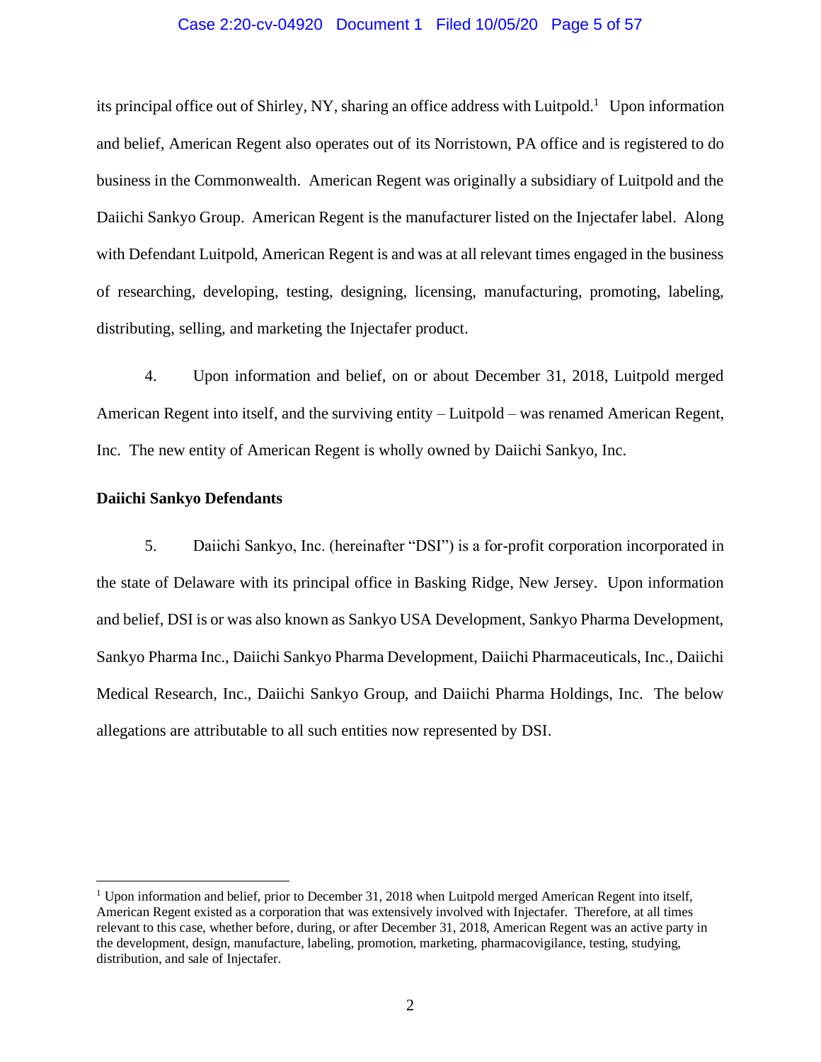its principal office out of Shirley, NY, sharing an office address with Luitpold.[1] Upon information and belief, American Regent also operates out of its Norristown, PA office and is registered to do business in the Commonwealth. American Regent was originally a subsidiary of Luitpold and the Daiichi Sankyo Group. American Regent is the manufacturer listed on the Injectafer label. Along with Defendant Luitpold, American Regent is and was at all relevant times engaged in the business of researching, developing, testing, designing, licensing, manufacturing, promoting, labeling, distributing, selling, and marketing the Injectafer product.

4. Upon information and belief, on or about December 31, 2018, Luitpold merged American Regent into itself, and the surviving entity – Luitpold – was renamed American Regent, Inc. The new entity of American Regent is wholly owned by Daiichi Sankyo, Inc.

**Daiichi Sankyo Defendants**

5. Daiichi Sankyo, Inc. (hereinafter "DSI") is a for-profit corporation incorporated in the state of Delaware with its principal office in Basking Ridge, New Jersey. Upon information and belief, DSI is or was also known as Sankyo USA Development, Sankyo Pharma Development, Sankyo Pharma Inc., Daiichi Sankyo Pharma Development, Daiichi Pharmaceuticals, Inc., Daiichi Medical Research, Inc., Daiichi Sankyo Group, and Daiichi Pharma Holdings, Inc. The below allegations are attributable to all such entities now represented by DSI.

---

[1] Upon information and belief, prior to December 31, 2018 when Luitpold merged American Regent into itself, American Regent existed as a corporation that was extensively involved with Injectafer. Therefore, at all times relevant to this case, whether before, during, or after December 31, 2018, American Regent was an active party in the development, design, manufacture, labeling, promotion, marketing, pharmacovigilance, testing, studying, distribution, and sale of Injectafer.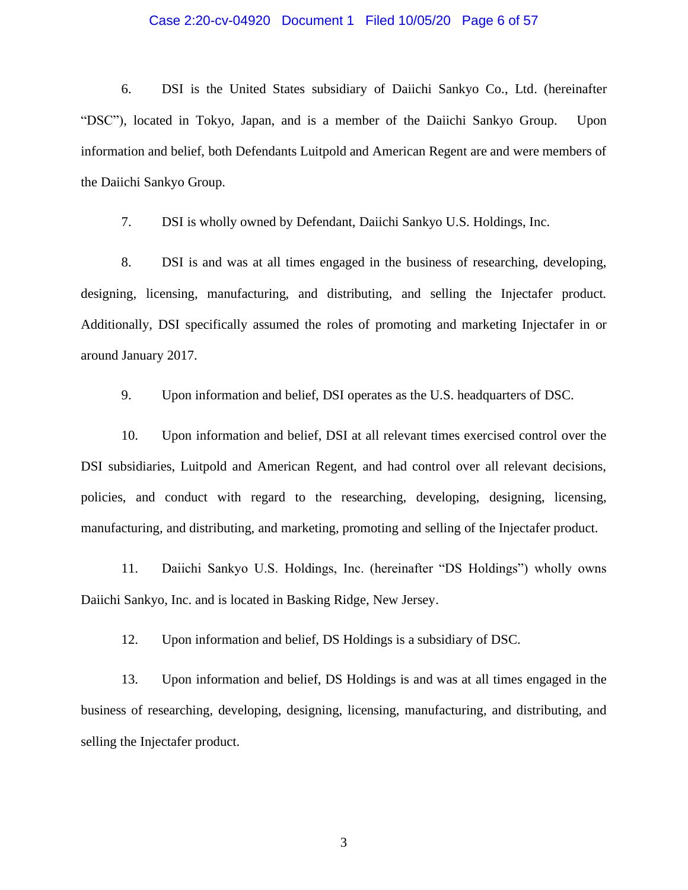6. DSI is the United States subsidiary of Daiichi Sankyo Co., Ltd. (hereinafter "DSC"), located in Tokyo, Japan, and is a member of the Daiichi Sankyo Group. Upon information and belief, both Defendants Luitpold and American Regent are and were members of the Daiichi Sankyo Group.

7. DSI is wholly owned by Defendant, Daiichi Sankyo U.S. Holdings, Inc.

8. DSI is and was at all times engaged in the business of researching, developing, designing, licensing, manufacturing, and distributing, and selling the Injectafer product. Additionally, DSI specifically assumed the roles of promoting and marketing Injectafer in or around January 2017.

9. Upon information and belief, DSI operates as the U.S. headquarters of DSC.

10. Upon information and belief, DSI at all relevant times exercised control over the DSI subsidiaries, Luitpold and American Regent, and had control over all relevant decisions, policies, and conduct with regard to the researching, developing, designing, licensing, manufacturing, and distributing, and marketing, promoting and selling of the Injectafer product.

11. Daiichi Sankyo U.S. Holdings, Inc. (hereinafter "DS Holdings") wholly owns Daiichi Sankyo, Inc. and is located in Basking Ridge, New Jersey.

12. Upon information and belief, DS Holdings is a subsidiary of DSC.

13. Upon information and belief, DS Holdings is and was at all times engaged in the business of researching, developing, designing, licensing, manufacturing, and distributing, and selling the Injectafer product.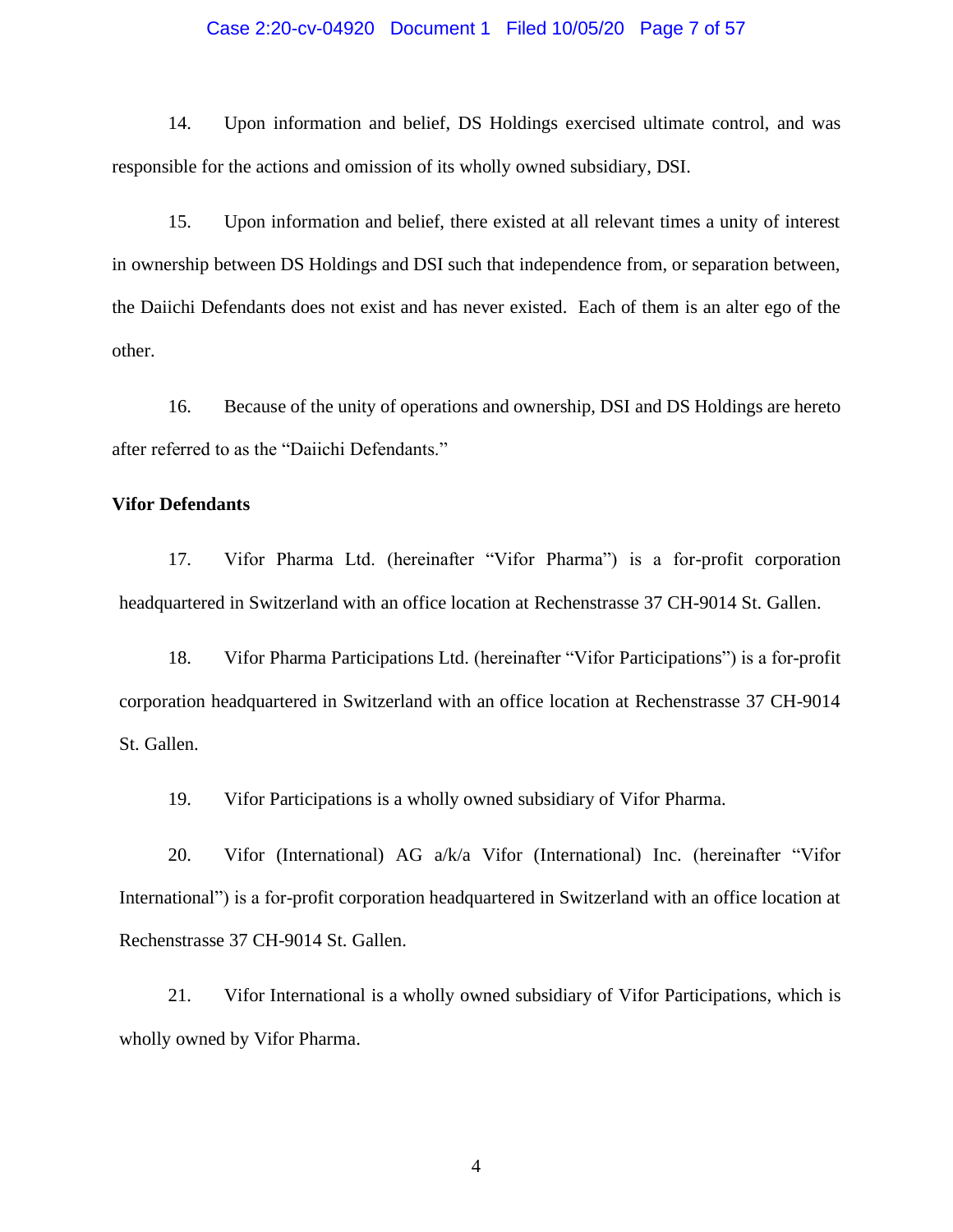14. Upon information and belief, DS Holdings exercised ultimate control, and was responsible for the actions and omission of its wholly owned subsidiary, DSI.

15. Upon information and belief, there existed at all relevant times a unity of interest in ownership between DS Holdings and DSI such that independence from, or separation between, the Daiichi Defendants does not exist and has never existed. Each of them is an alter ego of the other.

16. Because of the unity of operations and ownership, DSI and DS Holdings are hereto after referred to as the "Daiichi Defendants."

**Vifor Defendants**

17. Vifor Pharma Ltd. (hereinafter "Vifor Pharma") is a for-profit corporation headquartered in Switzerland with an office location at Rechenstrasse 37 CH-9014 St. Gallen.

18. Vifor Pharma Participations Ltd. (hereinafter "Vifor Participations") is a for-profit corporation headquartered in Switzerland with an office location at Rechenstrasse 37 CH-9014 St. Gallen.

19. Vifor Participations is a wholly owned subsidiary of Vifor Pharma.

20. Vifor (International) AG a/k/a Vifor (International) Inc. (hereinafter "Vifor International") is a for-profit corporation headquartered in Switzerland with an office location at Rechenstrasse 37 CH-9014 St. Gallen.

21. Vifor International is a wholly owned subsidiary of Vifor Participations, which is wholly owned by Vifor Pharma.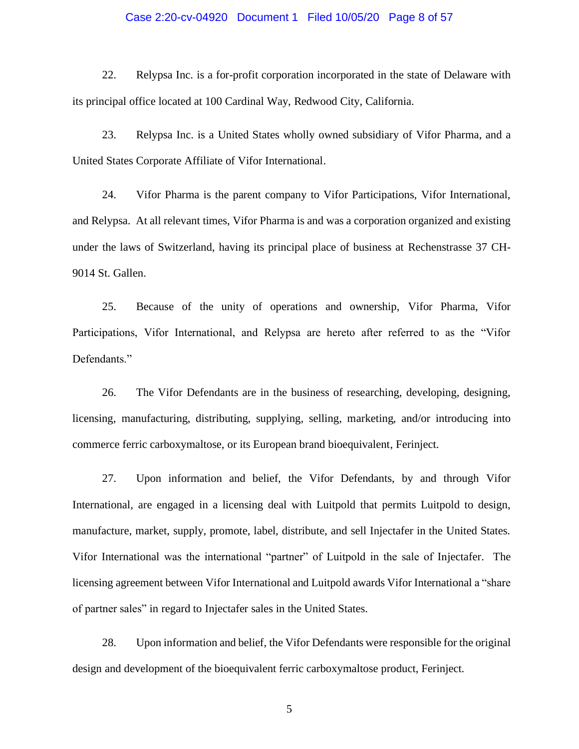22. Relypsa Inc. is a for-profit corporation incorporated in the state of Delaware with its principal office located at 100 Cardinal Way, Redwood City, California.

23. Relypsa Inc. is a United States wholly owned subsidiary of Vifor Pharma, and a United States Corporate Affiliate of Vifor International.

24. Vifor Pharma is the parent company to Vifor Participations, Vifor International, and Relypsa. At all relevant times, Vifor Pharma is and was a corporation organized and existing under the laws of Switzerland, having its principal place of business at Rechenstrasse 37 CH-9014 St. Gallen.

25. Because of the unity of operations and ownership, Vifor Pharma, Vifor Participations, Vifor International, and Relypsa are hereto after referred to as the "Vifor Defendants."

26. The Vifor Defendants are in the business of researching, developing, designing, licensing, manufacturing, distributing, supplying, selling, marketing, and/or introducing into commerce ferric carboxymaltose, or its European brand bioequivalent, Ferinject.

27. Upon information and belief, the Vifor Defendants, by and through Vifor International, are engaged in a licensing deal with Luitpold that permits Luitpold to design, manufacture, market, supply, promote, label, distribute, and sell Injectafer in the United States. Vifor International was the international "partner" of Luitpold in the sale of Injectafer. The licensing agreement between Vifor International and Luitpold awards Vifor International a "share of partner sales" in regard to Injectafer sales in the United States.

28. Upon information and belief, the Vifor Defendants were responsible for the original design and development of the bioequivalent ferric carboxymaltose product, Ferinject.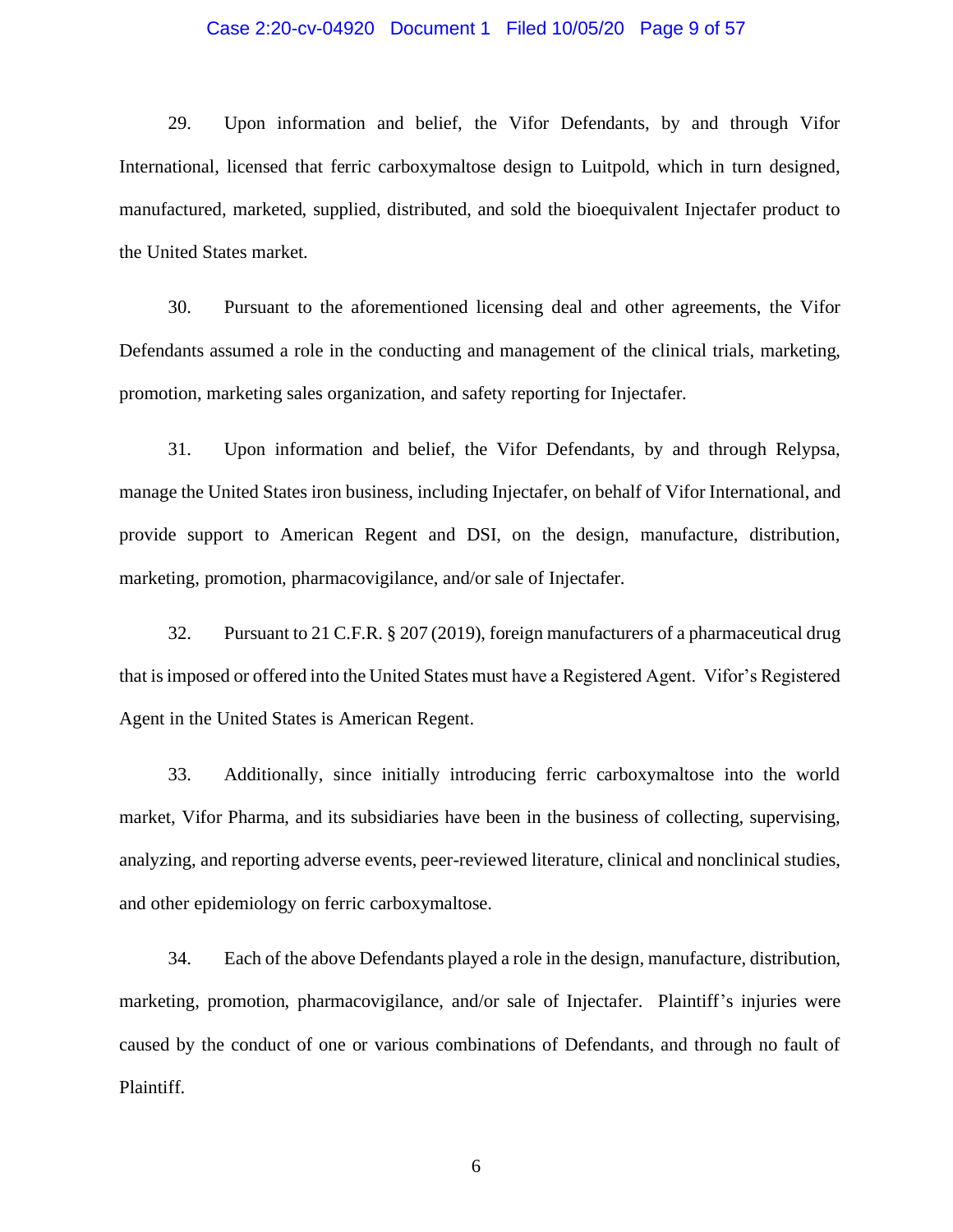29. Upon information and belief, the Vifor Defendants, by and through Vifor International, licensed that ferric carboxymaltose design to Luitpold, which in turn designed, manufactured, marketed, supplied, distributed, and sold the bioequivalent Injectafer product to the United States market.

30. Pursuant to the aforementioned licensing deal and other agreements, the Vifor Defendants assumed a role in the conducting and management of the clinical trials, marketing, promotion, marketing sales organization, and safety reporting for Injectafer.

31. Upon information and belief, the Vifor Defendants, by and through Relypsa, manage the United States iron business, including Injectafer, on behalf of Vifor International, and provide support to American Regent and DSI, on the design, manufacture, distribution, marketing, promotion, pharmacovigilance, and/or sale of Injectafer.

32. Pursuant to 21 C.F.R. § 207 (2019), foreign manufacturers of a pharmaceutical drug that is imposed or offered into the United States must have a Registered Agent. Vifor's Registered Agent in the United States is American Regent.

33. Additionally, since initially introducing ferric carboxymaltose into the world market, Vifor Pharma, and its subsidiaries have been in the business of collecting, supervising, analyzing, and reporting adverse events, peer-reviewed literature, clinical and nonclinical studies, and other epidemiology on ferric carboxymaltose.

34. Each of the above Defendants played a role in the design, manufacture, distribution, marketing, promotion, pharmacovigilance, and/or sale of Injectafer. Plaintiff's injuries were caused by the conduct of one or various combinations of Defendants, and through no fault of Plaintiff.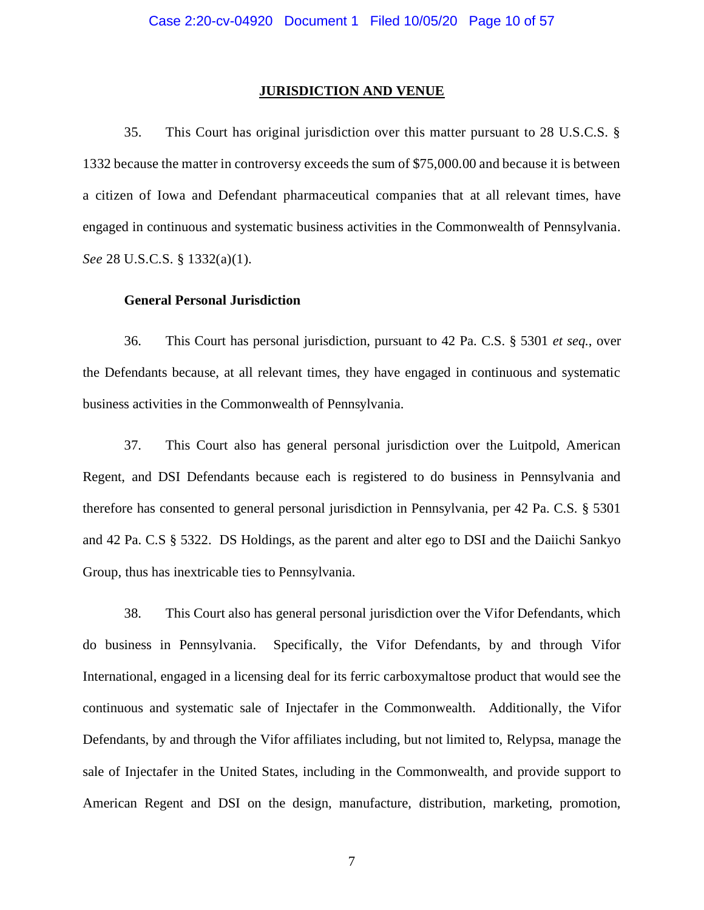## JURISDICTION AND VENUE

35. This Court has original jurisdiction over this matter pursuant to 28 U.S.C.S. § 1332 because the matter in controversy exceeds the sum of $75,000.00 and because it is between a citizen of Iowa and Defendant pharmaceutical companies that at all relevant times, have engaged in continuous and systematic business activities in the Commonwealth of Pennsylvania. *See* 28 U.S.C.S. § 1332(a)(1).

### General Personal Jurisdiction

36. This Court has personal jurisdiction, pursuant to 42 Pa. C.S. § 5301 *et seq.*, over the Defendants because, at all relevant times, they have engaged in continuous and systematic business activities in the Commonwealth of Pennsylvania.

37. This Court also has general personal jurisdiction over the Luitpold, American Regent, and DSI Defendants because each is registered to do business in Pennsylvania and therefore has consented to general personal jurisdiction in Pennsylvania, per 42 Pa. C.S. § 5301 and 42 Pa. C.S § 5322. DS Holdings, as the parent and alter ego to DSI and the Daiichi Sankyo Group, thus has inextricable ties to Pennsylvania.

38. This Court also has general personal jurisdiction over the Vifor Defendants, which do business in Pennsylvania. Specifically, the Vifor Defendants, by and through Vifor International, engaged in a licensing deal for its ferric carboxymaltose product that would see the continuous and systematic sale of Injectafer in the Commonwealth. Additionally, the Vifor Defendants, by and through the Vifor affiliates including, but not limited to, Relypsa, manage the sale of Injectafer in the United States, including in the Commonwealth, and provide support to American Regent and DSI on the design, manufacture, distribution, marketing, promotion,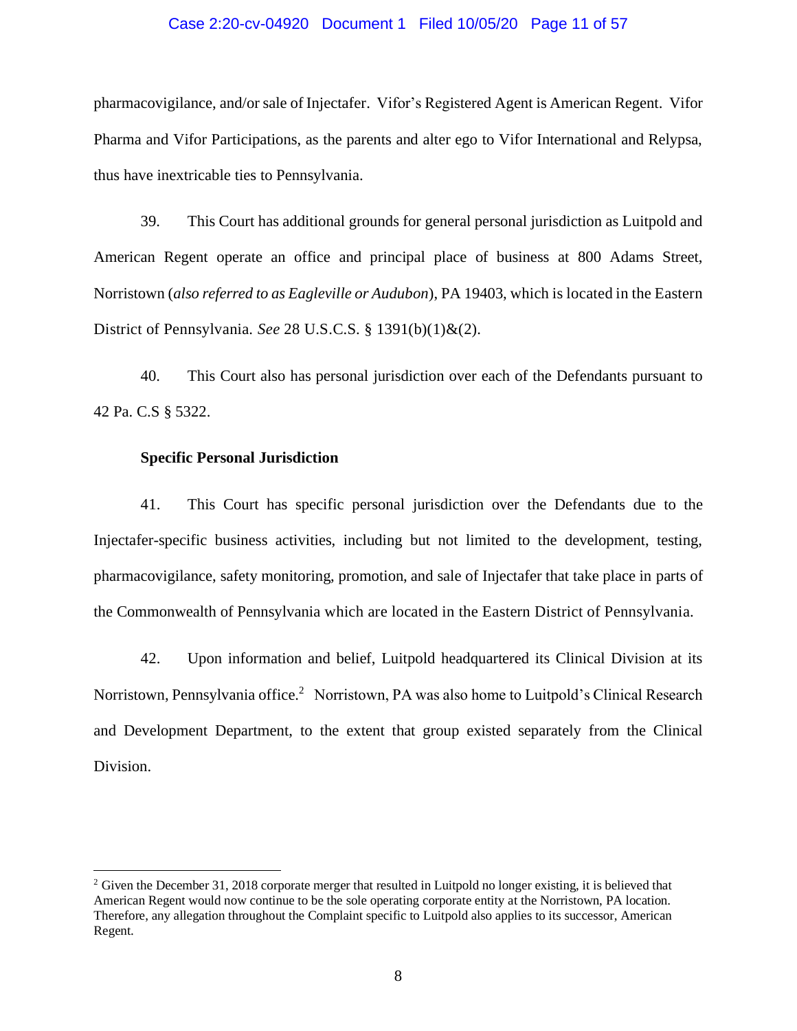pharmacovigilance, and/or sale of Injectafer. Vifor's Registered Agent is American Regent. Vifor Pharma and Vifor Participations, as the parents and alter ego to Vifor International and Relypsa, thus have inextricable ties to Pennsylvania.

39. This Court has additional grounds for general personal jurisdiction as Luitpold and American Regent operate an office and principal place of business at 800 Adams Street, Norristown (*also referred to as Eagleville or Audubon*), PA 19403, which is located in the Eastern District of Pennsylvania. *See* 28 U.S.C.S. § 1391(b)(1)&(2).

40. This Court also has personal jurisdiction over each of the Defendants pursuant to 42 Pa. C.S § 5322.

**Specific Personal Jurisdiction**

41. This Court has specific personal jurisdiction over the Defendants due to the Injectafer-specific business activities, including but not limited to the development, testing, pharmacovigilance, safety monitoring, promotion, and sale of Injectafer that take place in parts of the Commonwealth of Pennsylvania which are located in the Eastern District of Pennsylvania.

42. Upon information and belief, Luitpold headquartered its Clinical Division at its Norristown, Pennsylvania office.[2] Norristown, PA was also home to Luitpold's Clinical Research and Development Department, to the extent that group existed separately from the Clinical Division.

[2] Given the December 31, 2018 corporate merger that resulted in Luitpold no longer existing, it is believed that American Regent would now continue to be the sole operating corporate entity at the Norristown, PA location. Therefore, any allegation throughout the Complaint specific to Luitpold also applies to its successor, American Regent.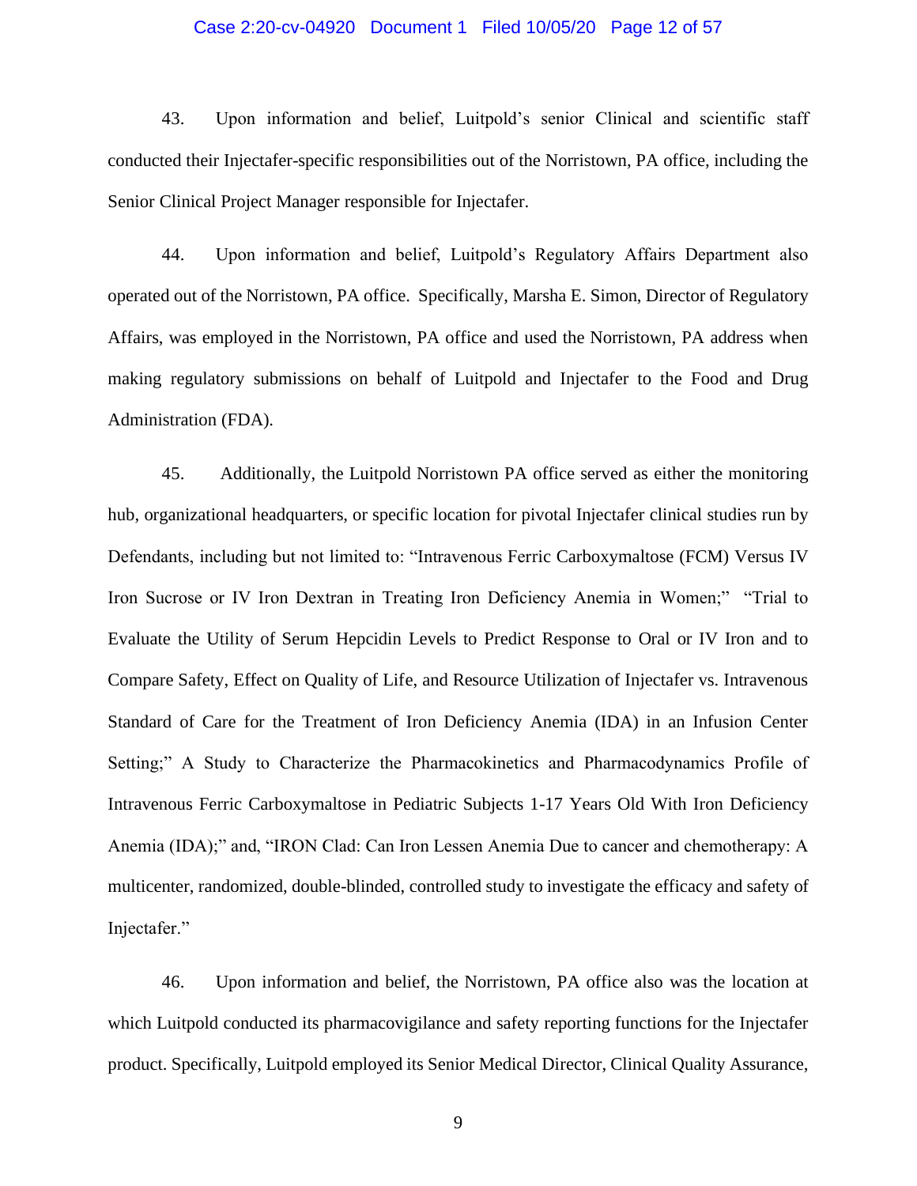43. Upon information and belief, Luitpold's senior Clinical and scientific staff conducted their Injectafer-specific responsibilities out of the Norristown, PA office, including the Senior Clinical Project Manager responsible for Injectafer.

44. Upon information and belief, Luitpold's Regulatory Affairs Department also operated out of the Norristown, PA office. Specifically, Marsha E. Simon, Director of Regulatory Affairs, was employed in the Norristown, PA office and used the Norristown, PA address when making regulatory submissions on behalf of Luitpold and Injectafer to the Food and Drug Administration (FDA).

45. Additionally, the Luitpold Norristown PA office served as either the monitoring hub, organizational headquarters, or specific location for pivotal Injectafer clinical studies run by Defendants, including but not limited to: "Intravenous Ferric Carboxymaltose (FCM) Versus IV Iron Sucrose or IV Iron Dextran in Treating Iron Deficiency Anemia in Women;" "Trial to Evaluate the Utility of Serum Hepcidin Levels to Predict Response to Oral or IV Iron and to Compare Safety, Effect on Quality of Life, and Resource Utilization of Injectafer vs. Intravenous Standard of Care for the Treatment of Iron Deficiency Anemia (IDA) in an Infusion Center Setting;" A Study to Characterize the Pharmacokinetics and Pharmacodynamics Profile of Intravenous Ferric Carboxymaltose in Pediatric Subjects 1-17 Years Old With Iron Deficiency Anemia (IDA);" and, "IRON Clad: Can Iron Lessen Anemia Due to cancer and chemotherapy: A multicenter, randomized, double-blinded, controlled study to investigate the efficacy and safety of Injectafer."

46. Upon information and belief, the Norristown, PA office also was the location at which Luitpold conducted its pharmacovigilance and safety reporting functions for the Injectafer product. Specifically, Luitpold employed its Senior Medical Director, Clinical Quality Assurance,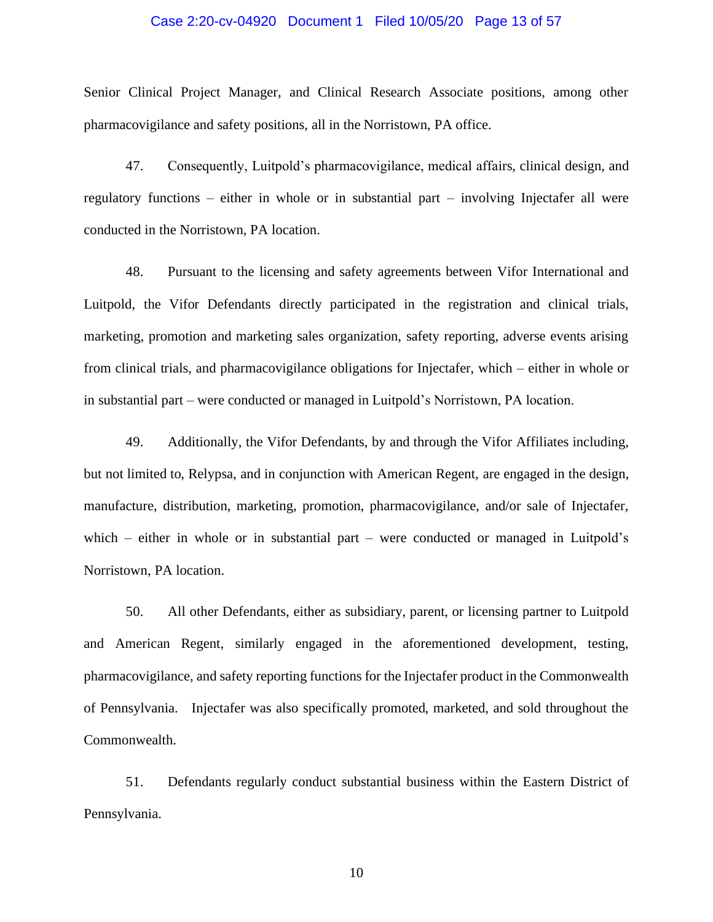Senior Clinical Project Manager, and Clinical Research Associate positions, among other pharmacovigilance and safety positions, all in the Norristown, PA office.

47. Consequently, Luitpold's pharmacovigilance, medical affairs, clinical design, and regulatory functions – either in whole or in substantial part – involving Injectafer all were conducted in the Norristown, PA location.

48. Pursuant to the licensing and safety agreements between Vifor International and Luitpold, the Vifor Defendants directly participated in the registration and clinical trials, marketing, promotion and marketing sales organization, safety reporting, adverse events arising from clinical trials, and pharmacovigilance obligations for Injectafer, which – either in whole or in substantial part – were conducted or managed in Luitpold's Norristown, PA location.

49. Additionally, the Vifor Defendants, by and through the Vifor Affiliates including, but not limited to, Relypsa, and in conjunction with American Regent, are engaged in the design, manufacture, distribution, marketing, promotion, pharmacovigilance, and/or sale of Injectafer, which – either in whole or in substantial part – were conducted or managed in Luitpold's Norristown, PA location.

50. All other Defendants, either as subsidiary, parent, or licensing partner to Luitpold and American Regent, similarly engaged in the aforementioned development, testing, pharmacovigilance, and safety reporting functions for the Injectafer product in the Commonwealth of Pennsylvania. Injectafer was also specifically promoted, marketed, and sold throughout the Commonwealth.

51. Defendants regularly conduct substantial business within the Eastern District of Pennsylvania.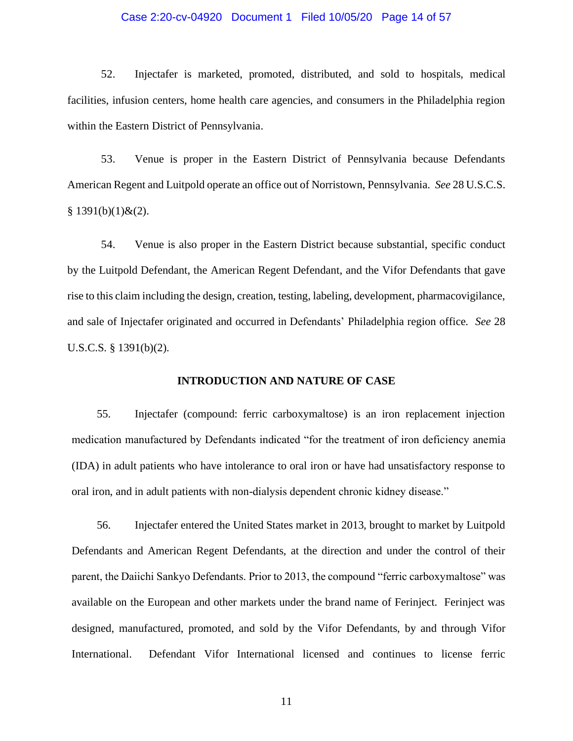52. Injectafer is marketed, promoted, distributed, and sold to hospitals, medical facilities, infusion centers, home health care agencies, and consumers in the Philadelphia region within the Eastern District of Pennsylvania.

53. Venue is proper in the Eastern District of Pennsylvania because Defendants American Regent and Luitpold operate an office out of Norristown, Pennsylvania. *See* 28 U.S.C.S. § 1391(b)(1)&(2).

54. Venue is also proper in the Eastern District because substantial, specific conduct by the Luitpold Defendant, the American Regent Defendant, and the Vifor Defendants that gave rise to this claim including the design, creation, testing, labeling, development, pharmacovigilance, and sale of Injectafer originated and occurred in Defendants' Philadelphia region office. *See* 28 U.S.C.S. § 1391(b)(2).

## INTRODUCTION AND NATURE OF CASE

55. Injectafer (compound: ferric carboxymaltose) is an iron replacement injection medication manufactured by Defendants indicated "for the treatment of iron deficiency anemia (IDA) in adult patients who have intolerance to oral iron or have had unsatisfactory response to oral iron, and in adult patients with non-dialysis dependent chronic kidney disease."

56. Injectafer entered the United States market in 2013, brought to market by Luitpold Defendants and American Regent Defendants, at the direction and under the control of their parent, the Daiichi Sankyo Defendants. Prior to 2013, the compound "ferric carboxymaltose" was available on the European and other markets under the brand name of Ferinject. Ferinject was designed, manufactured, promoted, and sold by the Vifor Defendants, by and through Vifor International. Defendant Vifor International licensed and continues to license ferric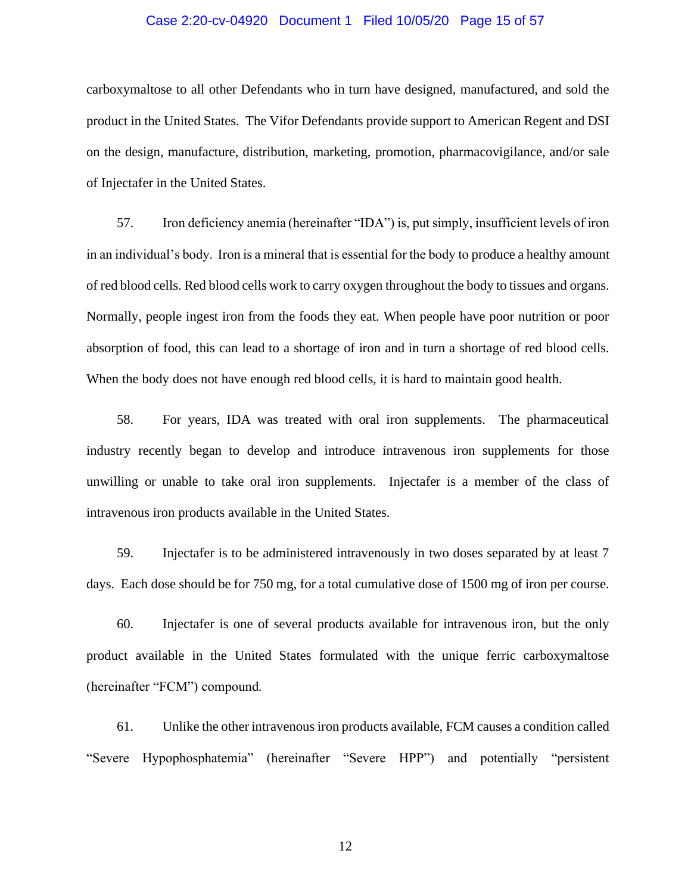carboxymaltose to all other Defendants who in turn have designed, manufactured, and sold the product in the United States. The Vifor Defendants provide support to American Regent and DSI on the design, manufacture, distribution, marketing, promotion, pharmacovigilance, and/or sale of Injectafer in the United States.

57. Iron deficiency anemia (hereinafter "IDA") is, put simply, insufficient levels of iron in an individual's body. Iron is a mineral that is essential for the body to produce a healthy amount of red blood cells. Red blood cells work to carry oxygen throughout the body to tissues and organs. Normally, people ingest iron from the foods they eat. When people have poor nutrition or poor absorption of food, this can lead to a shortage of iron and in turn a shortage of red blood cells. When the body does not have enough red blood cells, it is hard to maintain good health.

58. For years, IDA was treated with oral iron supplements. The pharmaceutical industry recently began to develop and introduce intravenous iron supplements for those unwilling or unable to take oral iron supplements. Injectafer is a member of the class of intravenous iron products available in the United States.

59. Injectafer is to be administered intravenously in two doses separated by at least 7 days. Each dose should be for 750 mg, for a total cumulative dose of 1500 mg of iron per course.

60. Injectafer is one of several products available for intravenous iron, but the only product available in the United States formulated with the unique ferric carboxymaltose (hereinafter "FCM") compound.

61. Unlike the other intravenous iron products available, FCM causes a condition called "Severe Hypophosphatemia" (hereinafter "Severe HPP") and potentially "persistent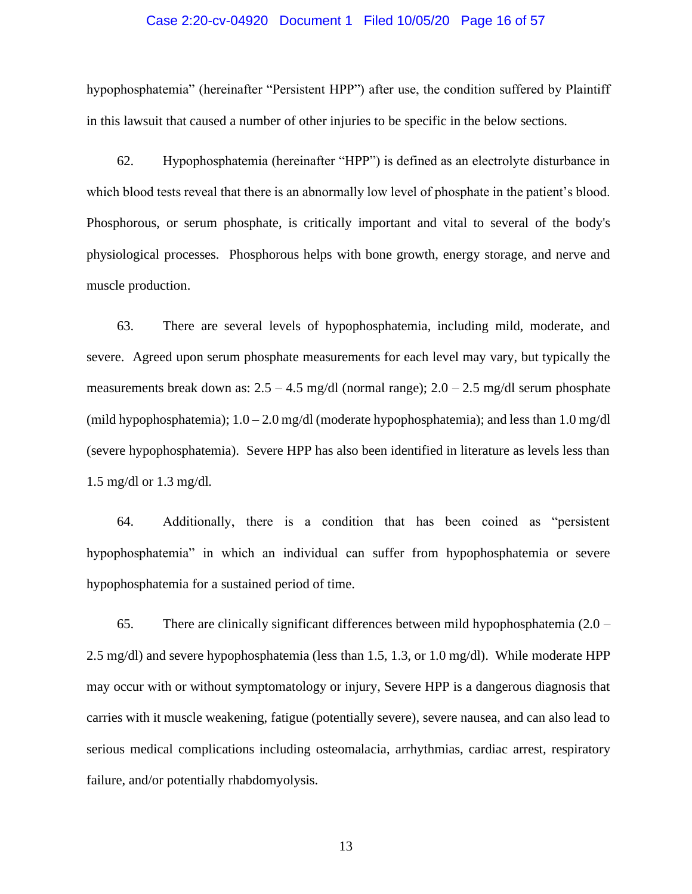hypophosphatemia" (hereinafter "Persistent HPP") after use, the condition suffered by Plaintiff in this lawsuit that caused a number of other injuries to be specific in the below sections.

62. Hypophosphatemia (hereinafter "HPP") is defined as an electrolyte disturbance in which blood tests reveal that there is an abnormally low level of phosphate in the patient's blood. Phosphorous, or serum phosphate, is critically important and vital to several of the body's physiological processes. Phosphorous helps with bone growth, energy storage, and nerve and muscle production.

63. There are several levels of hypophosphatemia, including mild, moderate, and severe. Agreed upon serum phosphate measurements for each level may vary, but typically the measurements break down as: 2.5 – 4.5 mg/dl (normal range); 2.0 – 2.5 mg/dl serum phosphate (mild hypophosphatemia); 1.0 – 2.0 mg/dl (moderate hypophosphatemia); and less than 1.0 mg/dl (severe hypophosphatemia). Severe HPP has also been identified in literature as levels less than 1.5 mg/dl or 1.3 mg/dl.

64. Additionally, there is a condition that has been coined as "persistent hypophosphatemia" in which an individual can suffer from hypophosphatemia or severe hypophosphatemia for a sustained period of time.

65. There are clinically significant differences between mild hypophosphatemia (2.0 – 2.5 mg/dl) and severe hypophosphatemia (less than 1.5, 1.3, or 1.0 mg/dl). While moderate HPP may occur with or without symptomatology or injury, Severe HPP is a dangerous diagnosis that carries with it muscle weakening, fatigue (potentially severe), severe nausea, and can also lead to serious medical complications including osteomalacia, arrhythmias, cardiac arrest, respiratory failure, and/or potentially rhabdomyolysis.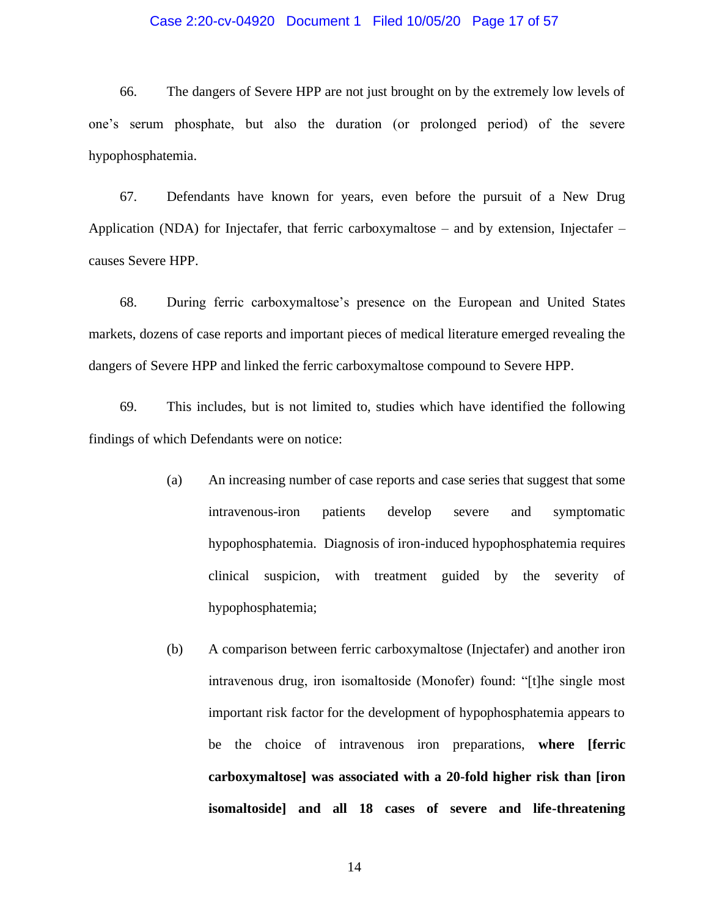66. The dangers of Severe HPP are not just brought on by the extremely low levels of one's serum phosphate, but also the duration (or prolonged period) of the severe hypophosphatemia.

67. Defendants have known for years, even before the pursuit of a New Drug Application (NDA) for Injectafer, that ferric carboxymaltose – and by extension, Injectafer – causes Severe HPP.

68. During ferric carboxymaltose's presence on the European and United States markets, dozens of case reports and important pieces of medical literature emerged revealing the dangers of Severe HPP and linked the ferric carboxymaltose compound to Severe HPP.

69. This includes, but is not limited to, studies which have identified the following findings of which Defendants were on notice:

> (a) An increasing number of case reports and case series that suggest that some intravenous-iron patients develop severe and symptomatic hypophosphatemia. Diagnosis of iron-induced hypophosphatemia requires clinical suspicion, with treatment guided by the severity of hypophosphatemia;
>
> (b) A comparison between ferric carboxymaltose (Injectafer) and another iron intravenous drug, iron isomaltoside (Monofer) found: "[t]he single most important risk factor for the development of hypophosphatemia appears to be the choice of intravenous iron preparations, **where [ferric carboxymaltose] was associated with a 20-fold higher risk than [iron isomaltoside] and all 18 cases of severe and life-threatening**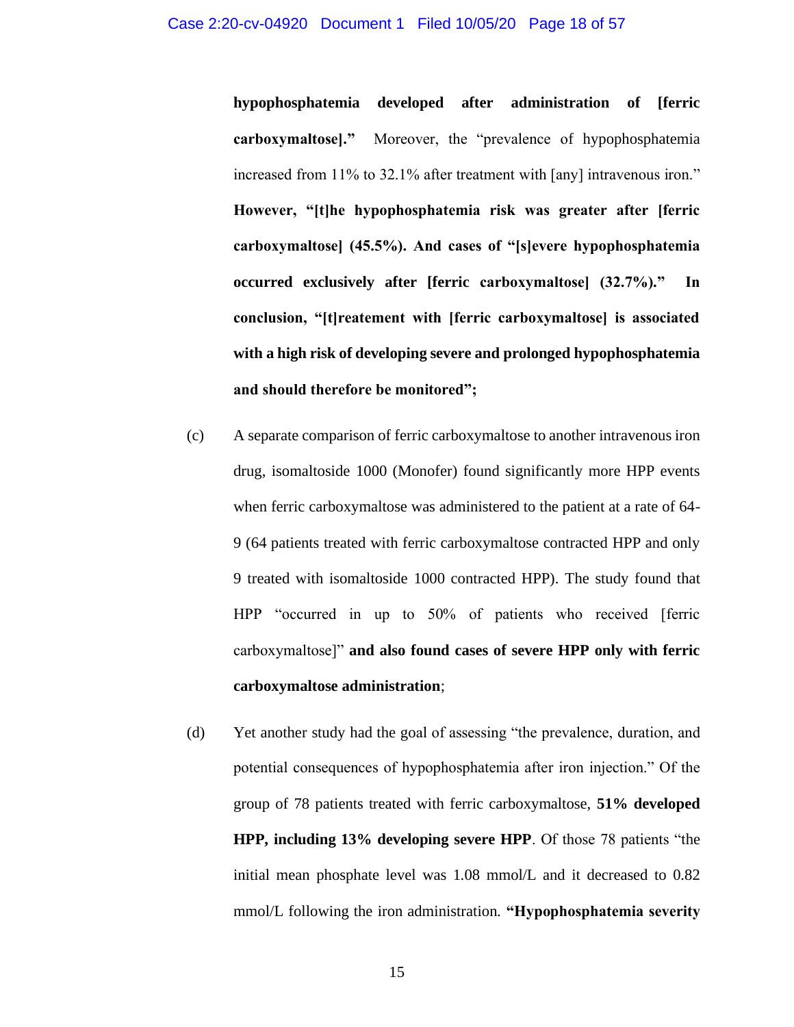**hypophosphatemia developed after administration of [ferric carboxymaltose].”** Moreover, the “prevalence of hypophosphatemia increased from 11% to 32.1% after treatment with [any] intravenous iron.” **However, “[t]he hypophosphatemia risk was greater after [ferric carboxymaltose] (45.5%). And cases of “[s]evere hypophosphatemia occurred exclusively after [ferric carboxymaltose] (32.7%).” In conclusion, “[t]reatement with [ferric carboxymaltose] is associated with a high risk of developing severe and prolonged hypophosphatemia and should therefore be monitored”;**

(c) A separate comparison of ferric carboxymaltose to another intravenous iron drug, isomaltoside 1000 (Monofer) found significantly more HPP events when ferric carboxymaltose was administered to the patient at a rate of 64-9 (64 patients treated with ferric carboxymaltose contracted HPP and only 9 treated with isomaltoside 1000 contracted HPP). The study found that HPP “occurred in up to 50% of patients who received [ferric carboxymaltose]” **and also found cases of severe HPP only with ferric carboxymaltose administration**;

(d) Yet another study had the goal of assessing “the prevalence, duration, and potential consequences of hypophosphatemia after iron injection.” Of the group of 78 patients treated with ferric carboxymaltose, **51% developed HPP, including 13% developing severe HPP**. Of those 78 patients “the initial mean phosphate level was 1.08 mmol/L and it decreased to 0.82 mmol/L following the iron administration. **“Hypophosphatemia severity**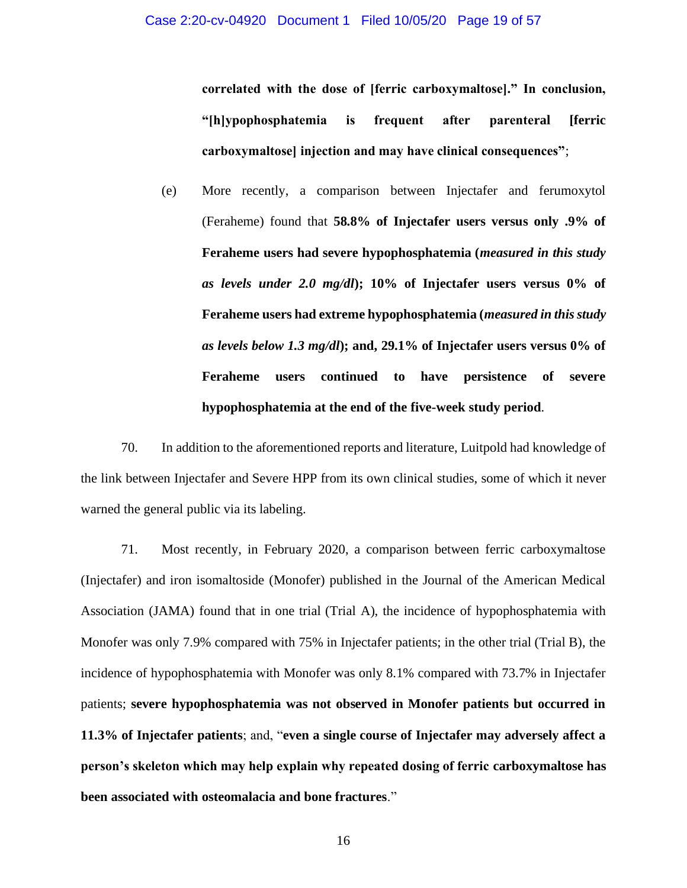**correlated with the dose of [ferric carboxymaltose].” In conclusion, “[h]ypophosphatemia is frequent after parenteral [ferric carboxymaltose] injection and may have clinical consequences”**;

(e) More recently, a comparison between Injectafer and ferumoxytol (Feraheme) found that **58.8% of Injectafer users versus only .9% of Feraheme users had severe hypophosphatemia (*measured in this study as levels under 2.0 mg/dl*); 10% of Injectafer users versus 0% of Feraheme users had extreme hypophosphatemia (*measured in this study as levels below 1.3 mg/dl*); and, 29.1% of Injectafer users versus 0% of Feraheme users continued to have persistence of severe hypophosphatemia at the end of the five-week study period**.

70. In addition to the aforementioned reports and literature, Luitpold had knowledge of the link between Injectafer and Severe HPP from its own clinical studies, some of which it never warned the general public via its labeling.

71. Most recently, in February 2020, a comparison between ferric carboxymaltose (Injectafer) and iron isomaltoside (Monofer) published in the Journal of the American Medical Association (JAMA) found that in one trial (Trial A), the incidence of hypophosphatemia with Monofer was only 7.9% compared with 75% in Injectafer patients; in the other trial (Trial B), the incidence of hypophosphatemia with Monofer was only 8.1% compared with 73.7% in Injectafer patients; **severe hypophosphatemia was not observed in Monofer patients but occurred in 11.3% of Injectafer patients**; and, “**even a single course of Injectafer may adversely affect a person’s skeleton which may help explain why repeated dosing of ferric carboxymaltose has been associated with osteomalacia and bone fractures**.”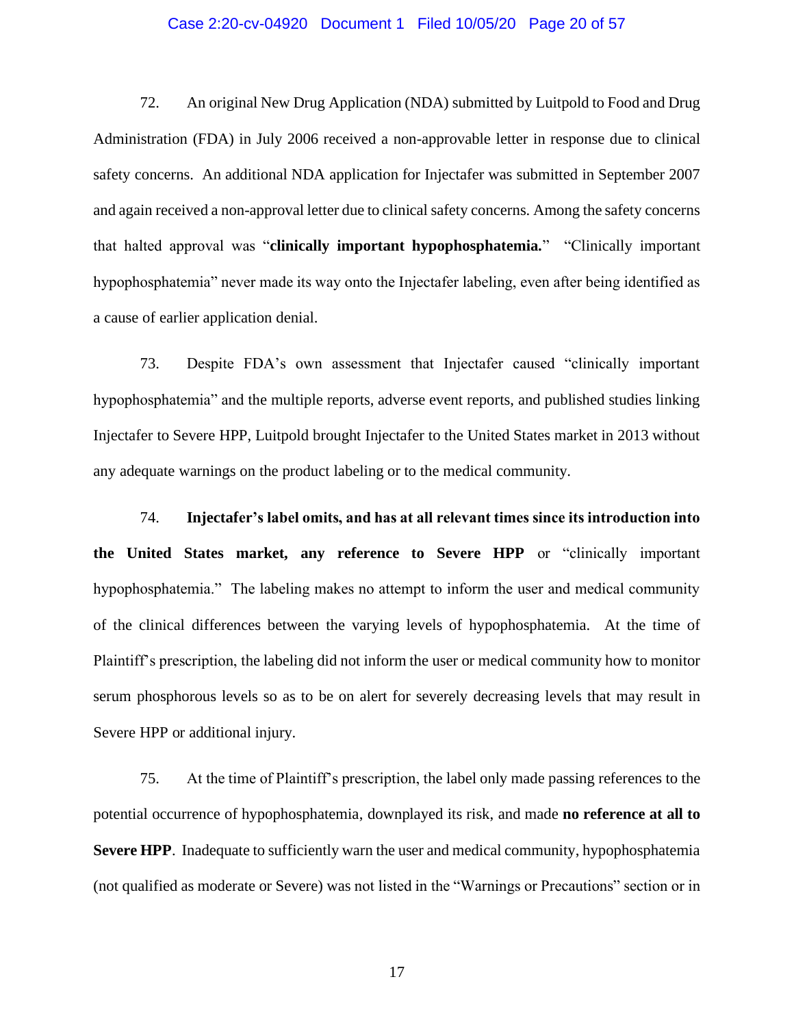72. An original New Drug Application (NDA) submitted by Luitpold to Food and Drug Administration (FDA) in July 2006 received a non-approvable letter in response due to clinical safety concerns. An additional NDA application for Injectafer was submitted in September 2007 and again received a non-approval letter due to clinical safety concerns. Among the safety concerns that halted approval was "**clinically important hypophosphatemia.**" "Clinically important hypophosphatemia" never made its way onto the Injectafer labeling, even after being identified as a cause of earlier application denial.

73. Despite FDA's own assessment that Injectafer caused "clinically important hypophosphatemia" and the multiple reports, adverse event reports, and published studies linking Injectafer to Severe HPP, Luitpold brought Injectafer to the United States market in 2013 without any adequate warnings on the product labeling or to the medical community.

74. **Injectafer's label omits, and has at all relevant times since its introduction into the United States market, any reference to Severe HPP** or "clinically important hypophosphatemia." The labeling makes no attempt to inform the user and medical community of the clinical differences between the varying levels of hypophosphatemia. At the time of Plaintiff's prescription, the labeling did not inform the user or medical community how to monitor serum phosphorous levels so as to be on alert for severely decreasing levels that may result in Severe HPP or additional injury.

75. At the time of Plaintiff's prescription, the label only made passing references to the potential occurrence of hypophosphatemia, downplayed its risk, and made **no reference at all to Severe HPP**. Inadequate to sufficiently warn the user and medical community, hypophosphatemia (not qualified as moderate or Severe) was not listed in the "Warnings or Precautions" section or in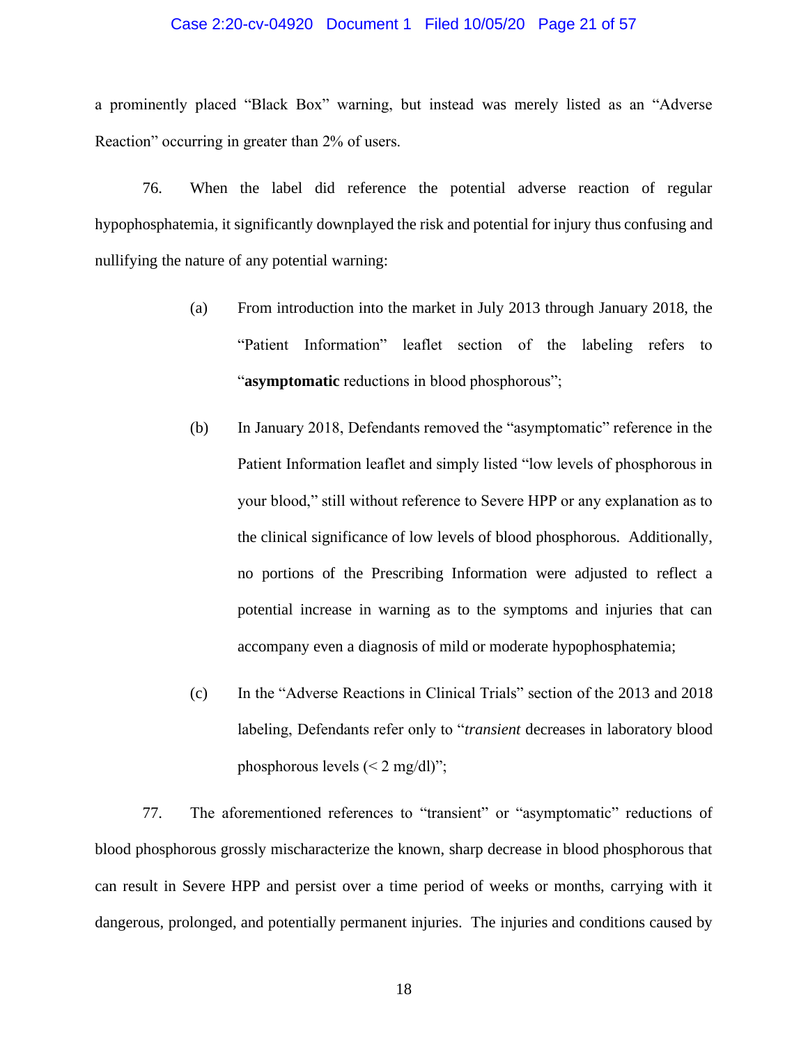a prominently placed "Black Box" warning, but instead was merely listed as an "Adverse Reaction" occurring in greater than 2% of users.

76. When the label did reference the potential adverse reaction of regular hypophosphatemia, it significantly downplayed the risk and potential for injury thus confusing and nullifying the nature of any potential warning:

(a) From introduction into the market in July 2013 through January 2018, the "Patient Information" leaflet section of the labeling refers to "**asymptomatic** reductions in blood phosphorous";

(b) In January 2018, Defendants removed the "asymptomatic" reference in the Patient Information leaflet and simply listed "low levels of phosphorous in your blood," still without reference to Severe HPP or any explanation as to the clinical significance of low levels of blood phosphorous. Additionally, no portions of the Prescribing Information were adjusted to reflect a potential increase in warning as to the symptoms and injuries that can accompany even a diagnosis of mild or moderate hypophosphatemia;

(c) In the "Adverse Reactions in Clinical Trials" section of the 2013 and 2018 labeling, Defendants refer only to "*transient* decreases in laboratory blood phosphorous levels (< 2 mg/dl)";

77. The aforementioned references to "transient" or "asymptomatic" reductions of blood phosphorous grossly mischaracterize the known, sharp decrease in blood phosphorous that can result in Severe HPP and persist over a time period of weeks or months, carrying with it dangerous, prolonged, and potentially permanent injuries. The injuries and conditions caused by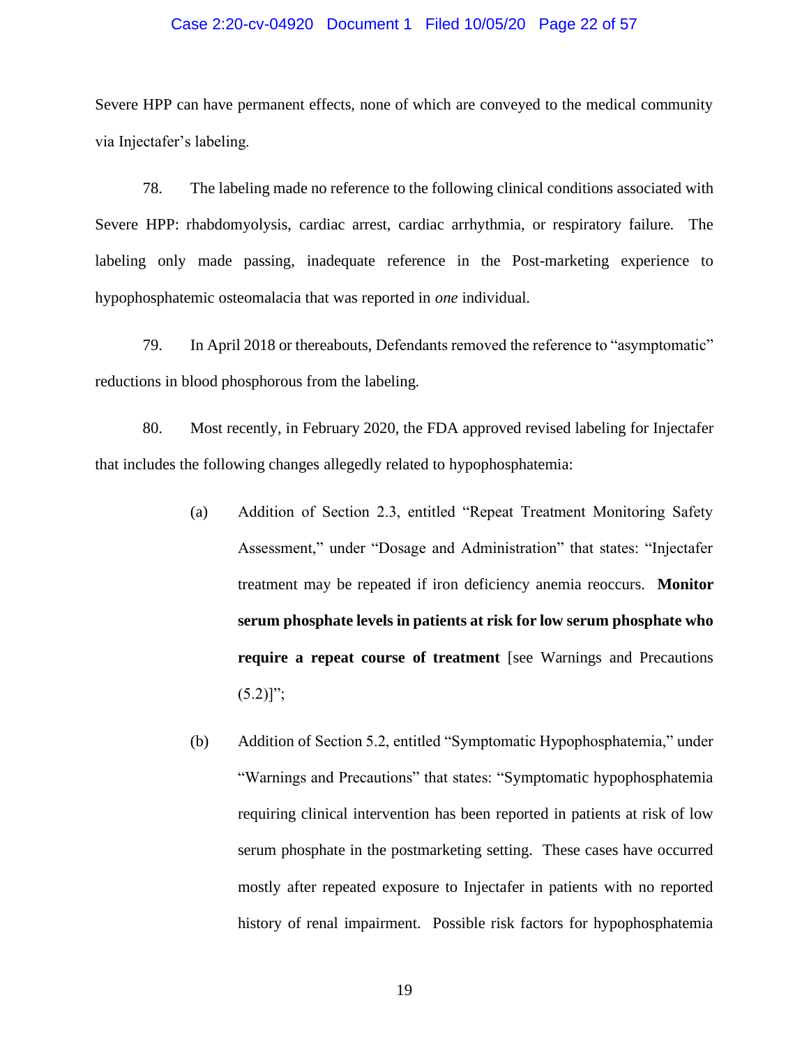Severe HPP can have permanent effects, none of which are conveyed to the medical community via Injectafer's labeling.

78. The labeling made no reference to the following clinical conditions associated with Severe HPP: rhabdomyolysis, cardiac arrest, cardiac arrhythmia, or respiratory failure. The labeling only made passing, inadequate reference in the Post-marketing experience to hypophosphatemic osteomalacia that was reported in *one* individual.

79. In April 2018 or thereabouts, Defendants removed the reference to "asymptomatic" reductions in blood phosphorous from the labeling.

80. Most recently, in February 2020, the FDA approved revised labeling for Injectafer that includes the following changes allegedly related to hypophosphatemia:

> (a) Addition of Section 2.3, entitled "Repeat Treatment Monitoring Safety Assessment," under "Dosage and Administration" that states: "Injectafer treatment may be repeated if iron deficiency anemia reoccurs. **Monitor serum phosphate levels in patients at risk for low serum phosphate who require a repeat course of treatment** [see Warnings and Precautions (5.2)]";
>
> (b) Addition of Section 5.2, entitled "Symptomatic Hypophosphatemia," under "Warnings and Precautions" that states: "Symptomatic hypophosphatemia requiring clinical intervention has been reported in patients at risk of low serum phosphate in the postmarketing setting. These cases have occurred mostly after repeated exposure to Injectafer in patients with no reported history of renal impairment. Possible risk factors for hypophosphatemia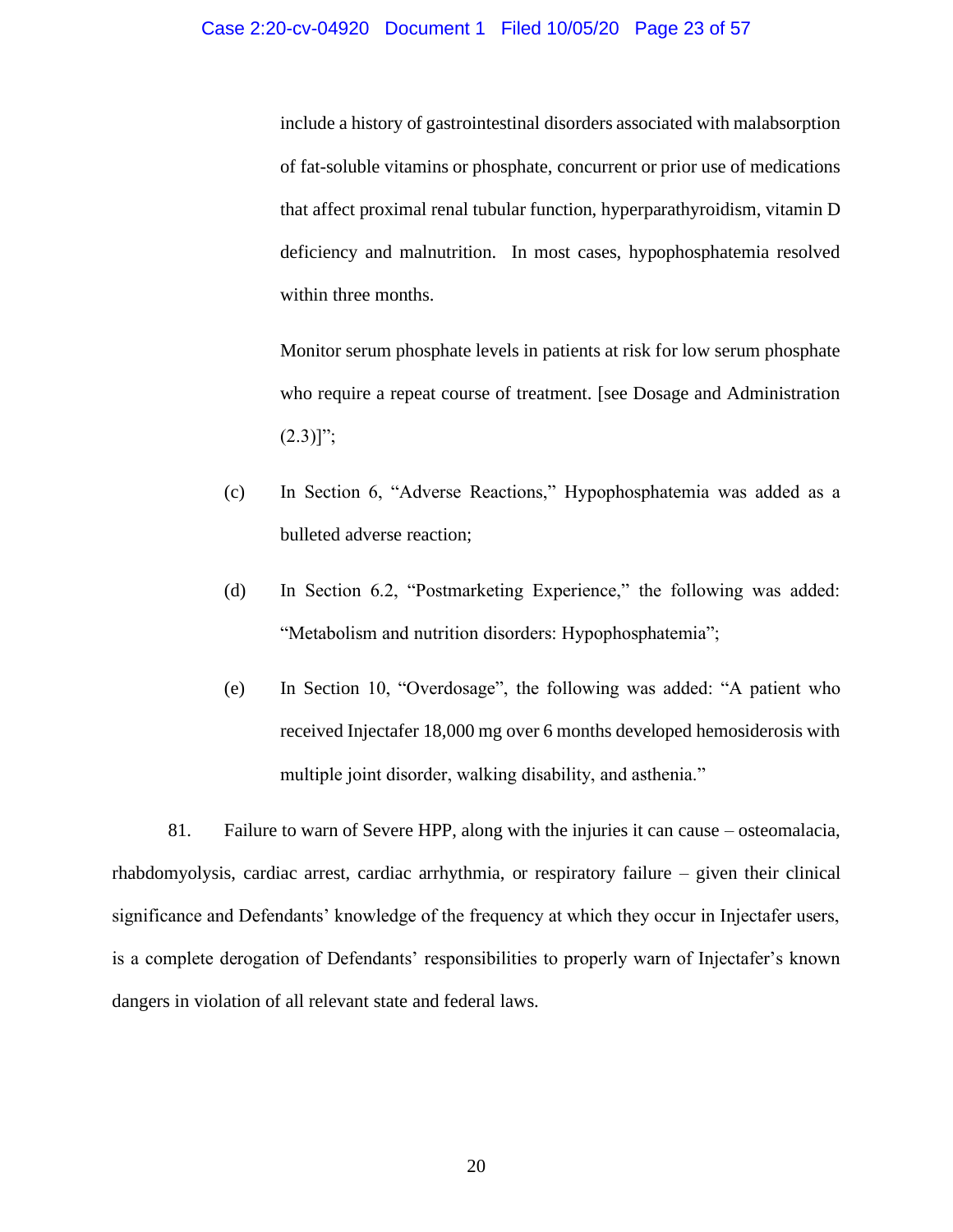include a history of gastrointestinal disorders associated with malabsorption of fat-soluble vitamins or phosphate, concurrent or prior use of medications that affect proximal renal tubular function, hyperparathyroidism, vitamin D deficiency and malnutrition. In most cases, hypophosphatemia resolved within three months.

Monitor serum phosphate levels in patients at risk for low serum phosphate who require a repeat course of treatment. [see Dosage and Administration (2.3)]";

(c) In Section 6, "Adverse Reactions," Hypophosphatemia was added as a bulleted adverse reaction;

(d) In Section 6.2, "Postmarketing Experience," the following was added: "Metabolism and nutrition disorders: Hypophosphatemia";

(e) In Section 10, "Overdosage", the following was added: "A patient who received Injectafer 18,000 mg over 6 months developed hemosiderosis with multiple joint disorder, walking disability, and asthenia."

81. Failure to warn of Severe HPP, along with the injuries it can cause – osteomalacia, rhabdomyolysis, cardiac arrest, cardiac arrhythmia, or respiratory failure – given their clinical significance and Defendants' knowledge of the frequency at which they occur in Injectafer users, is a complete derogation of Defendants' responsibilities to properly warn of Injectafer's known dangers in violation of all relevant state and federal laws.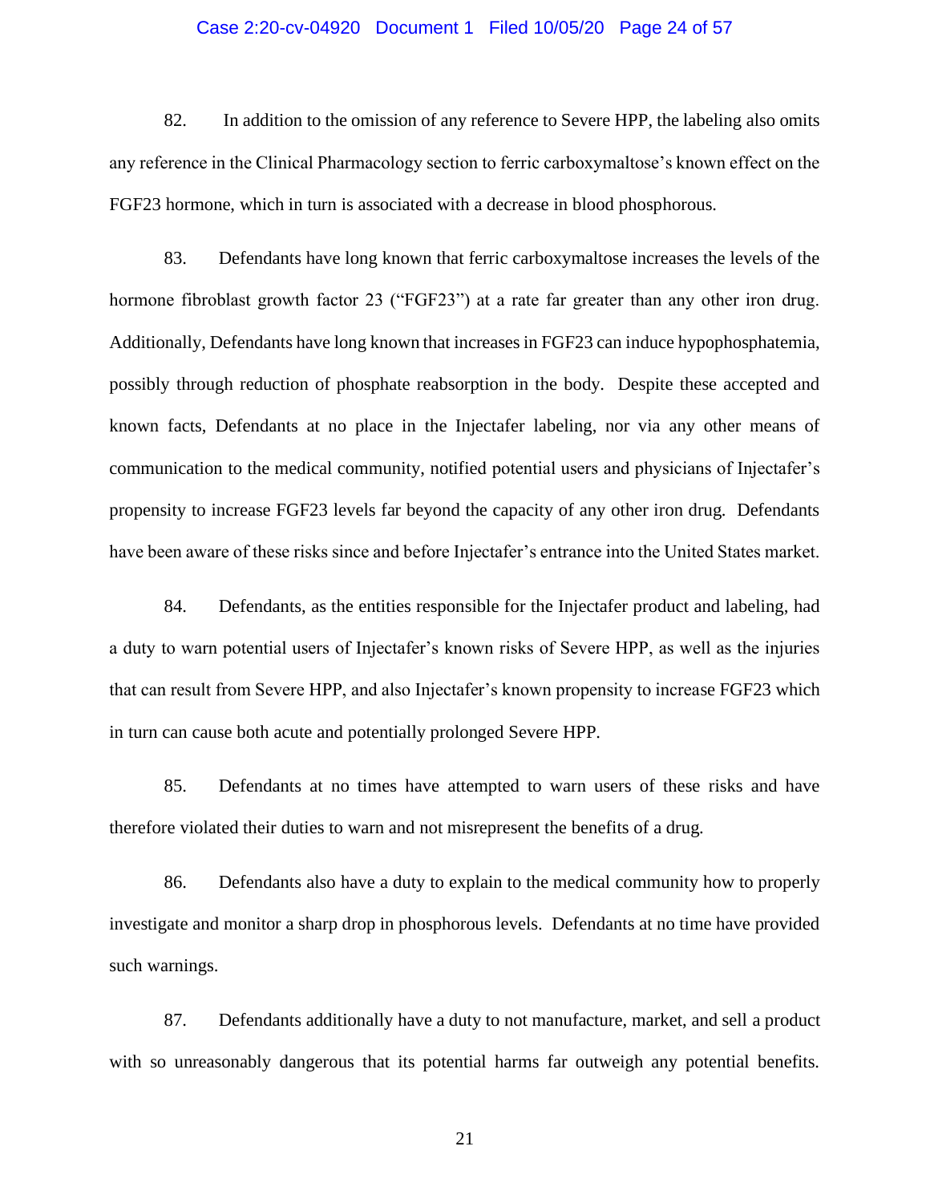82. In addition to the omission of any reference to Severe HPP, the labeling also omits any reference in the Clinical Pharmacology section to ferric carboxymaltose's known effect on the FGF23 hormone, which in turn is associated with a decrease in blood phosphorous.

83. Defendants have long known that ferric carboxymaltose increases the levels of the hormone fibroblast growth factor 23 ("FGF23") at a rate far greater than any other iron drug. Additionally, Defendants have long known that increases in FGF23 can induce hypophosphatemia, possibly through reduction of phosphate reabsorption in the body. Despite these accepted and known facts, Defendants at no place in the Injectafer labeling, nor via any other means of communication to the medical community, notified potential users and physicians of Injectafer's propensity to increase FGF23 levels far beyond the capacity of any other iron drug. Defendants have been aware of these risks since and before Injectafer's entrance into the United States market.

84. Defendants, as the entities responsible for the Injectafer product and labeling, had a duty to warn potential users of Injectafer's known risks of Severe HPP, as well as the injuries that can result from Severe HPP, and also Injectafer's known propensity to increase FGF23 which in turn can cause both acute and potentially prolonged Severe HPP.

85. Defendants at no times have attempted to warn users of these risks and have therefore violated their duties to warn and not misrepresent the benefits of a drug.

86. Defendants also have a duty to explain to the medical community how to properly investigate and monitor a sharp drop in phosphorous levels. Defendants at no time have provided such warnings.

87. Defendants additionally have a duty to not manufacture, market, and sell a product with so unreasonably dangerous that its potential harms far outweigh any potential benefits.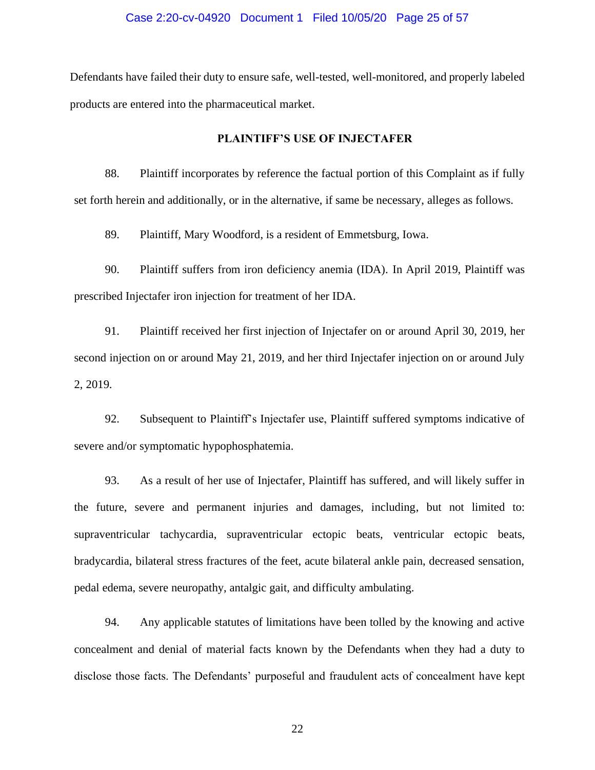Defendants have failed their duty to ensure safe, well-tested, well-monitored, and properly labeled products are entered into the pharmaceutical market.

## PLAINTIFF'S USE OF INJECTAFER

88. Plaintiff incorporates by reference the factual portion of this Complaint as if fully set forth herein and additionally, or in the alternative, if same be necessary, alleges as follows.

89. Plaintiff, Mary Woodford, is a resident of Emmetsburg, Iowa.

90. Plaintiff suffers from iron deficiency anemia (IDA). In April 2019, Plaintiff was prescribed Injectafer iron injection for treatment of her IDA.

91. Plaintiff received her first injection of Injectafer on or around April 30, 2019, her second injection on or around May 21, 2019, and her third Injectafer injection on or around July 2, 2019.

92. Subsequent to Plaintiff's Injectafer use, Plaintiff suffered symptoms indicative of severe and/or symptomatic hypophosphatemia.

93. As a result of her use of Injectafer, Plaintiff has suffered, and will likely suffer in the future, severe and permanent injuries and damages, including, but not limited to: supraventricular tachycardia, supraventricular ectopic beats, ventricular ectopic beats, bradycardia, bilateral stress fractures of the feet, acute bilateral ankle pain, decreased sensation, pedal edema, severe neuropathy, antalgic gait, and difficulty ambulating.

94. Any applicable statutes of limitations have been tolled by the knowing and active concealment and denial of material facts known by the Defendants when they had a duty to disclose those facts. The Defendants' purposeful and fraudulent acts of concealment have kept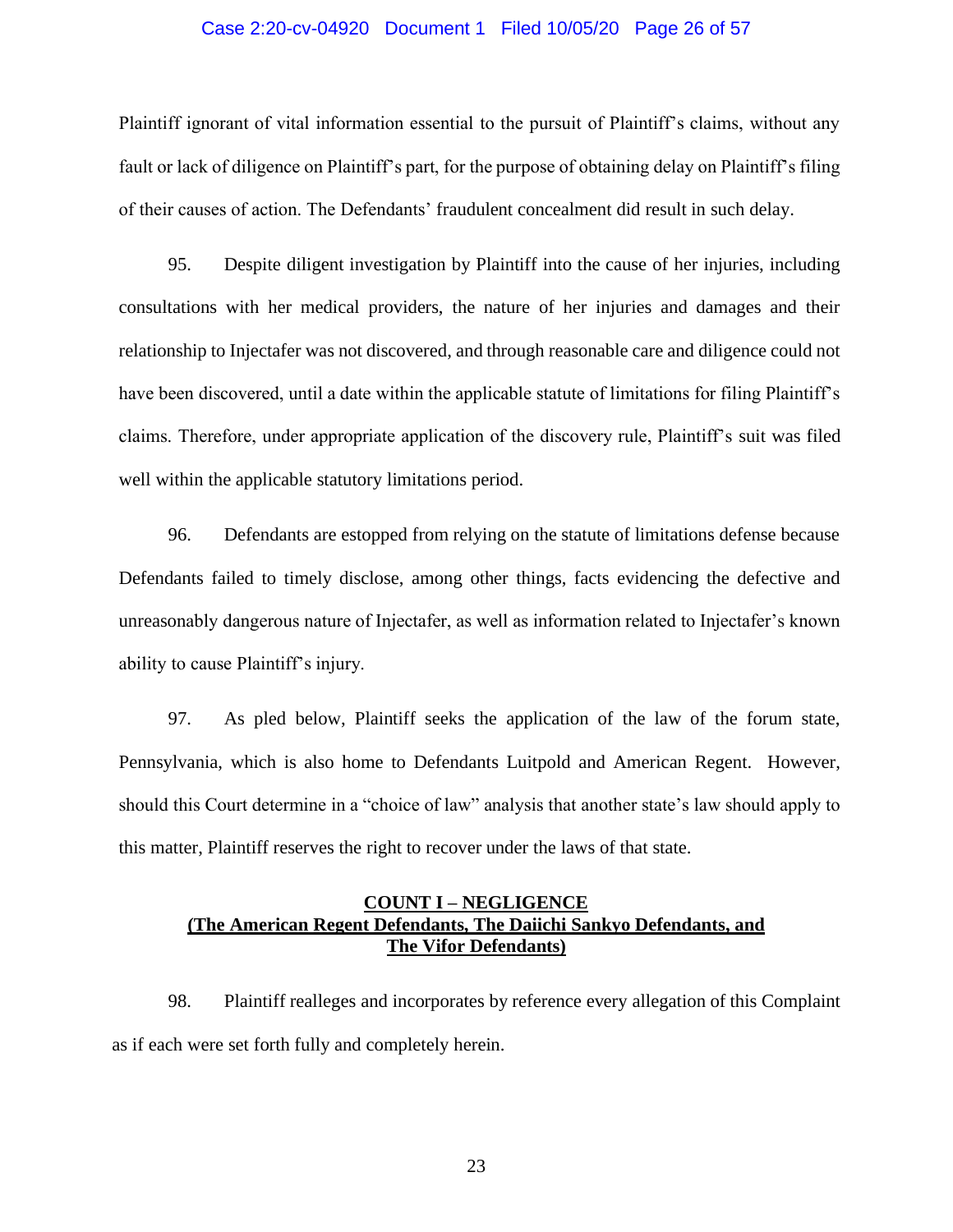Plaintiff ignorant of vital information essential to the pursuit of Plaintiff's claims, without any fault or lack of diligence on Plaintiff's part, for the purpose of obtaining delay on Plaintiff's filing of their causes of action. The Defendants' fraudulent concealment did result in such delay.

95. Despite diligent investigation by Plaintiff into the cause of her injuries, including consultations with her medical providers, the nature of her injuries and damages and their relationship to Injectafer was not discovered, and through reasonable care and diligence could not have been discovered, until a date within the applicable statute of limitations for filing Plaintiff's claims. Therefore, under appropriate application of the discovery rule, Plaintiff's suit was filed well within the applicable statutory limitations period.

96. Defendants are estopped from relying on the statute of limitations defense because Defendants failed to timely disclose, among other things, facts evidencing the defective and unreasonably dangerous nature of Injectafer, as well as information related to Injectafer's known ability to cause Plaintiff's injury.

97. As pled below, Plaintiff seeks the application of the law of the forum state, Pennsylvania, which is also home to Defendants Luitpold and American Regent. However, should this Court determine in a "choice of law" analysis that another state's law should apply to this matter, Plaintiff reserves the right to recover under the laws of that state.

## COUNT I – NEGLIGENCE
## (The American Regent Defendants, The Daiichi Sankyo Defendants, and The Vifor Defendants)

98. Plaintiff realleges and incorporates by reference every allegation of this Complaint as if each were set forth fully and completely herein.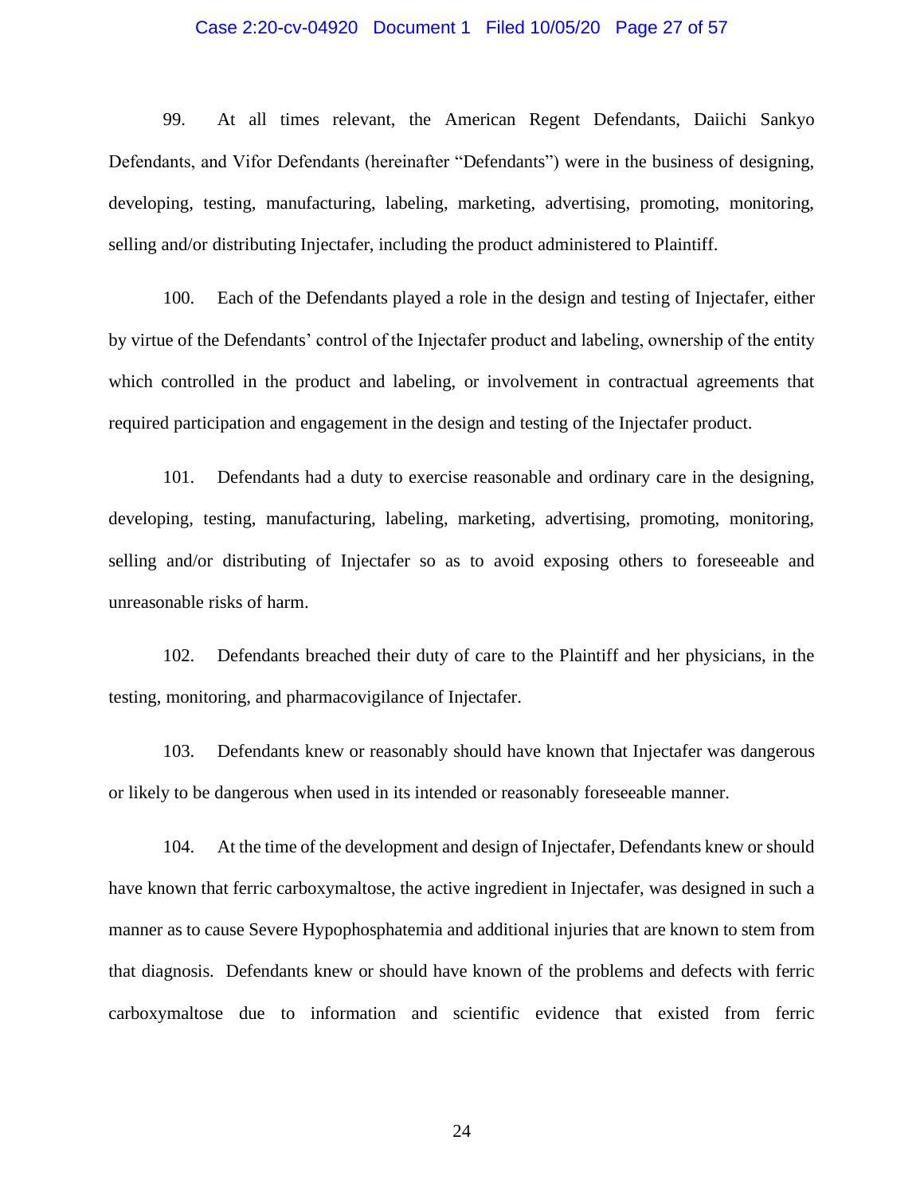99. At all times relevant, the American Regent Defendants, Daiichi Sankyo Defendants, and Vifor Defendants (hereinafter "Defendants") were in the business of designing, developing, testing, manufacturing, labeling, marketing, advertising, promoting, monitoring, selling and/or distributing Injectafer, including the product administered to Plaintiff.

100. Each of the Defendants played a role in the design and testing of Injectafer, either by virtue of the Defendants' control of the Injectafer product and labeling, ownership of the entity which controlled in the product and labeling, or involvement in contractual agreements that required participation and engagement in the design and testing of the Injectafer product.

101. Defendants had a duty to exercise reasonable and ordinary care in the designing, developing, testing, manufacturing, labeling, marketing, advertising, promoting, monitoring, selling and/or distributing of Injectafer so as to avoid exposing others to foreseeable and unreasonable risks of harm.

102. Defendants breached their duty of care to the Plaintiff and her physicians, in the testing, monitoring, and pharmacovigilance of Injectafer.

103. Defendants knew or reasonably should have known that Injectafer was dangerous or likely to be dangerous when used in its intended or reasonably foreseeable manner.

104. At the time of the development and design of Injectafer, Defendants knew or should have known that ferric carboxymaltose, the active ingredient in Injectafer, was designed in such a manner as to cause Severe Hypophosphatemia and additional injuries that are known to stem from that diagnosis. Defendants knew or should have known of the problems and defects with ferric carboxymaltose due to information and scientific evidence that existed from ferric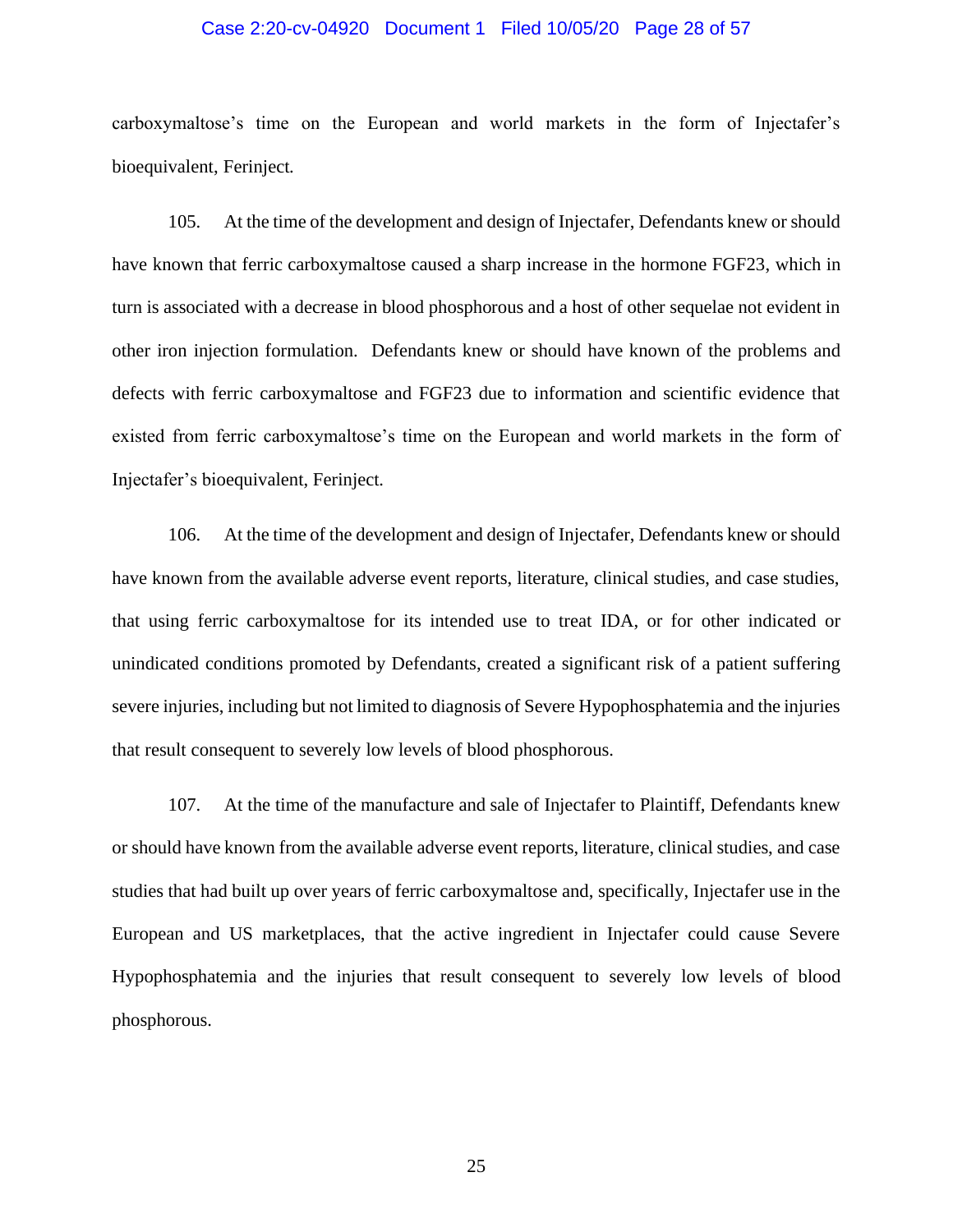carboxymaltose's time on the European and world markets in the form of Injectafer's bioequivalent, Ferinject.

105. At the time of the development and design of Injectafer, Defendants knew or should have known that ferric carboxymaltose caused a sharp increase in the hormone FGF23, which in turn is associated with a decrease in blood phosphorous and a host of other sequelae not evident in other iron injection formulation. Defendants knew or should have known of the problems and defects with ferric carboxymaltose and FGF23 due to information and scientific evidence that existed from ferric carboxymaltose's time on the European and world markets in the form of Injectafer's bioequivalent, Ferinject.

106. At the time of the development and design of Injectafer, Defendants knew or should have known from the available adverse event reports, literature, clinical studies, and case studies, that using ferric carboxymaltose for its intended use to treat IDA, or for other indicated or unindicated conditions promoted by Defendants, created a significant risk of a patient suffering severe injuries, including but not limited to diagnosis of Severe Hypophosphatemia and the injuries that result consequent to severely low levels of blood phosphorous.

107. At the time of the manufacture and sale of Injectafer to Plaintiff, Defendants knew or should have known from the available adverse event reports, literature, clinical studies, and case studies that had built up over years of ferric carboxymaltose and, specifically, Injectafer use in the European and US marketplaces, that the active ingredient in Injectafer could cause Severe Hypophosphatemia and the injuries that result consequent to severely low levels of blood phosphorous.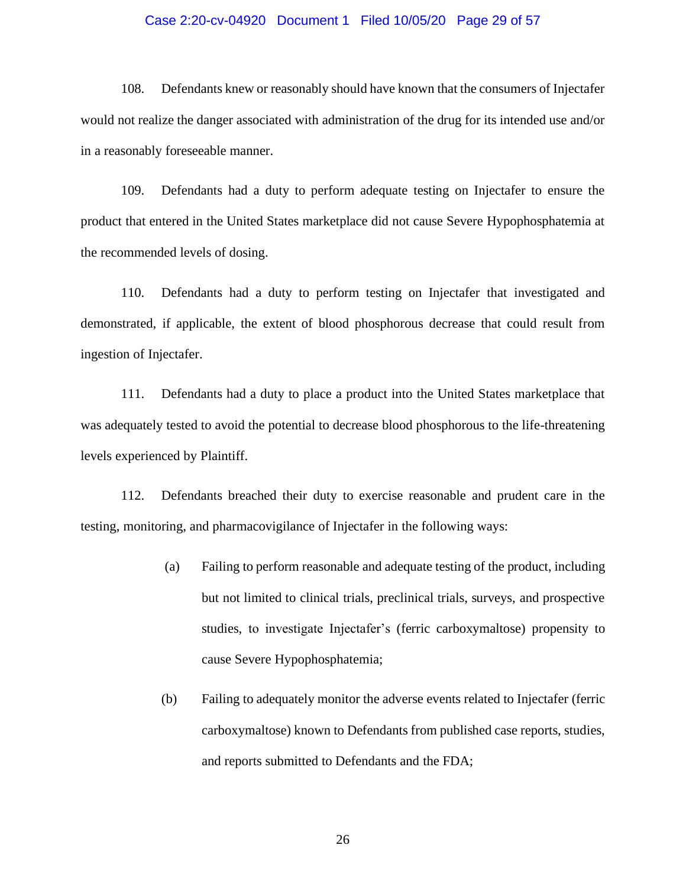108. Defendants knew or reasonably should have known that the consumers of Injectafer would not realize the danger associated with administration of the drug for its intended use and/or in a reasonably foreseeable manner.

109. Defendants had a duty to perform adequate testing on Injectafer to ensure the product that entered in the United States marketplace did not cause Severe Hypophosphatemia at the recommended levels of dosing.

110. Defendants had a duty to perform testing on Injectafer that investigated and demonstrated, if applicable, the extent of blood phosphorous decrease that could result from ingestion of Injectafer.

111. Defendants had a duty to place a product into the United States marketplace that was adequately tested to avoid the potential to decrease blood phosphorous to the life-threatening levels experienced by Plaintiff.

112. Defendants breached their duty to exercise reasonable and prudent care in the testing, monitoring, and pharmacovigilance of Injectafer in the following ways:

(a) Failing to perform reasonable and adequate testing of the product, including but not limited to clinical trials, preclinical trials, surveys, and prospective studies, to investigate Injectafer's (ferric carboxymaltose) propensity to cause Severe Hypophosphatemia;

(b) Failing to adequately monitor the adverse events related to Injectafer (ferric carboxymaltose) known to Defendants from published case reports, studies, and reports submitted to Defendants and the FDA;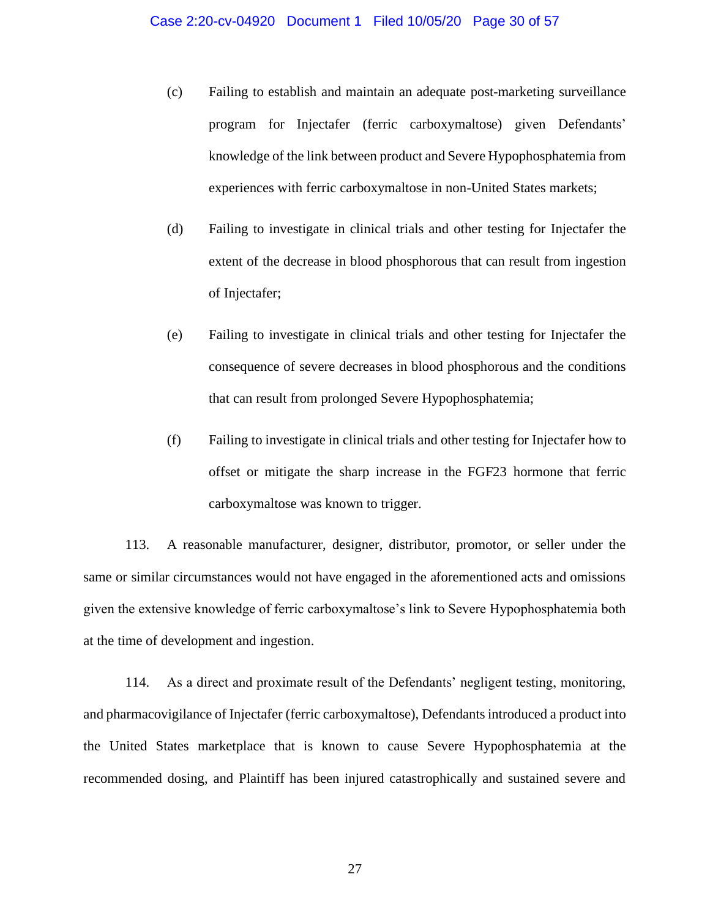(c) Failing to establish and maintain an adequate post-marketing surveillance program for Injectafer (ferric carboxymaltose) given Defendants' knowledge of the link between product and Severe Hypophosphatemia from experiences with ferric carboxymaltose in non-United States markets;

(d) Failing to investigate in clinical trials and other testing for Injectafer the extent of the decrease in blood phosphorous that can result from ingestion of Injectafer;

(e) Failing to investigate in clinical trials and other testing for Injectafer the consequence of severe decreases in blood phosphorous and the conditions that can result from prolonged Severe Hypophosphatemia;

(f) Failing to investigate in clinical trials and other testing for Injectafer how to offset or mitigate the sharp increase in the FGF23 hormone that ferric carboxymaltose was known to trigger.

113. A reasonable manufacturer, designer, distributor, promotor, or seller under the same or similar circumstances would not have engaged in the aforementioned acts and omissions given the extensive knowledge of ferric carboxymaltose's link to Severe Hypophosphatemia both at the time of development and ingestion.

114. As a direct and proximate result of the Defendants' negligent testing, monitoring, and pharmacovigilance of Injectafer (ferric carboxymaltose), Defendants introduced a product into the United States marketplace that is known to cause Severe Hypophosphatemia at the recommended dosing, and Plaintiff has been injured catastrophically and sustained severe and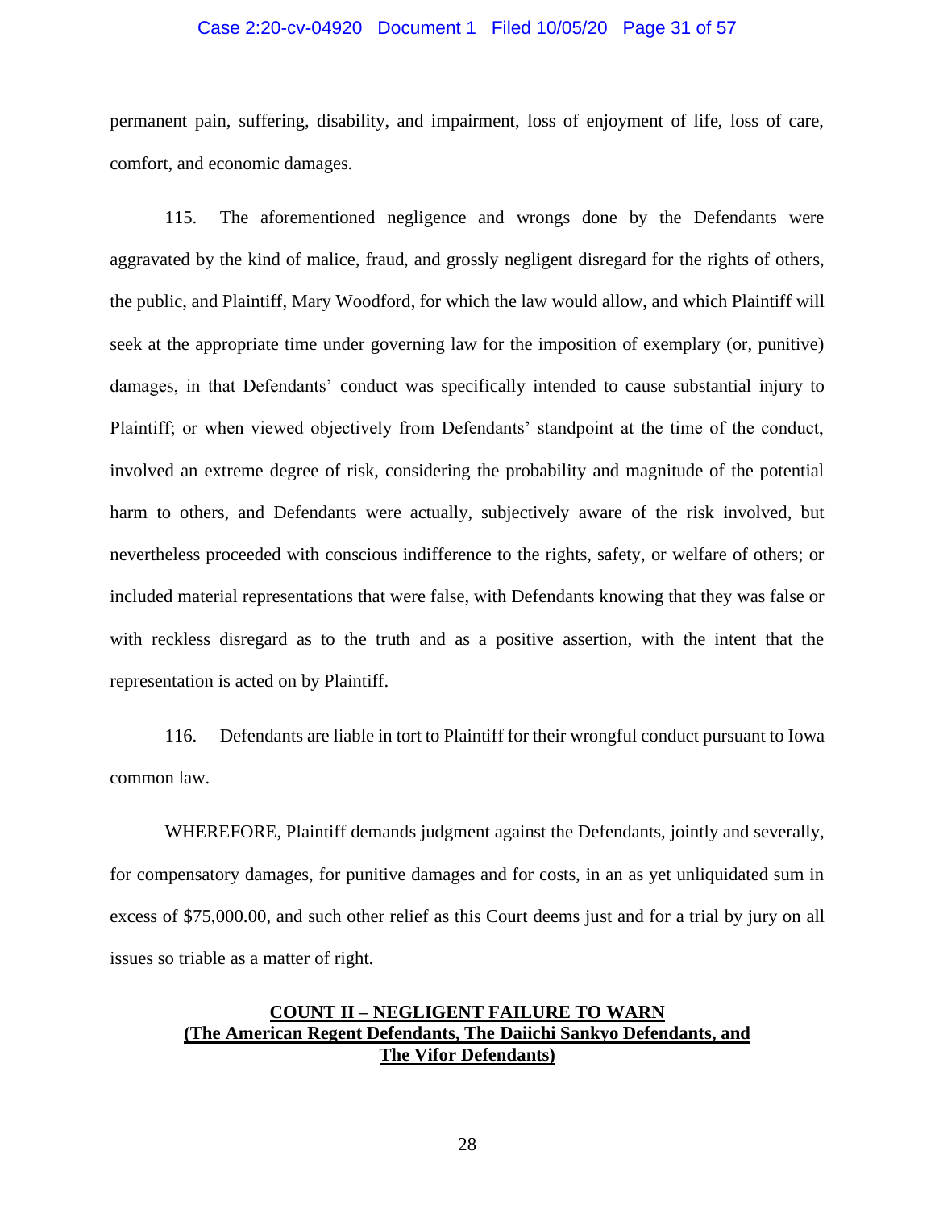permanent pain, suffering, disability, and impairment, loss of enjoyment of life, loss of care, comfort, and economic damages.

115. The aforementioned negligence and wrongs done by the Defendants were aggravated by the kind of malice, fraud, and grossly negligent disregard for the rights of others, the public, and Plaintiff, Mary Woodford, for which the law would allow, and which Plaintiff will seek at the appropriate time under governing law for the imposition of exemplary (or, punitive) damages, in that Defendants' conduct was specifically intended to cause substantial injury to Plaintiff; or when viewed objectively from Defendants' standpoint at the time of the conduct, involved an extreme degree of risk, considering the probability and magnitude of the potential harm to others, and Defendants were actually, subjectively aware of the risk involved, but nevertheless proceeded with conscious indifference to the rights, safety, or welfare of others; or included material representations that were false, with Defendants knowing that they was false or with reckless disregard as to the truth and as a positive assertion, with the intent that the representation is acted on by Plaintiff.

116. Defendants are liable in tort to Plaintiff for their wrongful conduct pursuant to Iowa common law.

WHEREFORE, Plaintiff demands judgment against the Defendants, jointly and severally, for compensatory damages, for punitive damages and for costs, in an as yet unliquidated sum in excess of $75,000.00, and such other relief as this Court deems just and for a trial by jury on all issues so triable as a matter of right.

## COUNT II – NEGLIGENT FAILURE TO WARN (The American Regent Defendants, The Daiichi Sankyo Defendants, and The Vifor Defendants)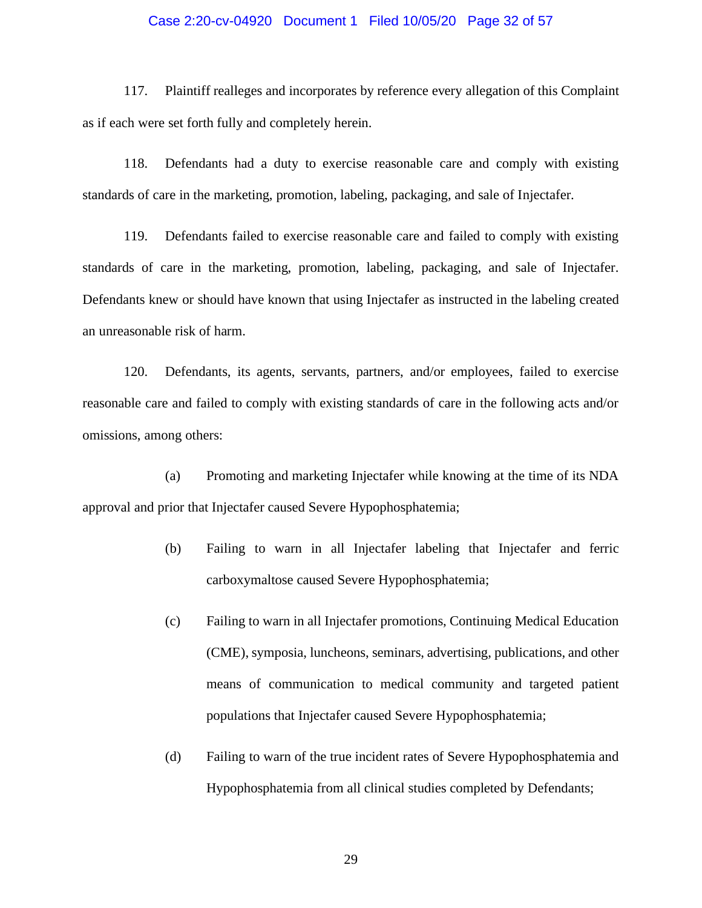117. Plaintiff realleges and incorporates by reference every allegation of this Complaint as if each were set forth fully and completely herein.

118. Defendants had a duty to exercise reasonable care and comply with existing standards of care in the marketing, promotion, labeling, packaging, and sale of Injectafer.

119. Defendants failed to exercise reasonable care and failed to comply with existing standards of care in the marketing, promotion, labeling, packaging, and sale of Injectafer. Defendants knew or should have known that using Injectafer as instructed in the labeling created an unreasonable risk of harm.

120. Defendants, its agents, servants, partners, and/or employees, failed to exercise reasonable care and failed to comply with existing standards of care in the following acts and/or omissions, among others:

(a) Promoting and marketing Injectafer while knowing at the time of its NDA approval and prior that Injectafer caused Severe Hypophosphatemia;

(b) Failing to warn in all Injectafer labeling that Injectafer and ferric carboxymaltose caused Severe Hypophosphatemia;

(c) Failing to warn in all Injectafer promotions, Continuing Medical Education (CME), symposia, luncheons, seminars, advertising, publications, and other means of communication to medical community and targeted patient populations that Injectafer caused Severe Hypophosphatemia;

(d) Failing to warn of the true incident rates of Severe Hypophosphatemia and Hypophosphatemia from all clinical studies completed by Defendants;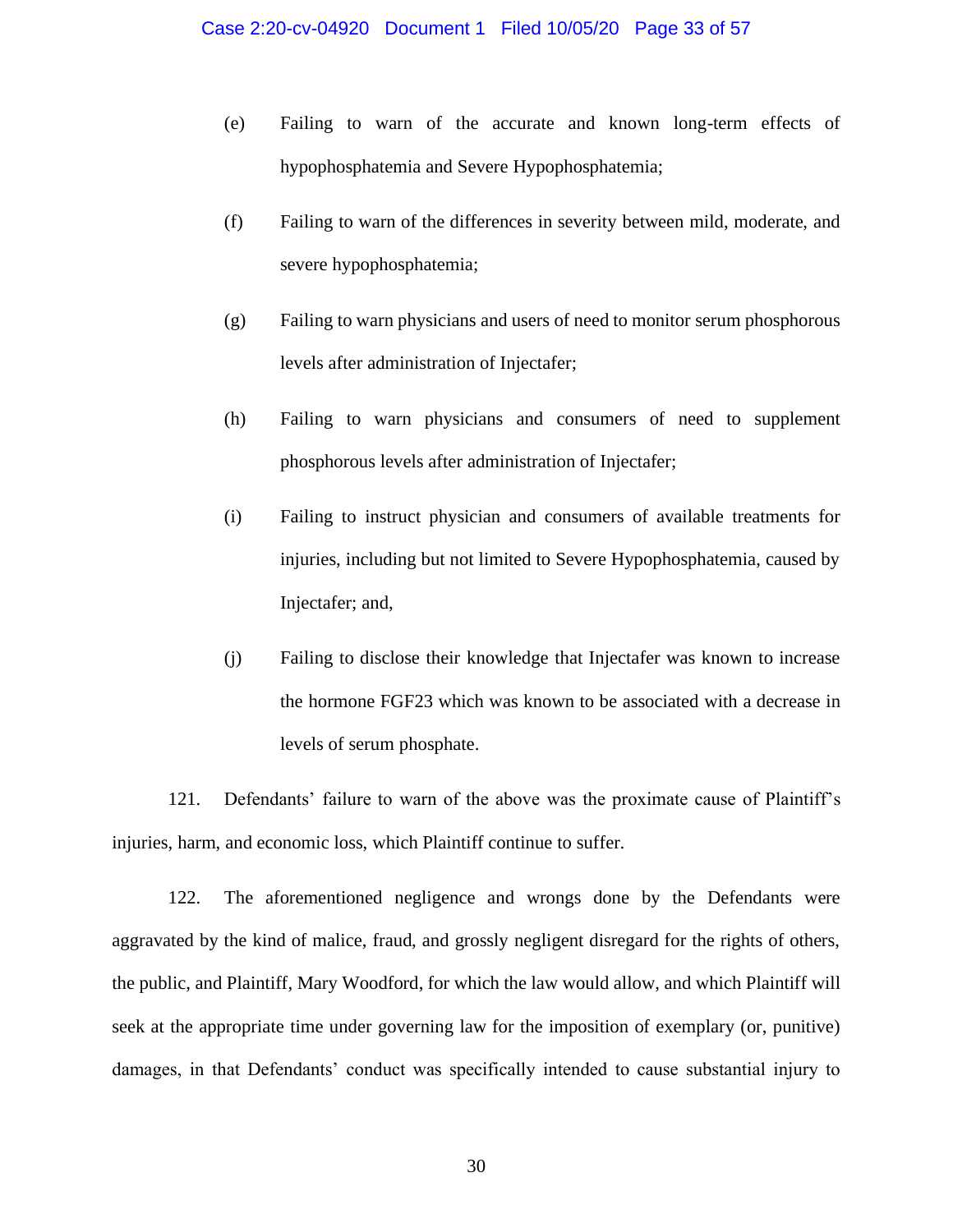(e) Failing to warn of the accurate and known long-term effects of hypophosphatemia and Severe Hypophosphatemia;

(f) Failing to warn of the differences in severity between mild, moderate, and severe hypophosphatemia;

(g) Failing to warn physicians and users of need to monitor serum phosphorous levels after administration of Injectafer;

(h) Failing to warn physicians and consumers of need to supplement phosphorous levels after administration of Injectafer;

(i) Failing to instruct physician and consumers of available treatments for injuries, including but not limited to Severe Hypophosphatemia, caused by Injectafer; and,

(j) Failing to disclose their knowledge that Injectafer was known to increase the hormone FGF23 which was known to be associated with a decrease in levels of serum phosphate.

121. Defendants' failure to warn of the above was the proximate cause of Plaintiff's injuries, harm, and economic loss, which Plaintiff continue to suffer.

122. The aforementioned negligence and wrongs done by the Defendants were aggravated by the kind of malice, fraud, and grossly negligent disregard for the rights of others, the public, and Plaintiff, Mary Woodford, for which the law would allow, and which Plaintiff will seek at the appropriate time under governing law for the imposition of exemplary (or, punitive) damages, in that Defendants' conduct was specifically intended to cause substantial injury to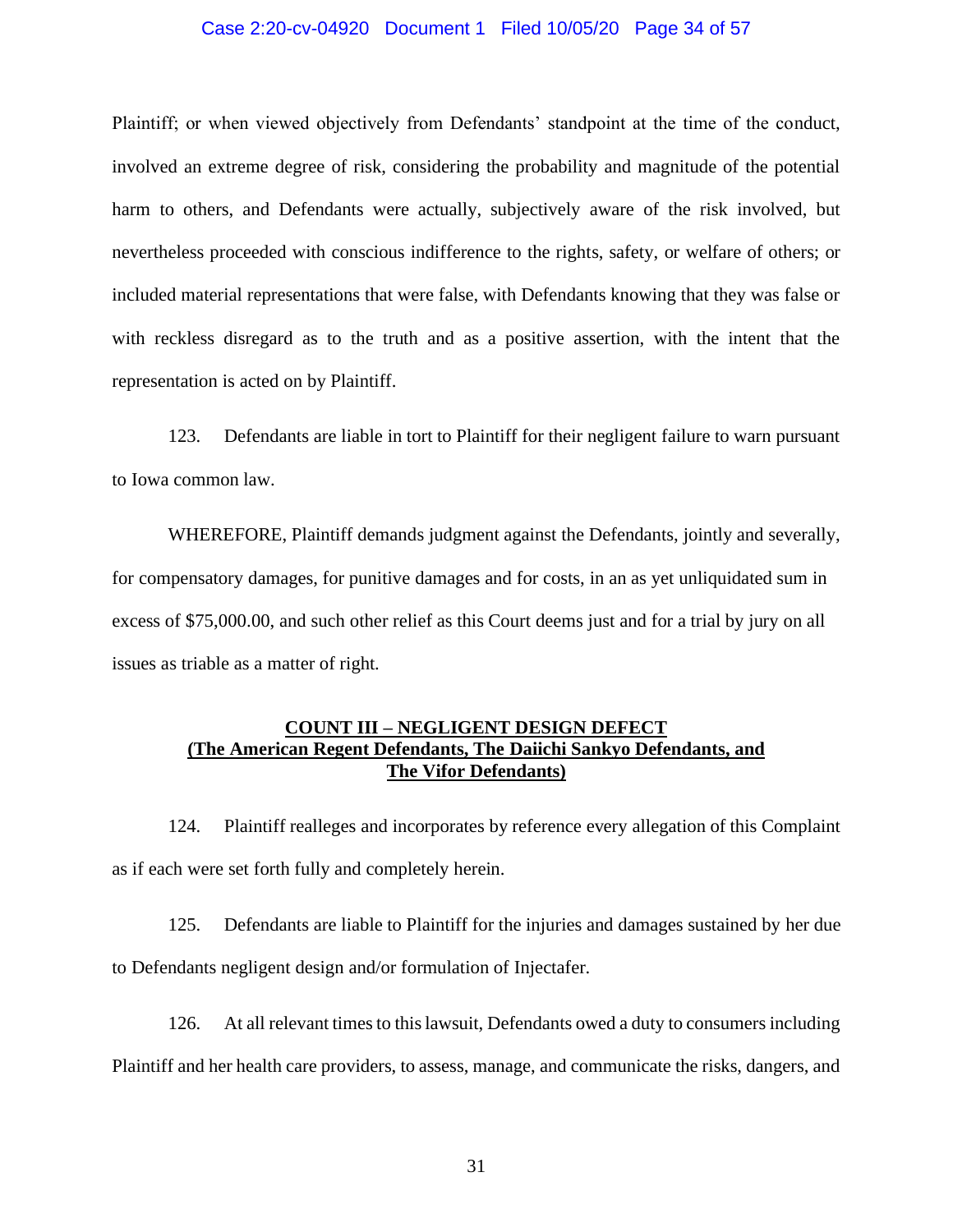Plaintiff; or when viewed objectively from Defendants' standpoint at the time of the conduct, involved an extreme degree of risk, considering the probability and magnitude of the potential harm to others, and Defendants were actually, subjectively aware of the risk involved, but nevertheless proceeded with conscious indifference to the rights, safety, or welfare of others; or included material representations that were false, with Defendants knowing that they was false or with reckless disregard as to the truth and as a positive assertion, with the intent that the representation is acted on by Plaintiff.

123. Defendants are liable in tort to Plaintiff for their negligent failure to warn pursuant to Iowa common law.

WHEREFORE, Plaintiff demands judgment against the Defendants, jointly and severally, for compensatory damages, for punitive damages and for costs, in an as yet unliquidated sum in excess of $75,000.00, and such other relief as this Court deems just and for a trial by jury on all issues as triable as a matter of right.

## COUNT III – NEGLIGENT DESIGN DEFECT (The American Regent Defendants, The Daiichi Sankyo Defendants, and The Vifor Defendants)

124. Plaintiff realleges and incorporates by reference every allegation of this Complaint as if each were set forth fully and completely herein.

125. Defendants are liable to Plaintiff for the injuries and damages sustained by her due to Defendants negligent design and/or formulation of Injectafer.

126. At all relevant times to this lawsuit, Defendants owed a duty to consumers including Plaintiff and her health care providers, to assess, manage, and communicate the risks, dangers, and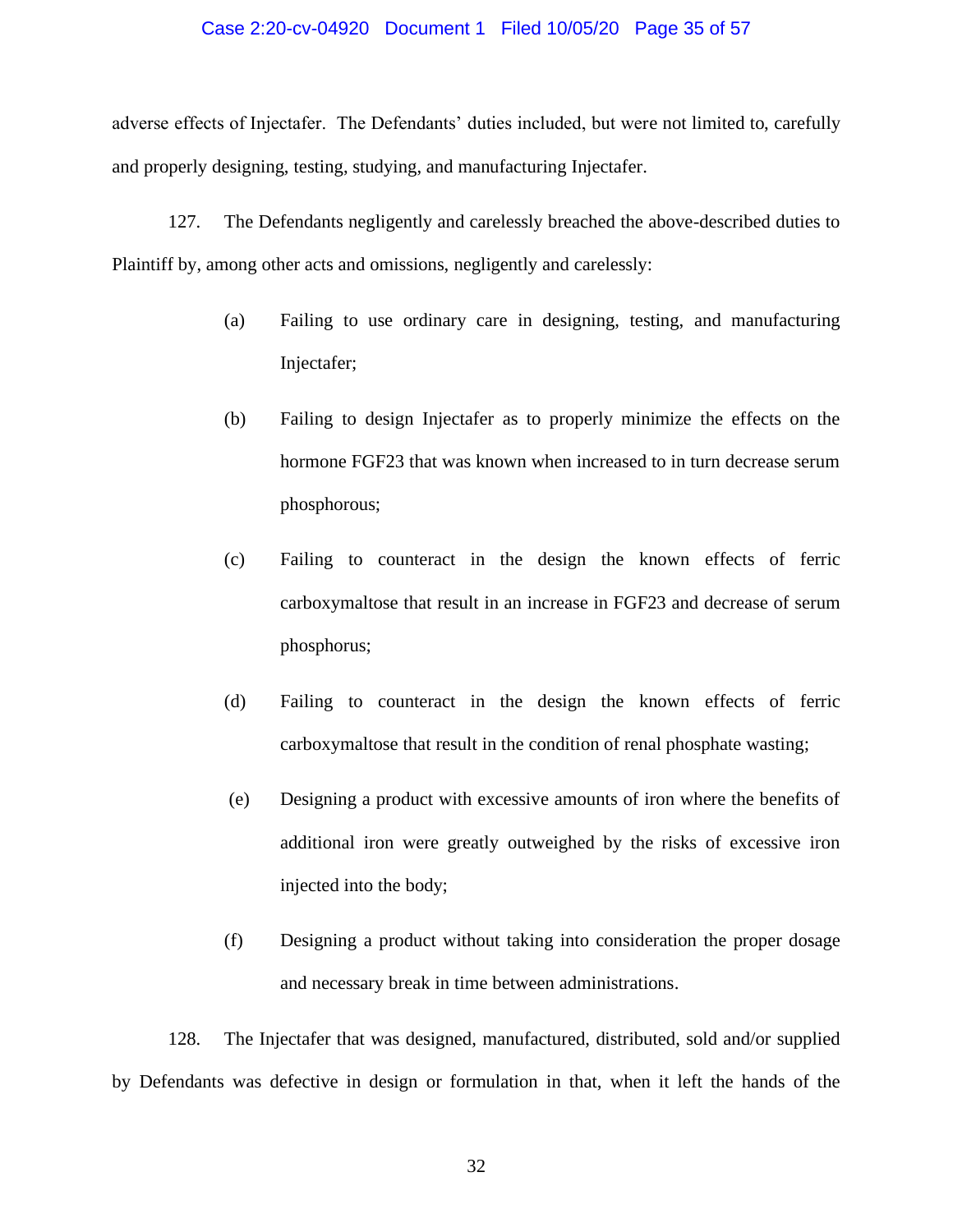adverse effects of Injectafer. The Defendants' duties included, but were not limited to, carefully and properly designing, testing, studying, and manufacturing Injectafer.

127. The Defendants negligently and carelessly breached the above-described duties to Plaintiff by, among other acts and omissions, negligently and carelessly:

(a) Failing to use ordinary care in designing, testing, and manufacturing Injectafer;

(b) Failing to design Injectafer as to properly minimize the effects on the hormone FGF23 that was known when increased to in turn decrease serum phosphorous;

(c) Failing to counteract in the design the known effects of ferric carboxymaltose that result in an increase in FGF23 and decrease of serum phosphorus;

(d) Failing to counteract in the design the known effects of ferric carboxymaltose that result in the condition of renal phosphate wasting;

(e) Designing a product with excessive amounts of iron where the benefits of additional iron were greatly outweighed by the risks of excessive iron injected into the body;

(f) Designing a product without taking into consideration the proper dosage and necessary break in time between administrations.

128. The Injectafer that was designed, manufactured, distributed, sold and/or supplied by Defendants was defective in design or formulation in that, when it left the hands of the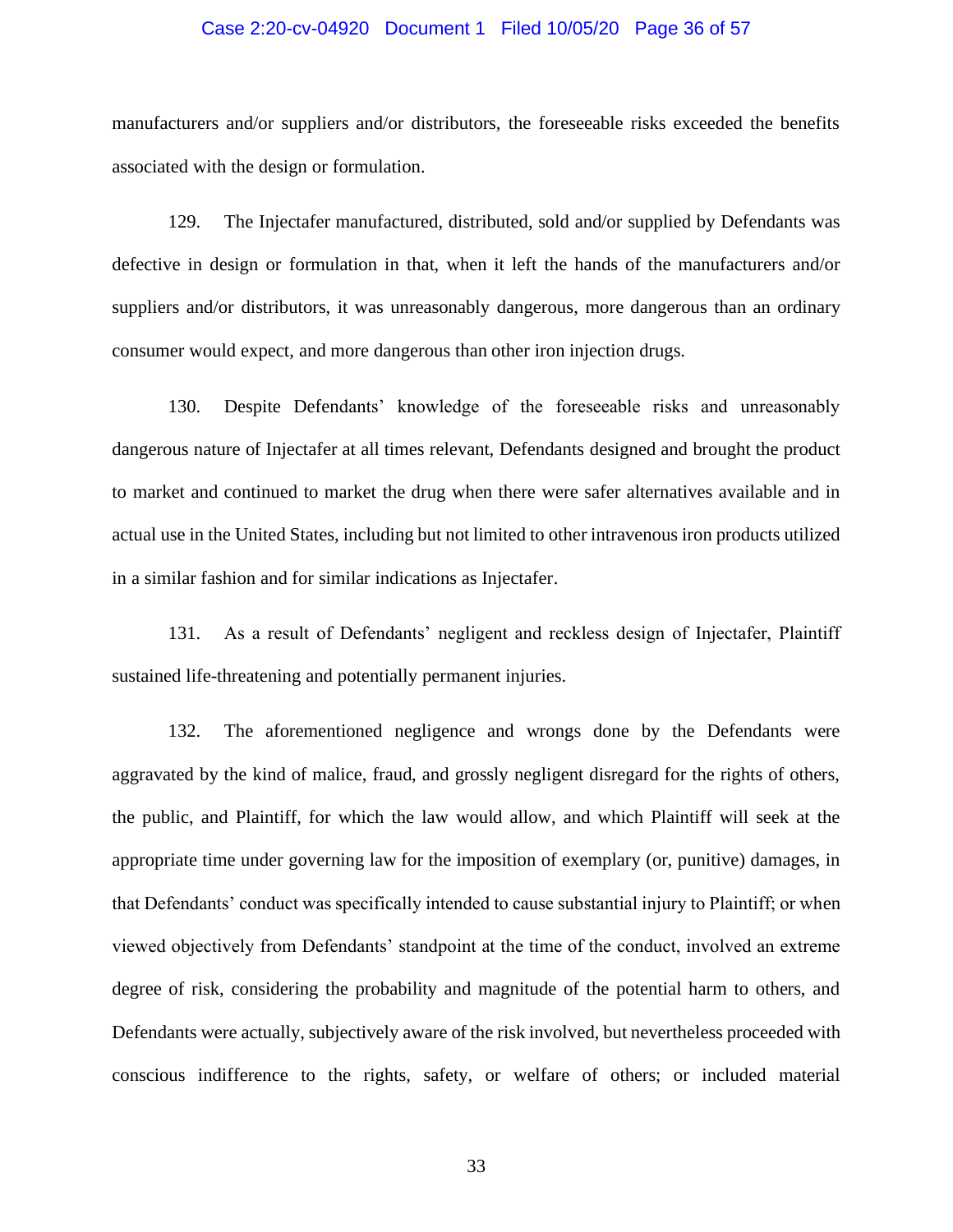manufacturers and/or suppliers and/or distributors, the foreseeable risks exceeded the benefits associated with the design or formulation.

129. The Injectafer manufactured, distributed, sold and/or supplied by Defendants was defective in design or formulation in that, when it left the hands of the manufacturers and/or suppliers and/or distributors, it was unreasonably dangerous, more dangerous than an ordinary consumer would expect, and more dangerous than other iron injection drugs.

130. Despite Defendants' knowledge of the foreseeable risks and unreasonably dangerous nature of Injectafer at all times relevant, Defendants designed and brought the product to market and continued to market the drug when there were safer alternatives available and in actual use in the United States, including but not limited to other intravenous iron products utilized in a similar fashion and for similar indications as Injectafer.

131. As a result of Defendants' negligent and reckless design of Injectafer, Plaintiff sustained life-threatening and potentially permanent injuries.

132. The aforementioned negligence and wrongs done by the Defendants were aggravated by the kind of malice, fraud, and grossly negligent disregard for the rights of others, the public, and Plaintiff, for which the law would allow, and which Plaintiff will seek at the appropriate time under governing law for the imposition of exemplary (or, punitive) damages, in that Defendants' conduct was specifically intended to cause substantial injury to Plaintiff; or when viewed objectively from Defendants' standpoint at the time of the conduct, involved an extreme degree of risk, considering the probability and magnitude of the potential harm to others, and Defendants were actually, subjectively aware of the risk involved, but nevertheless proceeded with conscious indifference to the rights, safety, or welfare of others; or included material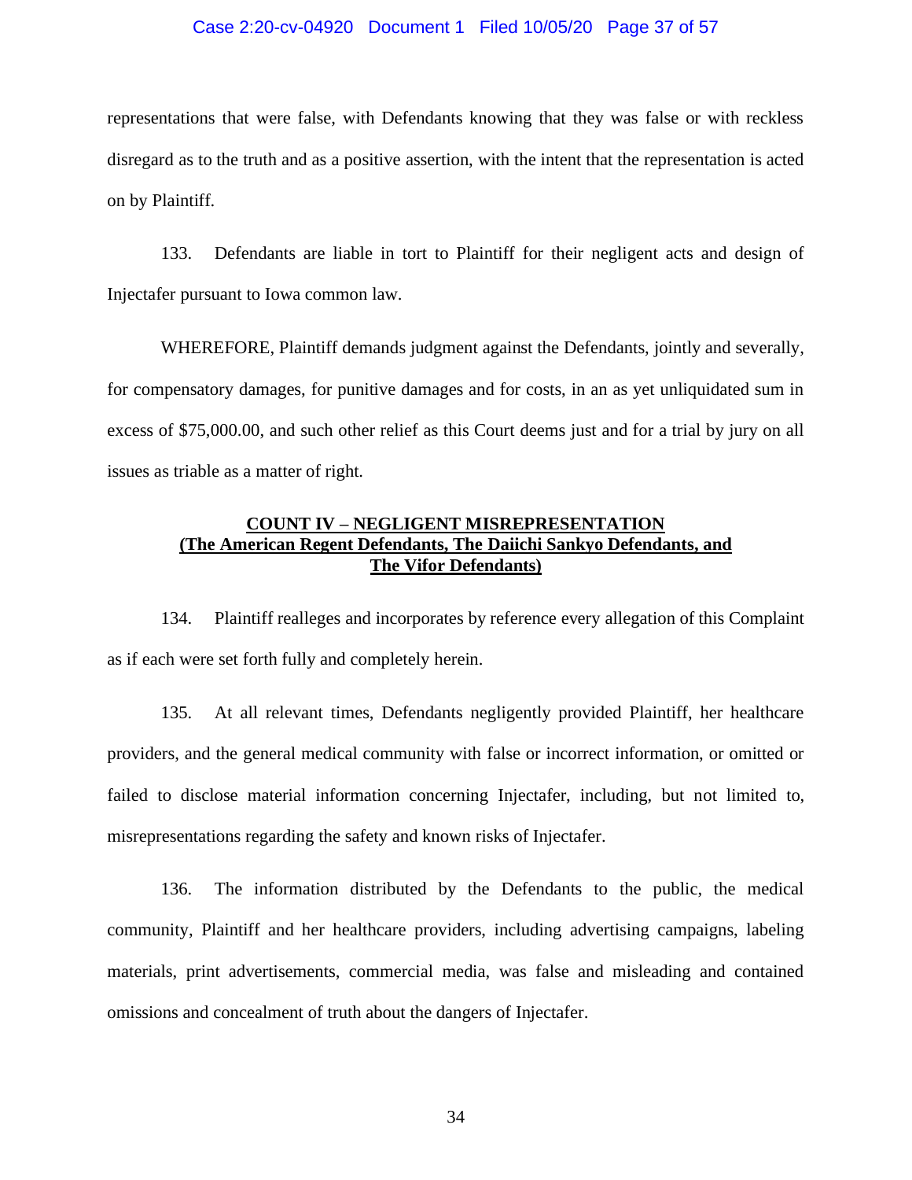representations that were false, with Defendants knowing that they was false or with reckless disregard as to the truth and as a positive assertion, with the intent that the representation is acted on by Plaintiff.

133. Defendants are liable in tort to Plaintiff for their negligent acts and design of Injectafer pursuant to Iowa common law.

WHEREFORE, Plaintiff demands judgment against the Defendants, jointly and severally, for compensatory damages, for punitive damages and for costs, in an as yet unliquidated sum in excess of $75,000.00, and such other relief as this Court deems just and for a trial by jury on all issues as triable as a matter of right.

**COUNT IV – NEGLIGENT MISREPRESENTATION**
**(The American Regent Defendants, The Daiichi Sankyo Defendants, and The Vifor Defendants)**

134. Plaintiff realleges and incorporates by reference every allegation of this Complaint as if each were set forth fully and completely herein.

135. At all relevant times, Defendants negligently provided Plaintiff, her healthcare providers, and the general medical community with false or incorrect information, or omitted or failed to disclose material information concerning Injectafer, including, but not limited to, misrepresentations regarding the safety and known risks of Injectafer.

136. The information distributed by the Defendants to the public, the medical community, Plaintiff and her healthcare providers, including advertising campaigns, labeling materials, print advertisements, commercial media, was false and misleading and contained omissions and concealment of truth about the dangers of Injectafer.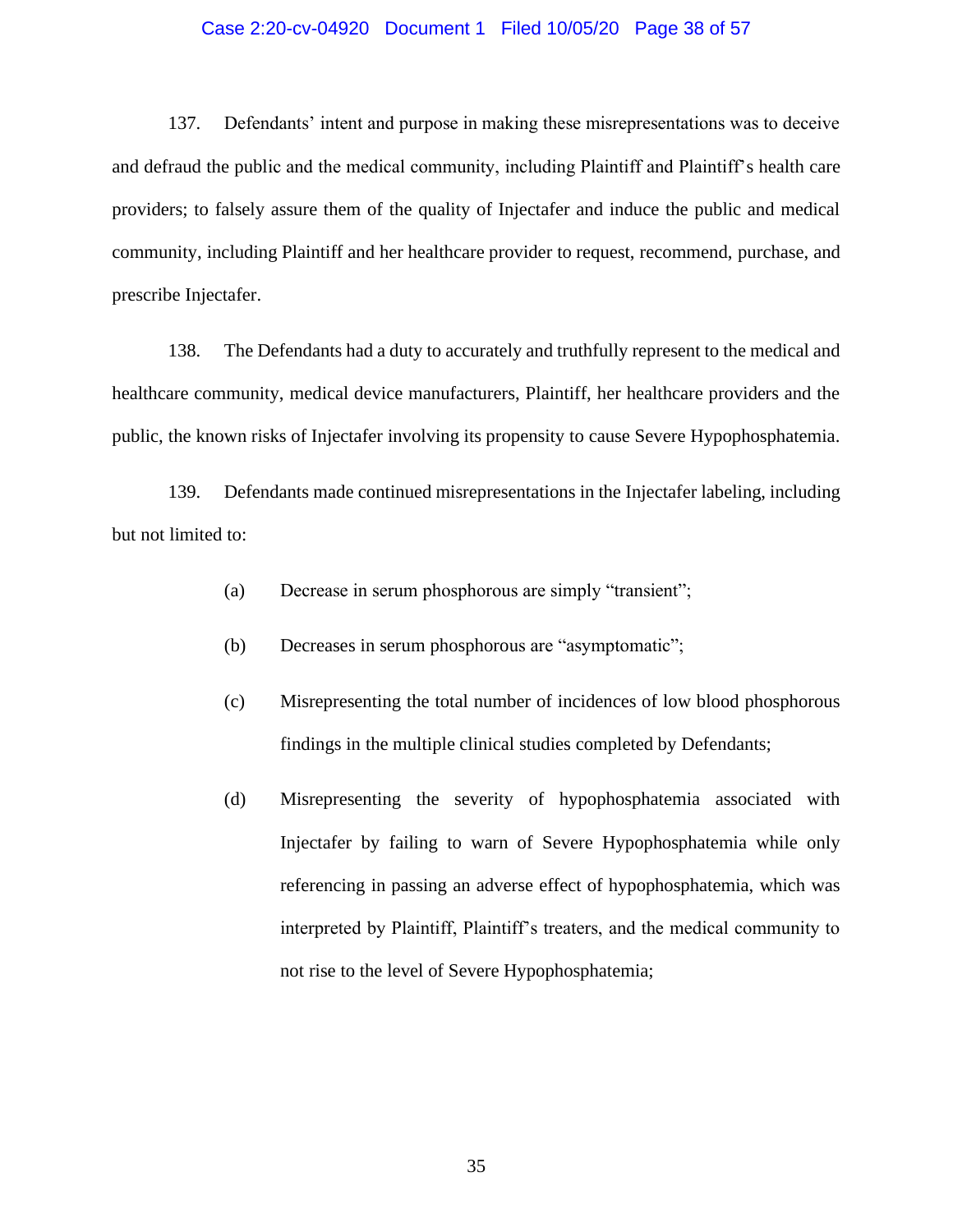137. Defendants' intent and purpose in making these misrepresentations was to deceive and defraud the public and the medical community, including Plaintiff and Plaintiff's health care providers; to falsely assure them of the quality of Injectafer and induce the public and medical community, including Plaintiff and her healthcare provider to request, recommend, purchase, and prescribe Injectafer.

138. The Defendants had a duty to accurately and truthfully represent to the medical and healthcare community, medical device manufacturers, Plaintiff, her healthcare providers and the public, the known risks of Injectafer involving its propensity to cause Severe Hypophosphatemia.

139. Defendants made continued misrepresentations in the Injectafer labeling, including but not limited to:

(a) Decrease in serum phosphorous are simply "transient";

(b) Decreases in serum phosphorous are "asymptomatic";

(c) Misrepresenting the total number of incidences of low blood phosphorous findings in the multiple clinical studies completed by Defendants;

(d) Misrepresenting the severity of hypophosphatemia associated with Injectafer by failing to warn of Severe Hypophosphatemia while only referencing in passing an adverse effect of hypophosphatemia, which was interpreted by Plaintiff, Plaintiff's treaters, and the medical community to not rise to the level of Severe Hypophosphatemia;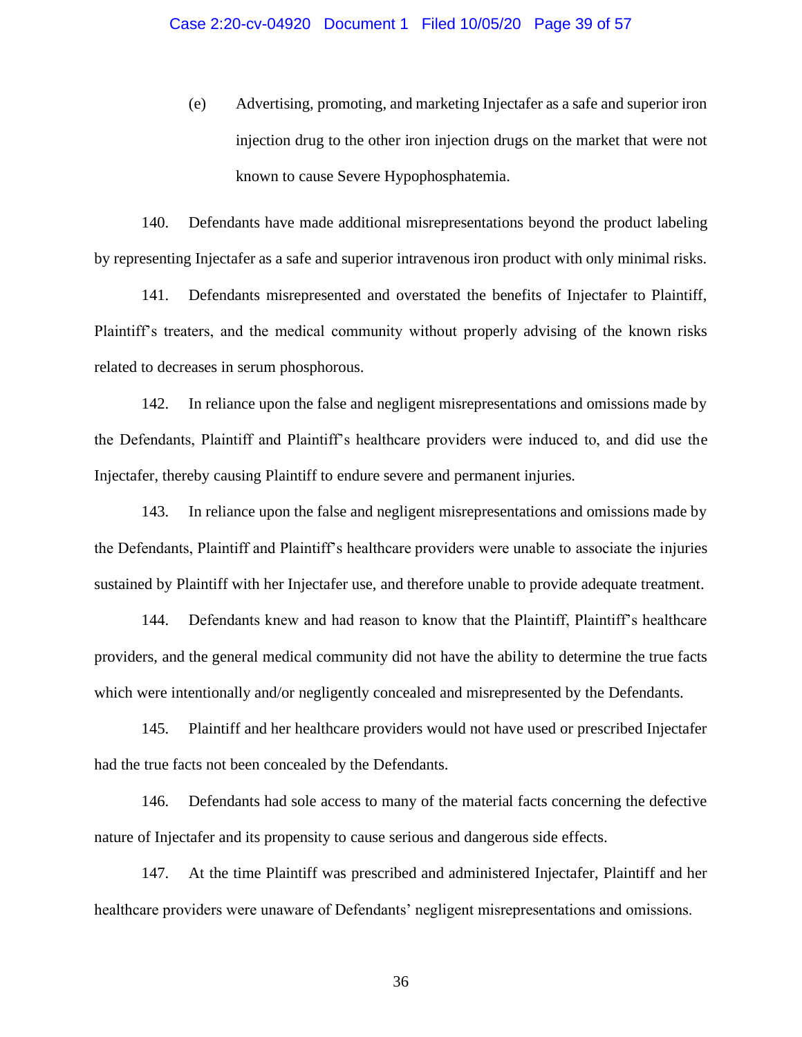(e) Advertising, promoting, and marketing Injectafer as a safe and superior iron injection drug to the other iron injection drugs on the market that were not known to cause Severe Hypophosphatemia.

140. Defendants have made additional misrepresentations beyond the product labeling by representing Injectafer as a safe and superior intravenous iron product with only minimal risks.

141. Defendants misrepresented and overstated the benefits of Injectafer to Plaintiff, Plaintiff's treaters, and the medical community without properly advising of the known risks related to decreases in serum phosphorous.

142. In reliance upon the false and negligent misrepresentations and omissions made by the Defendants, Plaintiff and Plaintiff's healthcare providers were induced to, and did use the Injectafer, thereby causing Plaintiff to endure severe and permanent injuries.

143. In reliance upon the false and negligent misrepresentations and omissions made by the Defendants, Plaintiff and Plaintiff's healthcare providers were unable to associate the injuries sustained by Plaintiff with her Injectafer use, and therefore unable to provide adequate treatment.

144. Defendants knew and had reason to know that the Plaintiff, Plaintiff's healthcare providers, and the general medical community did not have the ability to determine the true facts which were intentionally and/or negligently concealed and misrepresented by the Defendants.

145. Plaintiff and her healthcare providers would not have used or prescribed Injectafer had the true facts not been concealed by the Defendants.

146. Defendants had sole access to many of the material facts concerning the defective nature of Injectafer and its propensity to cause serious and dangerous side effects.

147. At the time Plaintiff was prescribed and administered Injectafer, Plaintiff and her healthcare providers were unaware of Defendants' negligent misrepresentations and omissions.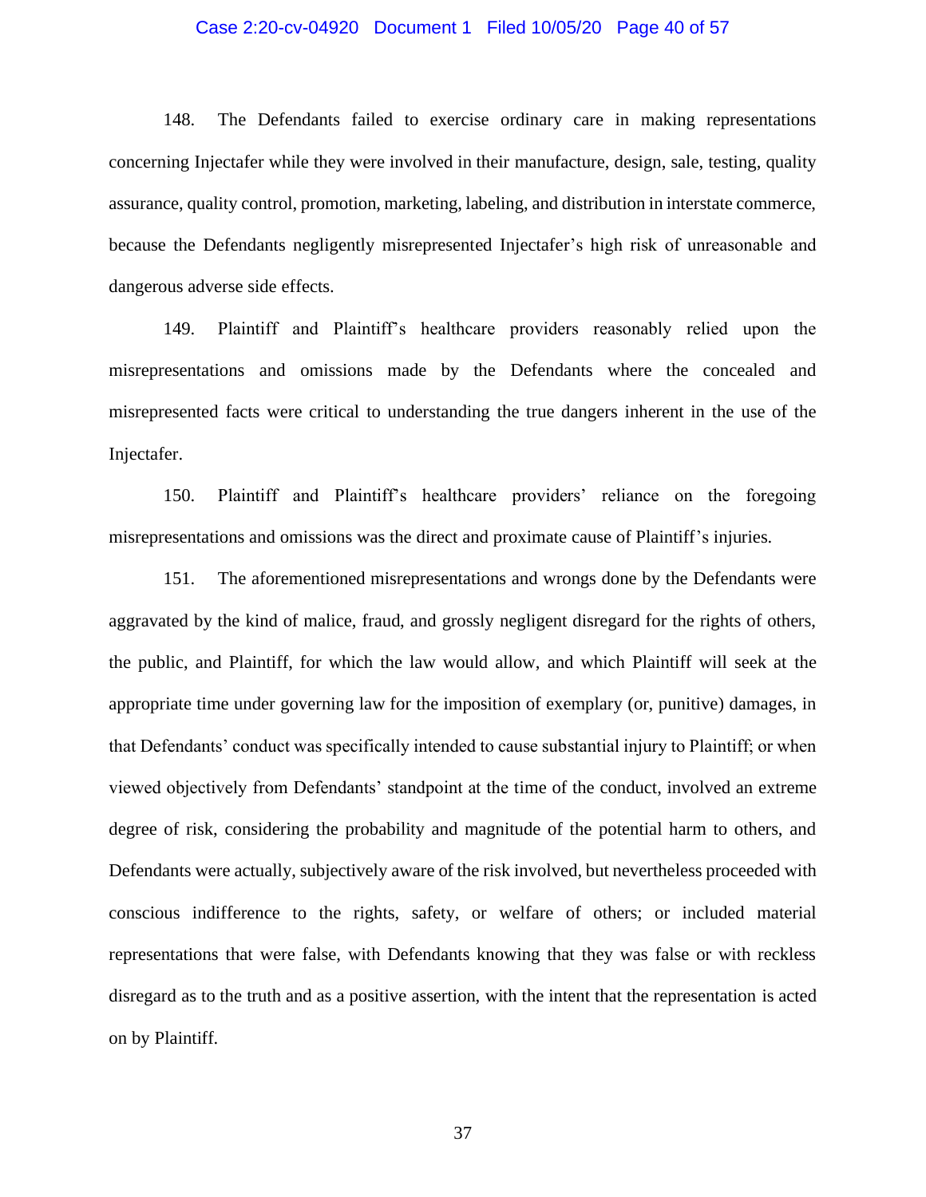148. The Defendants failed to exercise ordinary care in making representations concerning Injectafer while they were involved in their manufacture, design, sale, testing, quality assurance, quality control, promotion, marketing, labeling, and distribution in interstate commerce, because the Defendants negligently misrepresented Injectafer's high risk of unreasonable and dangerous adverse side effects.

149. Plaintiff and Plaintiff's healthcare providers reasonably relied upon the misrepresentations and omissions made by the Defendants where the concealed and misrepresented facts were critical to understanding the true dangers inherent in the use of the Injectafer.

150. Plaintiff and Plaintiff's healthcare providers' reliance on the foregoing misrepresentations and omissions was the direct and proximate cause of Plaintiff's injuries.

151. The aforementioned misrepresentations and wrongs done by the Defendants were aggravated by the kind of malice, fraud, and grossly negligent disregard for the rights of others, the public, and Plaintiff, for which the law would allow, and which Plaintiff will seek at the appropriate time under governing law for the imposition of exemplary (or, punitive) damages, in that Defendants' conduct was specifically intended to cause substantial injury to Plaintiff; or when viewed objectively from Defendants' standpoint at the time of the conduct, involved an extreme degree of risk, considering the probability and magnitude of the potential harm to others, and Defendants were actually, subjectively aware of the risk involved, but nevertheless proceeded with conscious indifference to the rights, safety, or welfare of others; or included material representations that were false, with Defendants knowing that they was false or with reckless disregard as to the truth and as a positive assertion, with the intent that the representation is acted on by Plaintiff.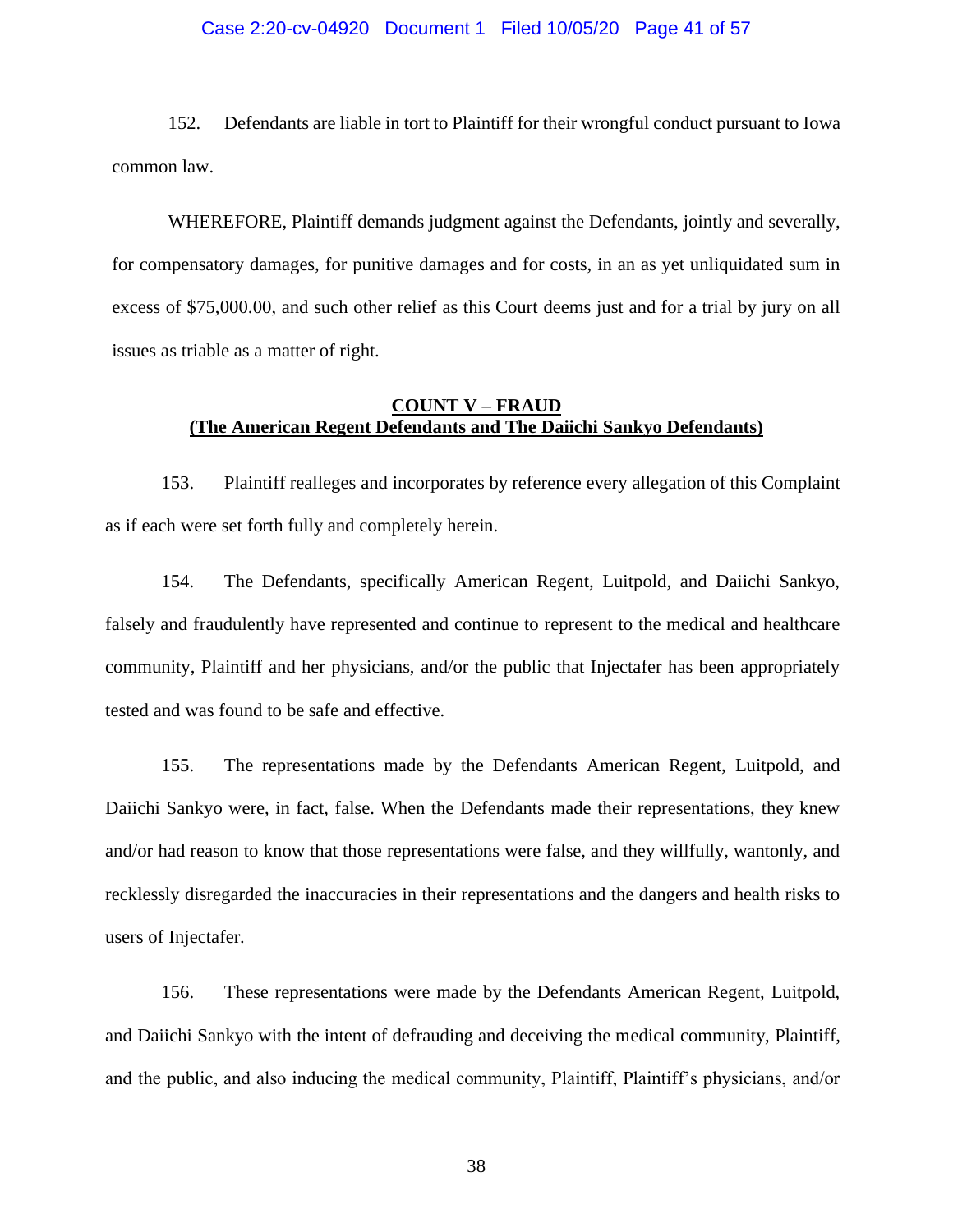152. Defendants are liable in tort to Plaintiff for their wrongful conduct pursuant to Iowa common law.

WHEREFORE, Plaintiff demands judgment against the Defendants, jointly and severally, for compensatory damages, for punitive damages and for costs, in an as yet unliquidated sum in excess of $75,000.00, and such other relief as this Court deems just and for a trial by jury on all issues as triable as a matter of right.

**COUNT V – FRAUD**
**(The American Regent Defendants and The Daiichi Sankyo Defendants)**

153. Plaintiff realleges and incorporates by reference every allegation of this Complaint as if each were set forth fully and completely herein.

154. The Defendants, specifically American Regent, Luitpold, and Daiichi Sankyo, falsely and fraudulently have represented and continue to represent to the medical and healthcare community, Plaintiff and her physicians, and/or the public that Injectafer has been appropriately tested and was found to be safe and effective.

155. The representations made by the Defendants American Regent, Luitpold, and Daiichi Sankyo were, in fact, false. When the Defendants made their representations, they knew and/or had reason to know that those representations were false, and they willfully, wantonly, and recklessly disregarded the inaccuracies in their representations and the dangers and health risks to users of Injectafer.

156. These representations were made by the Defendants American Regent, Luitpold, and Daiichi Sankyo with the intent of defrauding and deceiving the medical community, Plaintiff, and the public, and also inducing the medical community, Plaintiff, Plaintiff's physicians, and/or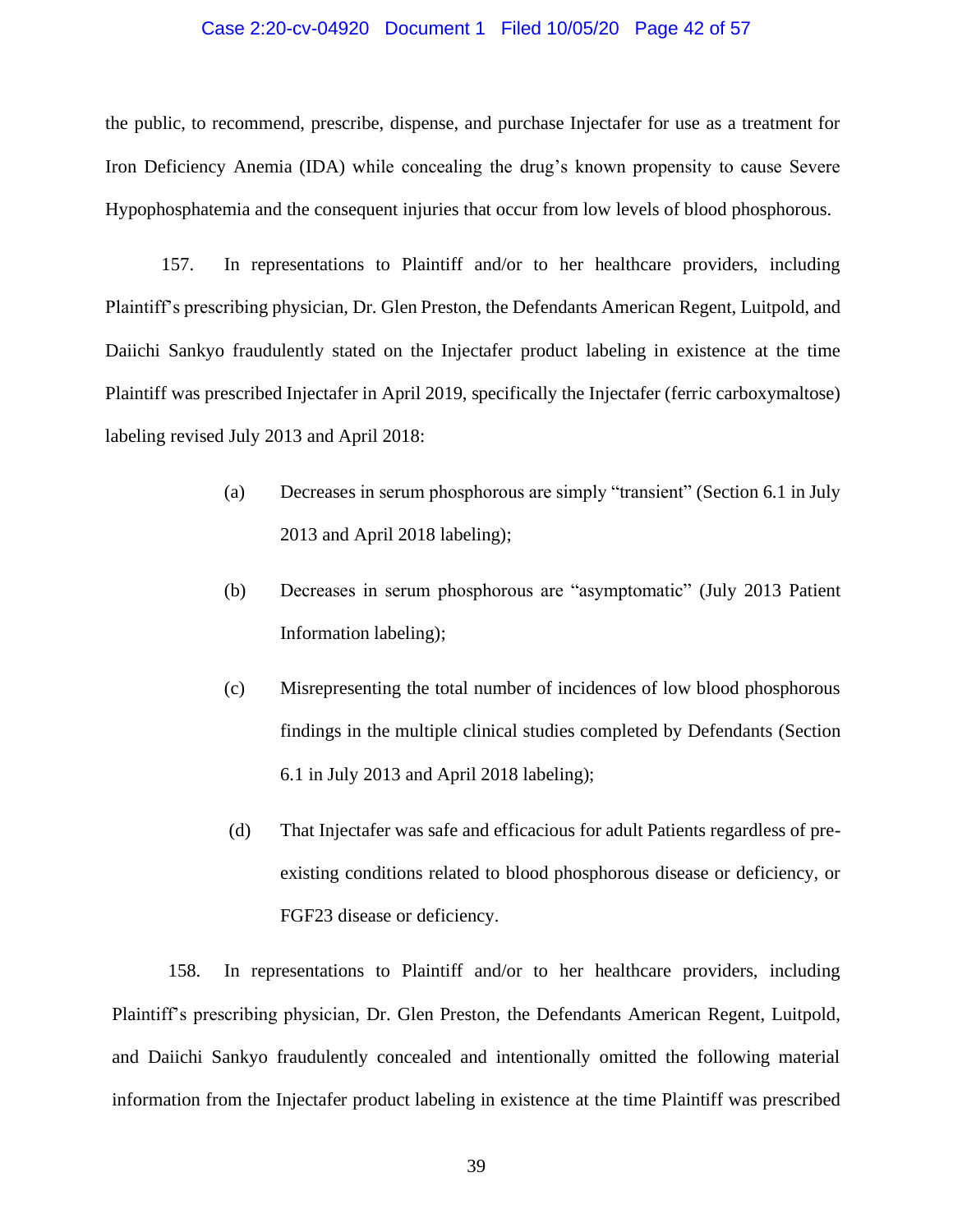the public, to recommend, prescribe, dispense, and purchase Injectafer for use as a treatment for Iron Deficiency Anemia (IDA) while concealing the drug's known propensity to cause Severe Hypophosphatemia and the consequent injuries that occur from low levels of blood phosphorous.

157. In representations to Plaintiff and/or to her healthcare providers, including Plaintiff's prescribing physician, Dr. Glen Preston, the Defendants American Regent, Luitpold, and Daiichi Sankyo fraudulently stated on the Injectafer product labeling in existence at the time Plaintiff was prescribed Injectafer in April 2019, specifically the Injectafer (ferric carboxymaltose) labeling revised July 2013 and April 2018:

(a) Decreases in serum phosphorous are simply "transient" (Section 6.1 in July 2013 and April 2018 labeling);

(b) Decreases in serum phosphorous are "asymptomatic" (July 2013 Patient Information labeling);

(c) Misrepresenting the total number of incidences of low blood phosphorous findings in the multiple clinical studies completed by Defendants (Section 6.1 in July 2013 and April 2018 labeling);

(d) That Injectafer was safe and efficacious for adult Patients regardless of pre-existing conditions related to blood phosphorous disease or deficiency, or FGF23 disease or deficiency.

158. In representations to Plaintiff and/or to her healthcare providers, including Plaintiff's prescribing physician, Dr. Glen Preston, the Defendants American Regent, Luitpold, and Daiichi Sankyo fraudulently concealed and intentionally omitted the following material information from the Injectafer product labeling in existence at the time Plaintiff was prescribed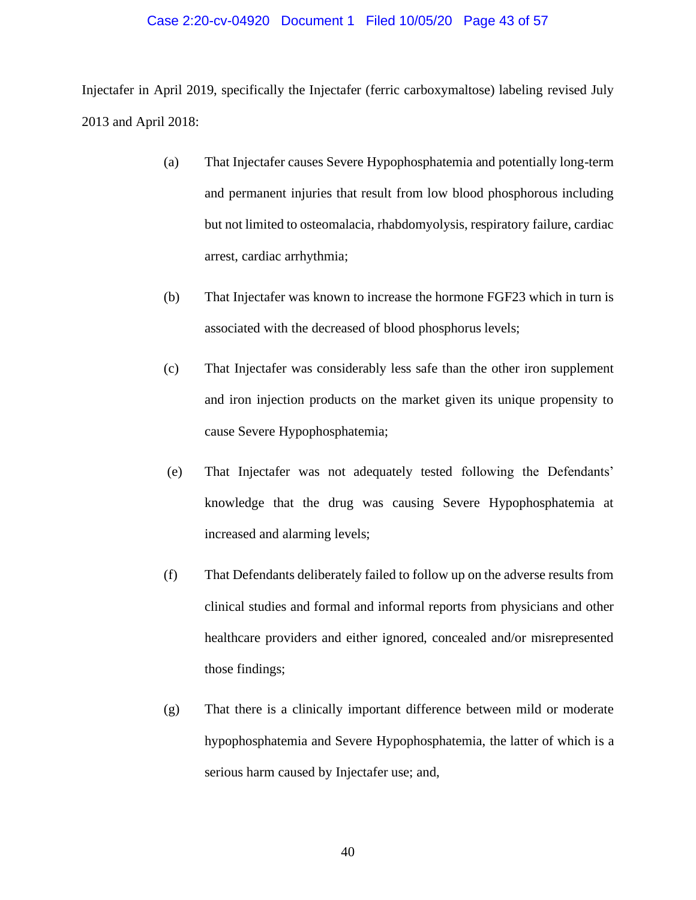Injectafer in April 2019, specifically the Injectafer (ferric carboxymaltose) labeling revised July 2013 and April 2018:

(a) That Injectafer causes Severe Hypophosphatemia and potentially long-term and permanent injuries that result from low blood phosphorous including but not limited to osteomalacia, rhabdomyolysis, respiratory failure, cardiac arrest, cardiac arrhythmia;

(b) That Injectafer was known to increase the hormone FGF23 which in turn is associated with the decreased of blood phosphorus levels;

(c) That Injectafer was considerably less safe than the other iron supplement and iron injection products on the market given its unique propensity to cause Severe Hypophosphatemia;

(e) That Injectafer was not adequately tested following the Defendants' knowledge that the drug was causing Severe Hypophosphatemia at increased and alarming levels;

(f) That Defendants deliberately failed to follow up on the adverse results from clinical studies and formal and informal reports from physicians and other healthcare providers and either ignored, concealed and/or misrepresented those findings;

(g) That there is a clinically important difference between mild or moderate hypophosphatemia and Severe Hypophosphatemia, the latter of which is a serious harm caused by Injectafer use; and,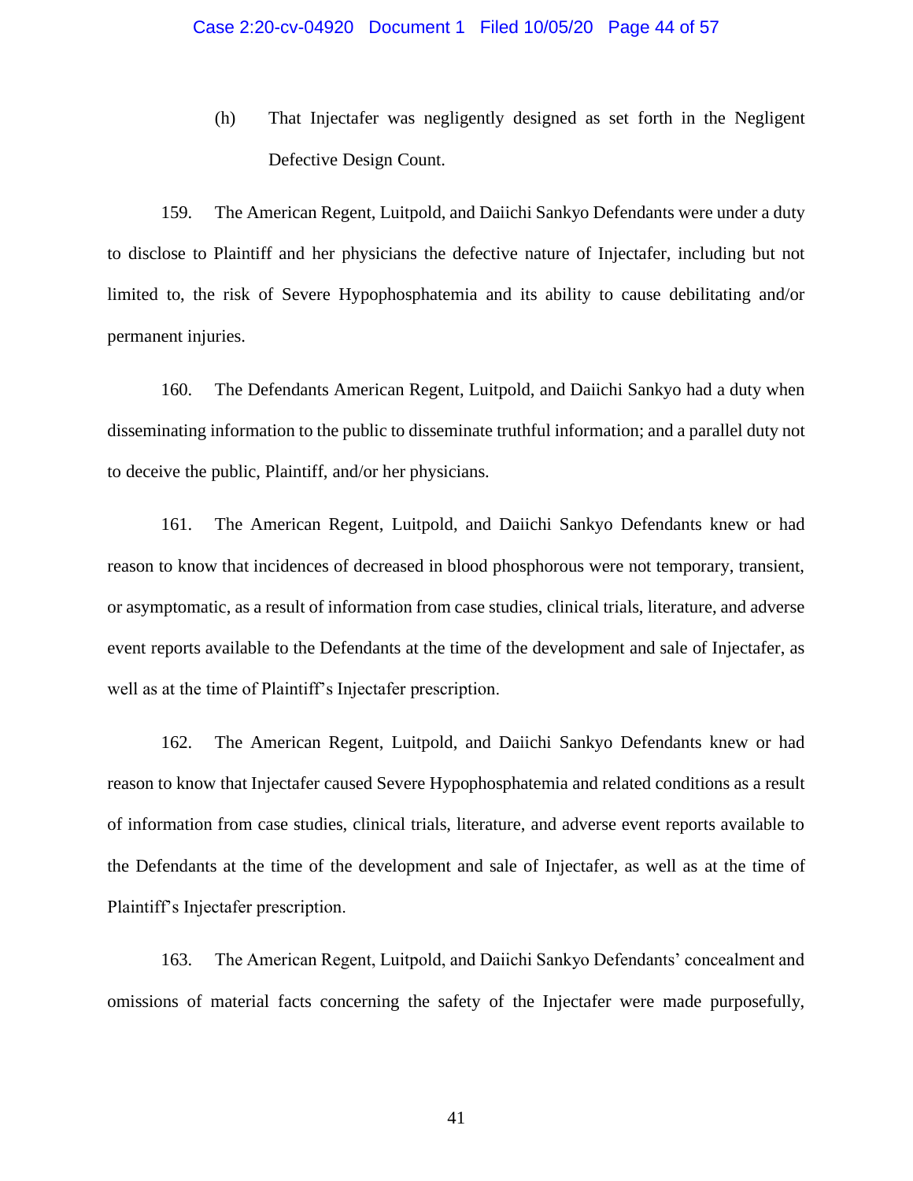(h) That Injectafer was negligently designed as set forth in the Negligent Defective Design Count.

159. The American Regent, Luitpold, and Daiichi Sankyo Defendants were under a duty to disclose to Plaintiff and her physicians the defective nature of Injectafer, including but not limited to, the risk of Severe Hypophosphatemia and its ability to cause debilitating and/or permanent injuries.

160. The Defendants American Regent, Luitpold, and Daiichi Sankyo had a duty when disseminating information to the public to disseminate truthful information; and a parallel duty not to deceive the public, Plaintiff, and/or her physicians.

161. The American Regent, Luitpold, and Daiichi Sankyo Defendants knew or had reason to know that incidences of decreased in blood phosphorous were not temporary, transient, or asymptomatic, as a result of information from case studies, clinical trials, literature, and adverse event reports available to the Defendants at the time of the development and sale of Injectafer, as well as at the time of Plaintiff's Injectafer prescription.

162. The American Regent, Luitpold, and Daiichi Sankyo Defendants knew or had reason to know that Injectafer caused Severe Hypophosphatemia and related conditions as a result of information from case studies, clinical trials, literature, and adverse event reports available to the Defendants at the time of the development and sale of Injectafer, as well as at the time of Plaintiff's Injectafer prescription.

163. The American Regent, Luitpold, and Daiichi Sankyo Defendants' concealment and omissions of material facts concerning the safety of the Injectafer were made purposefully,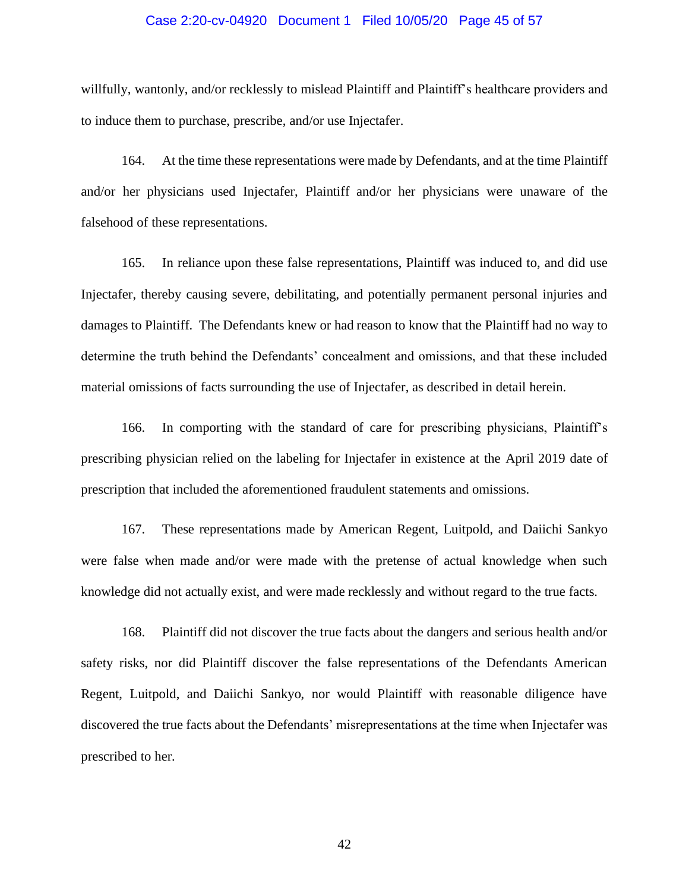willfully, wantonly, and/or recklessly to mislead Plaintiff and Plaintiff's healthcare providers and to induce them to purchase, prescribe, and/or use Injectafer.

164. At the time these representations were made by Defendants, and at the time Plaintiff and/or her physicians used Injectafer, Plaintiff and/or her physicians were unaware of the falsehood of these representations.

165. In reliance upon these false representations, Plaintiff was induced to, and did use Injectafer, thereby causing severe, debilitating, and potentially permanent personal injuries and damages to Plaintiff. The Defendants knew or had reason to know that the Plaintiff had no way to determine the truth behind the Defendants' concealment and omissions, and that these included material omissions of facts surrounding the use of Injectafer, as described in detail herein.

166. In comporting with the standard of care for prescribing physicians, Plaintiff's prescribing physician relied on the labeling for Injectafer in existence at the April 2019 date of prescription that included the aforementioned fraudulent statements and omissions.

167. These representations made by American Regent, Luitpold, and Daiichi Sankyo were false when made and/or were made with the pretense of actual knowledge when such knowledge did not actually exist, and were made recklessly and without regard to the true facts.

168. Plaintiff did not discover the true facts about the dangers and serious health and/or safety risks, nor did Plaintiff discover the false representations of the Defendants American Regent, Luitpold, and Daiichi Sankyo, nor would Plaintiff with reasonable diligence have discovered the true facts about the Defendants' misrepresentations at the time when Injectafer was prescribed to her.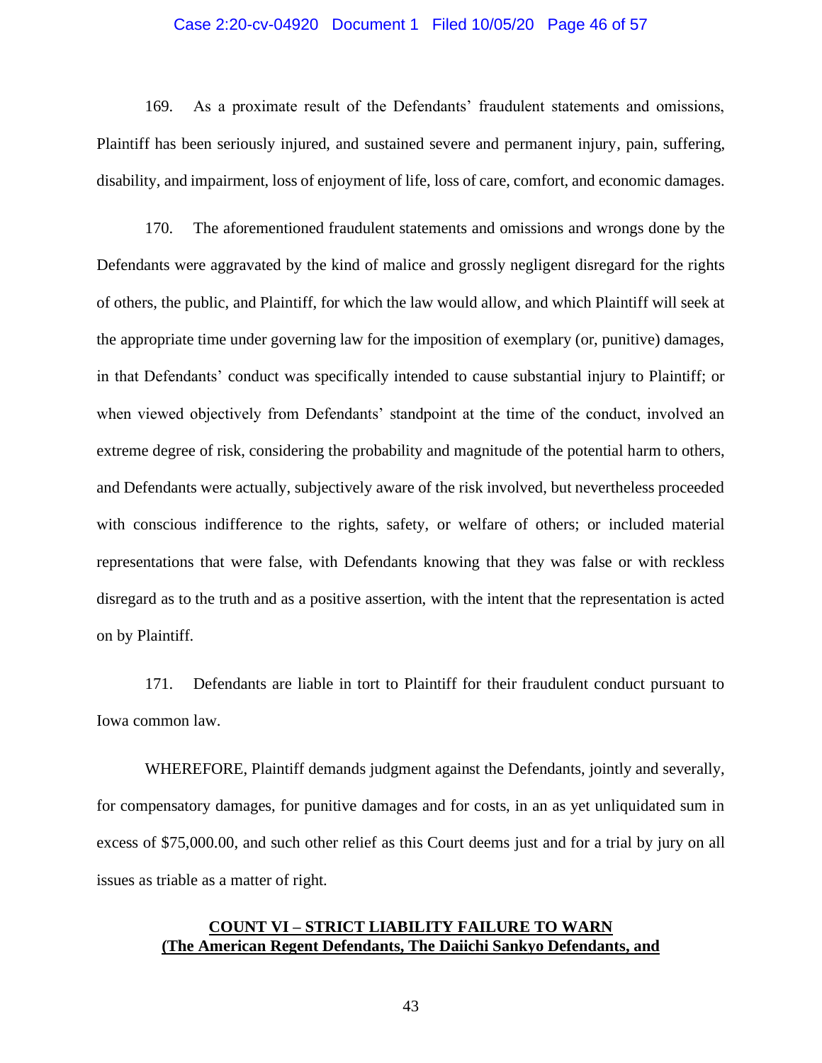169. As a proximate result of the Defendants' fraudulent statements and omissions, Plaintiff has been seriously injured, and sustained severe and permanent injury, pain, suffering, disability, and impairment, loss of enjoyment of life, loss of care, comfort, and economic damages.

170. The aforementioned fraudulent statements and omissions and wrongs done by the Defendants were aggravated by the kind of malice and grossly negligent disregard for the rights of others, the public, and Plaintiff, for which the law would allow, and which Plaintiff will seek at the appropriate time under governing law for the imposition of exemplary (or, punitive) damages, in that Defendants' conduct was specifically intended to cause substantial injury to Plaintiff; or when viewed objectively from Defendants' standpoint at the time of the conduct, involved an extreme degree of risk, considering the probability and magnitude of the potential harm to others, and Defendants were actually, subjectively aware of the risk involved, but nevertheless proceeded with conscious indifference to the rights, safety, or welfare of others; or included material representations that were false, with Defendants knowing that they was false or with reckless disregard as to the truth and as a positive assertion, with the intent that the representation is acted on by Plaintiff.

171. Defendants are liable in tort to Plaintiff for their fraudulent conduct pursuant to Iowa common law.

WHEREFORE, Plaintiff demands judgment against the Defendants, jointly and severally, for compensatory damages, for punitive damages and for costs, in an as yet unliquidated sum in excess of $75,000.00, and such other relief as this Court deems just and for a trial by jury on all issues as triable as a matter of right.

## **COUNT VI – STRICT LIABILITY FAILURE TO WARN**
## **(The American Regent Defendants, The Daiichi Sankyo Defendants, and**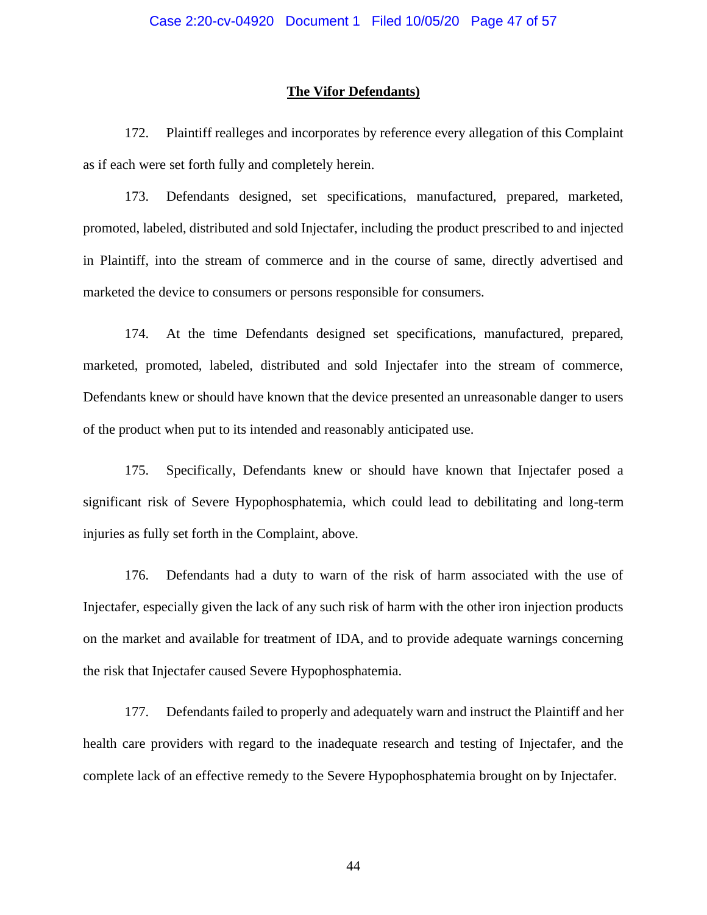**The Vifor Defendants)**

172. Plaintiff realleges and incorporates by reference every allegation of this Complaint as if each were set forth fully and completely herein.

173. Defendants designed, set specifications, manufactured, prepared, marketed, promoted, labeled, distributed and sold Injectafer, including the product prescribed to and injected in Plaintiff, into the stream of commerce and in the course of same, directly advertised and marketed the device to consumers or persons responsible for consumers.

174. At the time Defendants designed set specifications, manufactured, prepared, marketed, promoted, labeled, distributed and sold Injectafer into the stream of commerce, Defendants knew or should have known that the device presented an unreasonable danger to users of the product when put to its intended and reasonably anticipated use.

175. Specifically, Defendants knew or should have known that Injectafer posed a significant risk of Severe Hypophosphatemia, which could lead to debilitating and long-term injuries as fully set forth in the Complaint, above.

176. Defendants had a duty to warn of the risk of harm associated with the use of Injectafer, especially given the lack of any such risk of harm with the other iron injection products on the market and available for treatment of IDA, and to provide adequate warnings concerning the risk that Injectafer caused Severe Hypophosphatemia.

177. Defendants failed to properly and adequately warn and instruct the Plaintiff and her health care providers with regard to the inadequate research and testing of Injectafer, and the complete lack of an effective remedy to the Severe Hypophosphatemia brought on by Injectafer.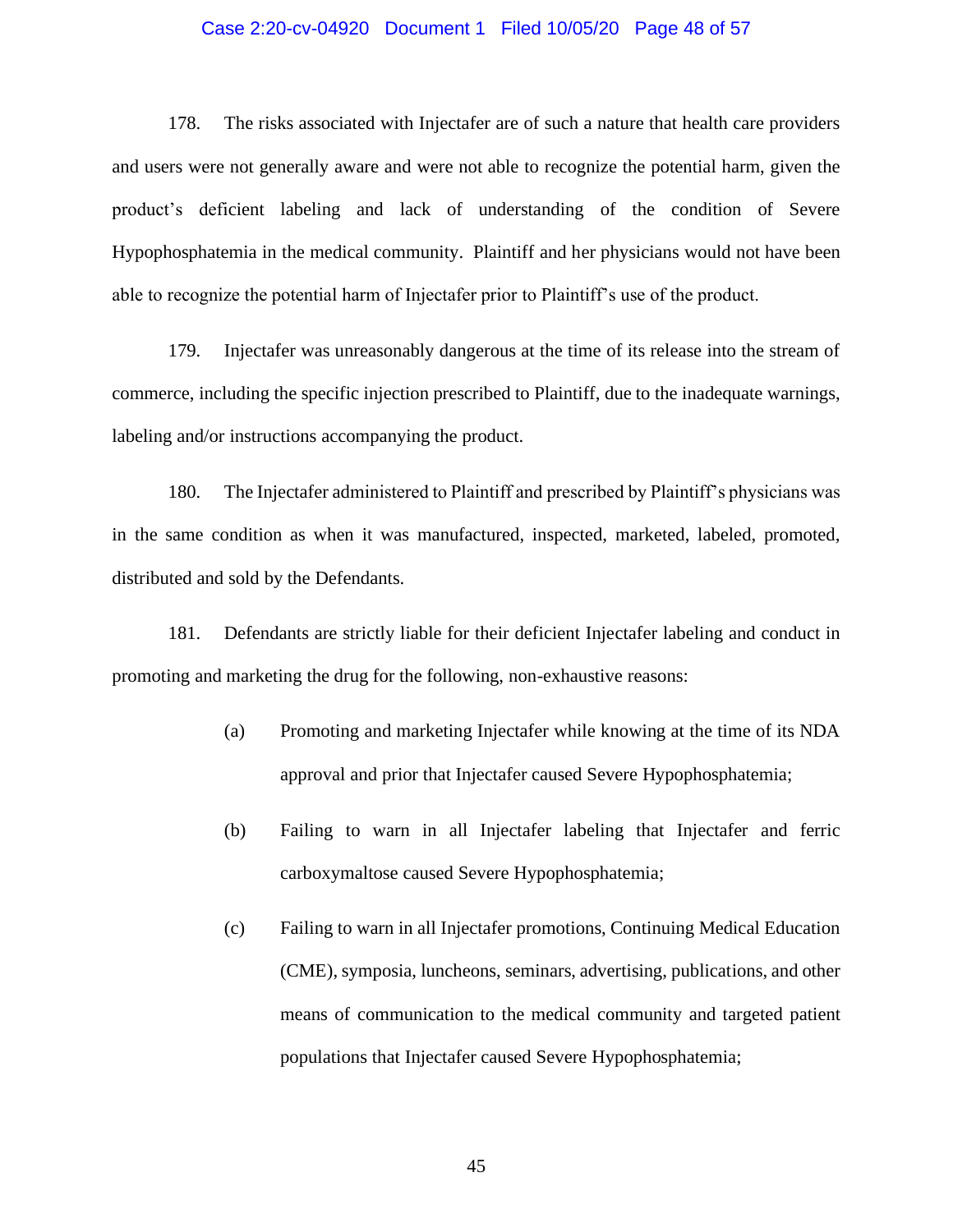178. The risks associated with Injectafer are of such a nature that health care providers and users were not generally aware and were not able to recognize the potential harm, given the product's deficient labeling and lack of understanding of the condition of Severe Hypophosphatemia in the medical community. Plaintiff and her physicians would not have been able to recognize the potential harm of Injectafer prior to Plaintiff's use of the product.

179. Injectafer was unreasonably dangerous at the time of its release into the stream of commerce, including the specific injection prescribed to Plaintiff, due to the inadequate warnings, labeling and/or instructions accompanying the product.

180. The Injectafer administered to Plaintiff and prescribed by Plaintiff's physicians was in the same condition as when it was manufactured, inspected, marketed, labeled, promoted, distributed and sold by the Defendants.

181. Defendants are strictly liable for their deficient Injectafer labeling and conduct in promoting and marketing the drug for the following, non-exhaustive reasons:

(a) Promoting and marketing Injectafer while knowing at the time of its NDA approval and prior that Injectafer caused Severe Hypophosphatemia;

(b) Failing to warn in all Injectafer labeling that Injectafer and ferric carboxymaltose caused Severe Hypophosphatemia;

(c) Failing to warn in all Injectafer promotions, Continuing Medical Education (CME), symposia, luncheons, seminars, advertising, publications, and other means of communication to the medical community and targeted patient populations that Injectafer caused Severe Hypophosphatemia;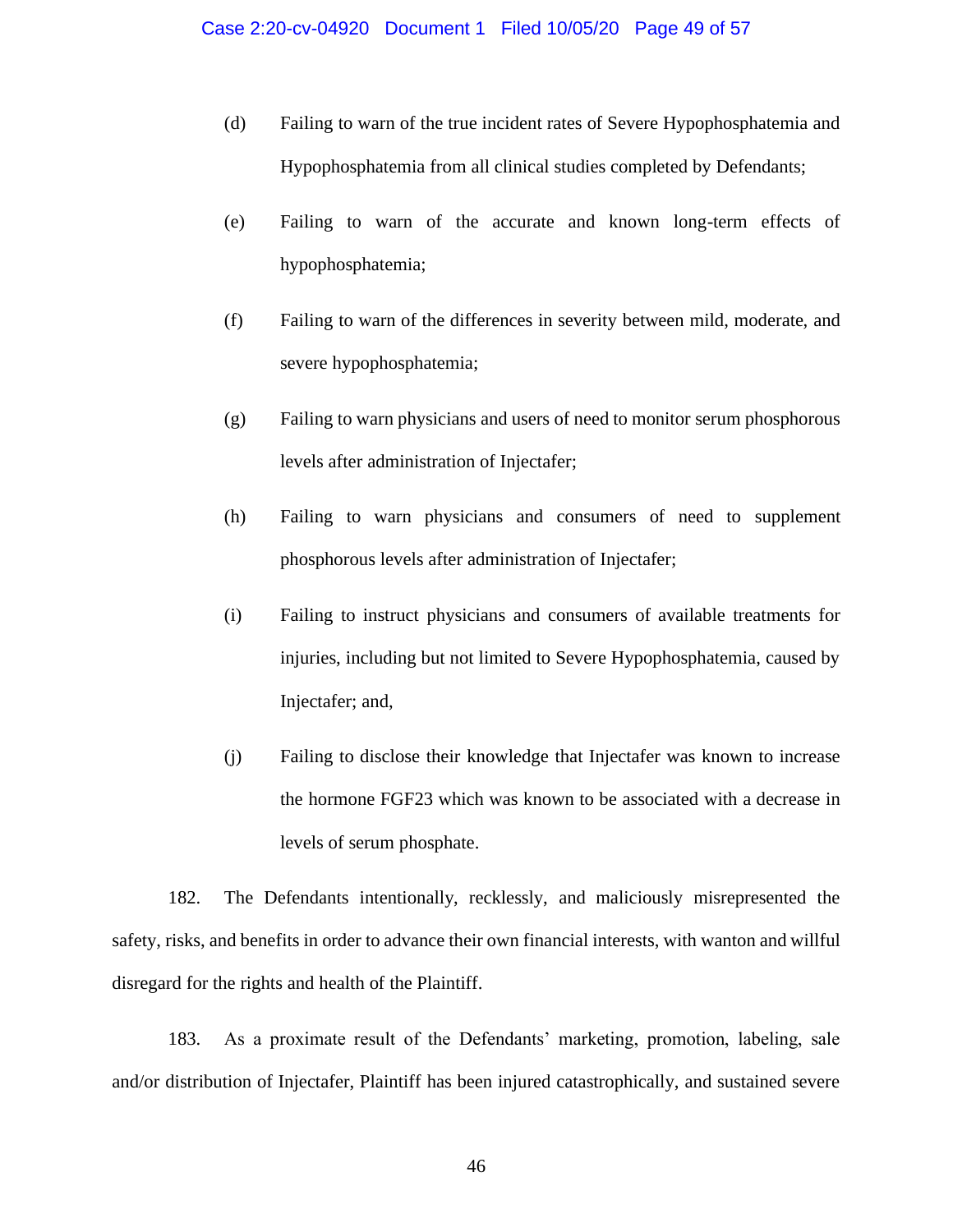(d) Failing to warn of the true incident rates of Severe Hypophosphatemia and Hypophosphatemia from all clinical studies completed by Defendants;

(e) Failing to warn of the accurate and known long-term effects of hypophosphatemia;

(f) Failing to warn of the differences in severity between mild, moderate, and severe hypophosphatemia;

(g) Failing to warn physicians and users of need to monitor serum phosphorous levels after administration of Injectafer;

(h) Failing to warn physicians and consumers of need to supplement phosphorous levels after administration of Injectafer;

(i) Failing to instruct physicians and consumers of available treatments for injuries, including but not limited to Severe Hypophosphatemia, caused by Injectafer; and,

(j) Failing to disclose their knowledge that Injectafer was known to increase the hormone FGF23 which was known to be associated with a decrease in levels of serum phosphate.

182. The Defendants intentionally, recklessly, and maliciously misrepresented the safety, risks, and benefits in order to advance their own financial interests, with wanton and willful disregard for the rights and health of the Plaintiff.

183. As a proximate result of the Defendants' marketing, promotion, labeling, sale and/or distribution of Injectafer, Plaintiff has been injured catastrophically, and sustained severe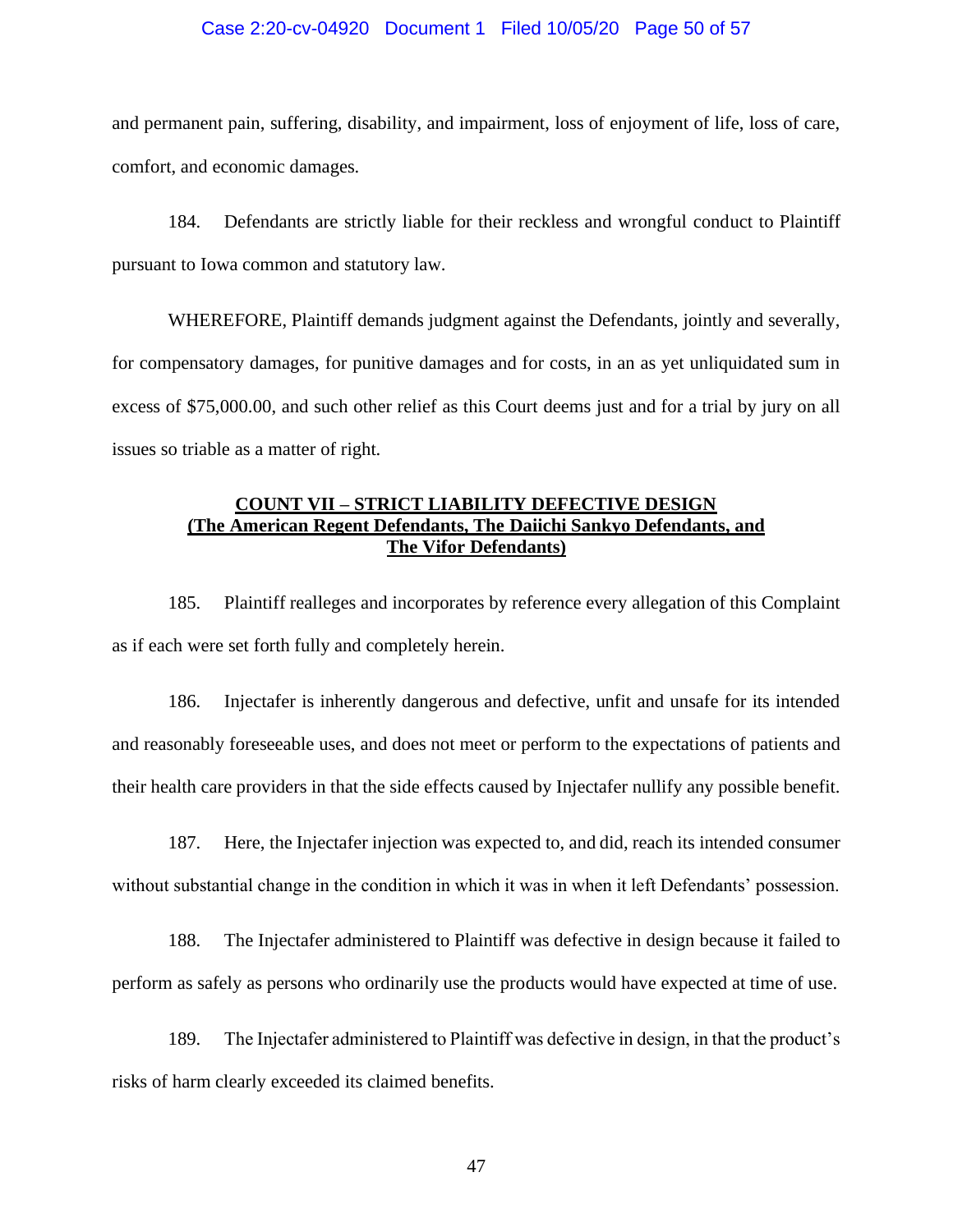and permanent pain, suffering, disability, and impairment, loss of enjoyment of life, loss of care, comfort, and economic damages.

184. Defendants are strictly liable for their reckless and wrongful conduct to Plaintiff pursuant to Iowa common and statutory law.

WHEREFORE, Plaintiff demands judgment against the Defendants, jointly and severally, for compensatory damages, for punitive damages and for costs, in an as yet unliquidated sum in excess of $75,000.00, and such other relief as this Court deems just and for a trial by jury on all issues so triable as a matter of right.

**COUNT VII – STRICT LIABILITY DEFECTIVE DESIGN**
**(The American Regent Defendants, The Daiichi Sankyo Defendants, and The Vifor Defendants)**

185. Plaintiff realleges and incorporates by reference every allegation of this Complaint as if each were set forth fully and completely herein.

186. Injectafer is inherently dangerous and defective, unfit and unsafe for its intended and reasonably foreseeable uses, and does not meet or perform to the expectations of patients and their health care providers in that the side effects caused by Injectafer nullify any possible benefit.

187. Here, the Injectafer injection was expected to, and did, reach its intended consumer without substantial change in the condition in which it was in when it left Defendants' possession.

188. The Injectafer administered to Plaintiff was defective in design because it failed to perform as safely as persons who ordinarily use the products would have expected at time of use.

189. The Injectafer administered to Plaintiff was defective in design, in that the product's risks of harm clearly exceeded its claimed benefits.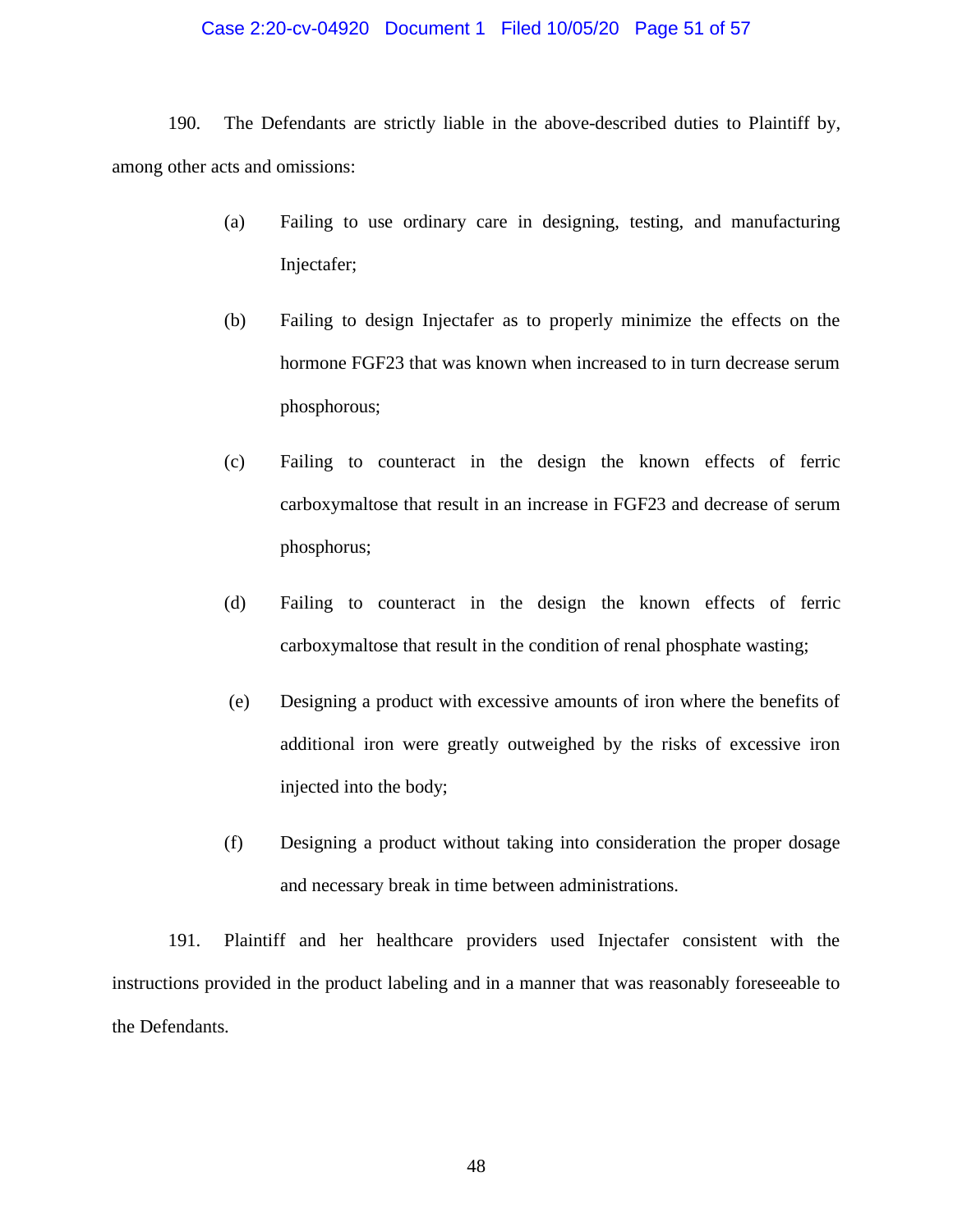190. The Defendants are strictly liable in the above-described duties to Plaintiff by, among other acts and omissions:

(a) Failing to use ordinary care in designing, testing, and manufacturing Injectafer;

(b) Failing to design Injectafer as to properly minimize the effects on the hormone FGF23 that was known when increased to in turn decrease serum phosphorous;

(c) Failing to counteract in the design the known effects of ferric carboxymaltose that result in an increase in FGF23 and decrease of serum phosphorus;

(d) Failing to counteract in the design the known effects of ferric carboxymaltose that result in the condition of renal phosphate wasting;

(e) Designing a product with excessive amounts of iron where the benefits of additional iron were greatly outweighed by the risks of excessive iron injected into the body;

(f) Designing a product without taking into consideration the proper dosage and necessary break in time between administrations.

191. Plaintiff and her healthcare providers used Injectafer consistent with the instructions provided in the product labeling and in a manner that was reasonably foreseeable to the Defendants.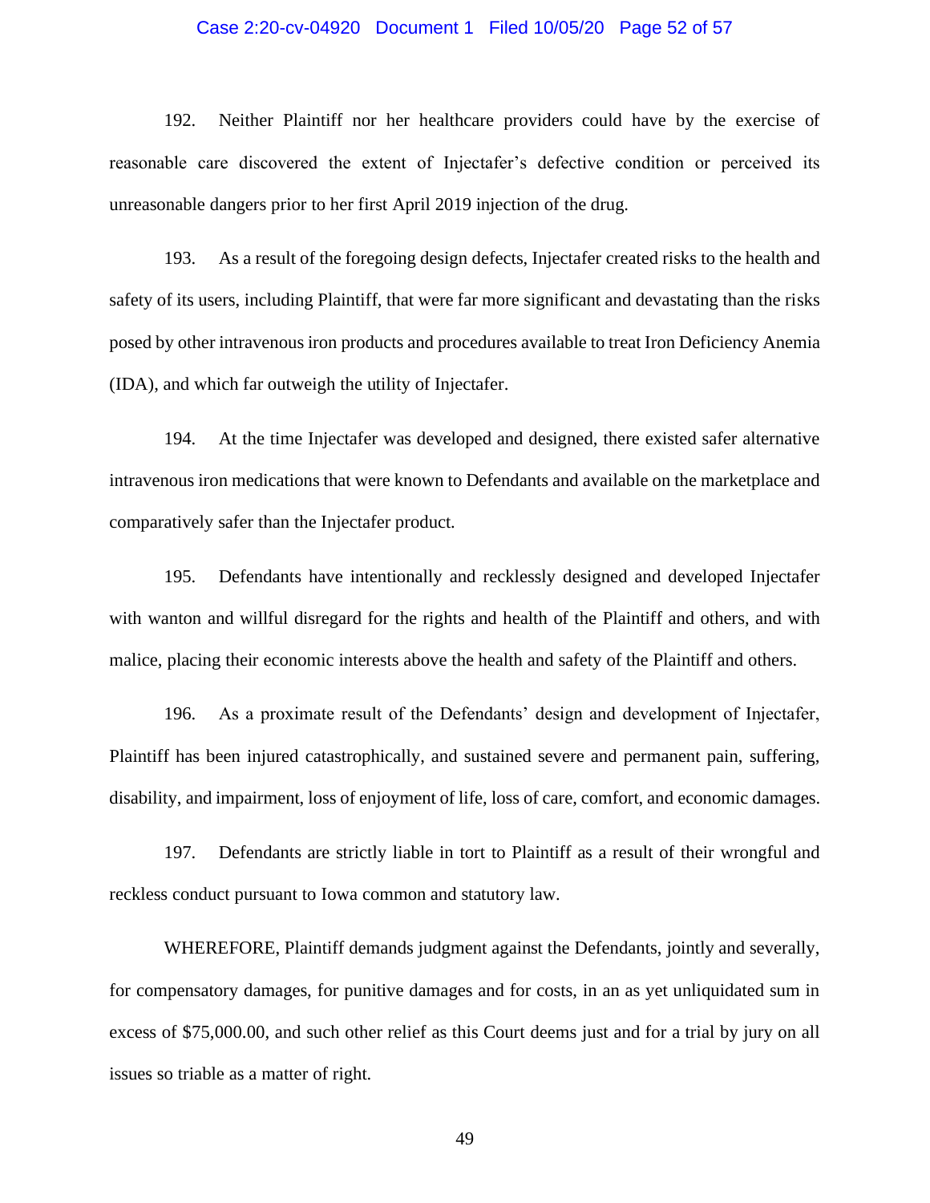192. Neither Plaintiff nor her healthcare providers could have by the exercise of reasonable care discovered the extent of Injectafer's defective condition or perceived its unreasonable dangers prior to her first April 2019 injection of the drug.

193. As a result of the foregoing design defects, Injectafer created risks to the health and safety of its users, including Plaintiff, that were far more significant and devastating than the risks posed by other intravenous iron products and procedures available to treat Iron Deficiency Anemia (IDA), and which far outweigh the utility of Injectafer.

194. At the time Injectafer was developed and designed, there existed safer alternative intravenous iron medications that were known to Defendants and available on the marketplace and comparatively safer than the Injectafer product.

195. Defendants have intentionally and recklessly designed and developed Injectafer with wanton and willful disregard for the rights and health of the Plaintiff and others, and with malice, placing their economic interests above the health and safety of the Plaintiff and others.

196. As a proximate result of the Defendants' design and development of Injectafer, Plaintiff has been injured catastrophically, and sustained severe and permanent pain, suffering, disability, and impairment, loss of enjoyment of life, loss of care, comfort, and economic damages.

197. Defendants are strictly liable in tort to Plaintiff as a result of their wrongful and reckless conduct pursuant to Iowa common and statutory law.

WHEREFORE, Plaintiff demands judgment against the Defendants, jointly and severally, for compensatory damages, for punitive damages and for costs, in an as yet unliquidated sum in excess of $75,000.00, and such other relief as this Court deems just and for a trial by jury on all issues so triable as a matter of right.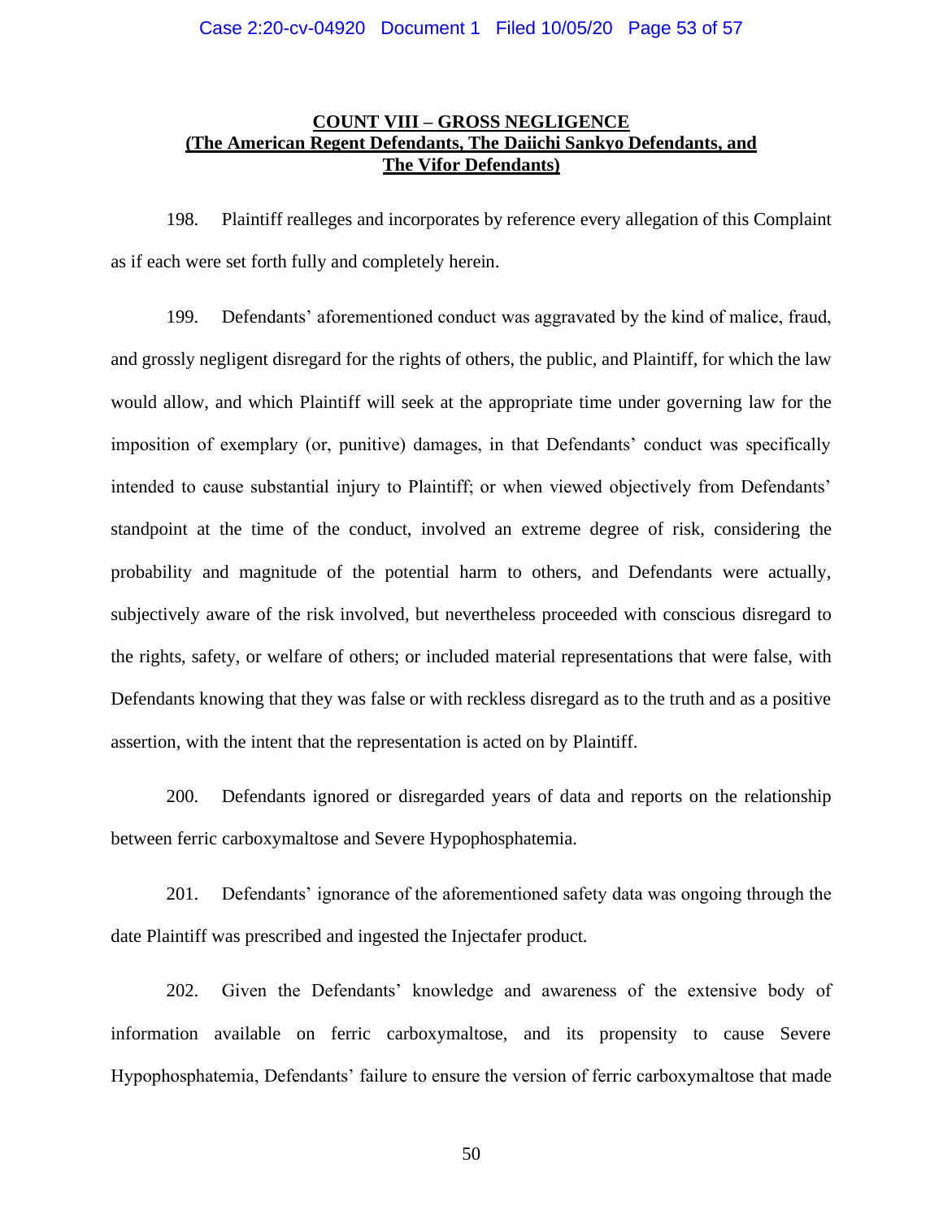## COUNT VIII – GROSS NEGLIGENCE
## (The American Regent Defendants, The Daiichi Sankyo Defendants, and The Vifor Defendants)

198. Plaintiff realleges and incorporates by reference every allegation of this Complaint as if each were set forth fully and completely herein.

199. Defendants' aforementioned conduct was aggravated by the kind of malice, fraud, and grossly negligent disregard for the rights of others, the public, and Plaintiff, for which the law would allow, and which Plaintiff will seek at the appropriate time under governing law for the imposition of exemplary (or, punitive) damages, in that Defendants' conduct was specifically intended to cause substantial injury to Plaintiff; or when viewed objectively from Defendants' standpoint at the time of the conduct, involved an extreme degree of risk, considering the probability and magnitude of the potential harm to others, and Defendants were actually, subjectively aware of the risk involved, but nevertheless proceeded with conscious disregard to the rights, safety, or welfare of others; or included material representations that were false, with Defendants knowing that they was false or with reckless disregard as to the truth and as a positive assertion, with the intent that the representation is acted on by Plaintiff.

200. Defendants ignored or disregarded years of data and reports on the relationship between ferric carboxymaltose and Severe Hypophosphatemia.

201. Defendants' ignorance of the aforementioned safety data was ongoing through the date Plaintiff was prescribed and ingested the Injectafer product.

202. Given the Defendants' knowledge and awareness of the extensive body of information available on ferric carboxymaltose, and its propensity to cause Severe Hypophosphatemia, Defendants' failure to ensure the version of ferric carboxymaltose that made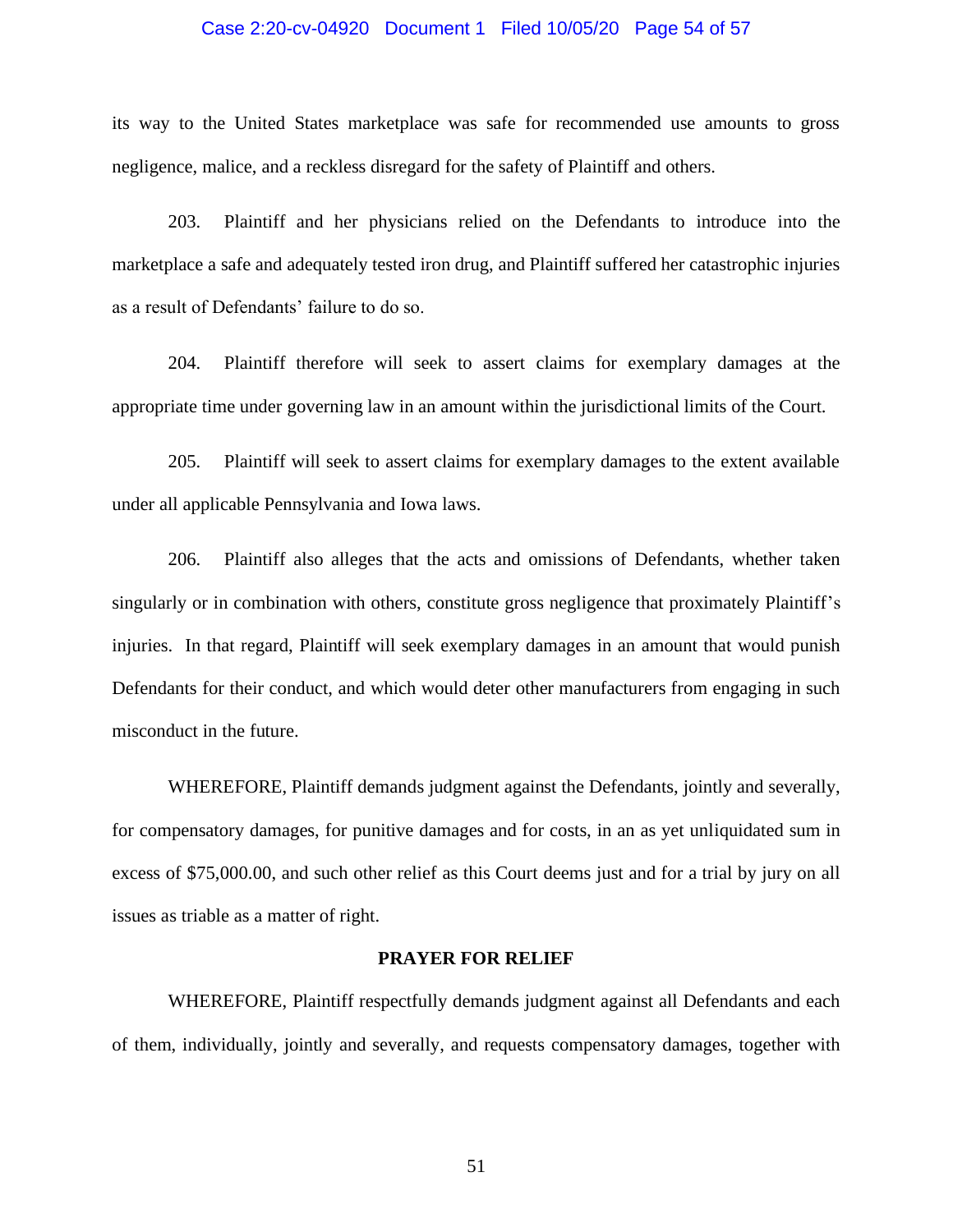its way to the United States marketplace was safe for recommended use amounts to gross negligence, malice, and a reckless disregard for the safety of Plaintiff and others.

203. Plaintiff and her physicians relied on the Defendants to introduce into the marketplace a safe and adequately tested iron drug, and Plaintiff suffered her catastrophic injuries as a result of Defendants' failure to do so.

204. Plaintiff therefore will seek to assert claims for exemplary damages at the appropriate time under governing law in an amount within the jurisdictional limits of the Court.

205. Plaintiff will seek to assert claims for exemplary damages to the extent available under all applicable Pennsylvania and Iowa laws.

206. Plaintiff also alleges that the acts and omissions of Defendants, whether taken singularly or in combination with others, constitute gross negligence that proximately Plaintiff's injuries. In that regard, Plaintiff will seek exemplary damages in an amount that would punish Defendants for their conduct, and which would deter other manufacturers from engaging in such misconduct in the future.

WHEREFORE, Plaintiff demands judgment against the Defendants, jointly and severally, for compensatory damages, for punitive damages and for costs, in an as yet unliquidated sum in excess of $75,000.00, and such other relief as this Court deems just and for a trial by jury on all issues as triable as a matter of right.

**PRAYER FOR RELIEF**

WHEREFORE, Plaintiff respectfully demands judgment against all Defendants and each of them, individually, jointly and severally, and requests compensatory damages, together with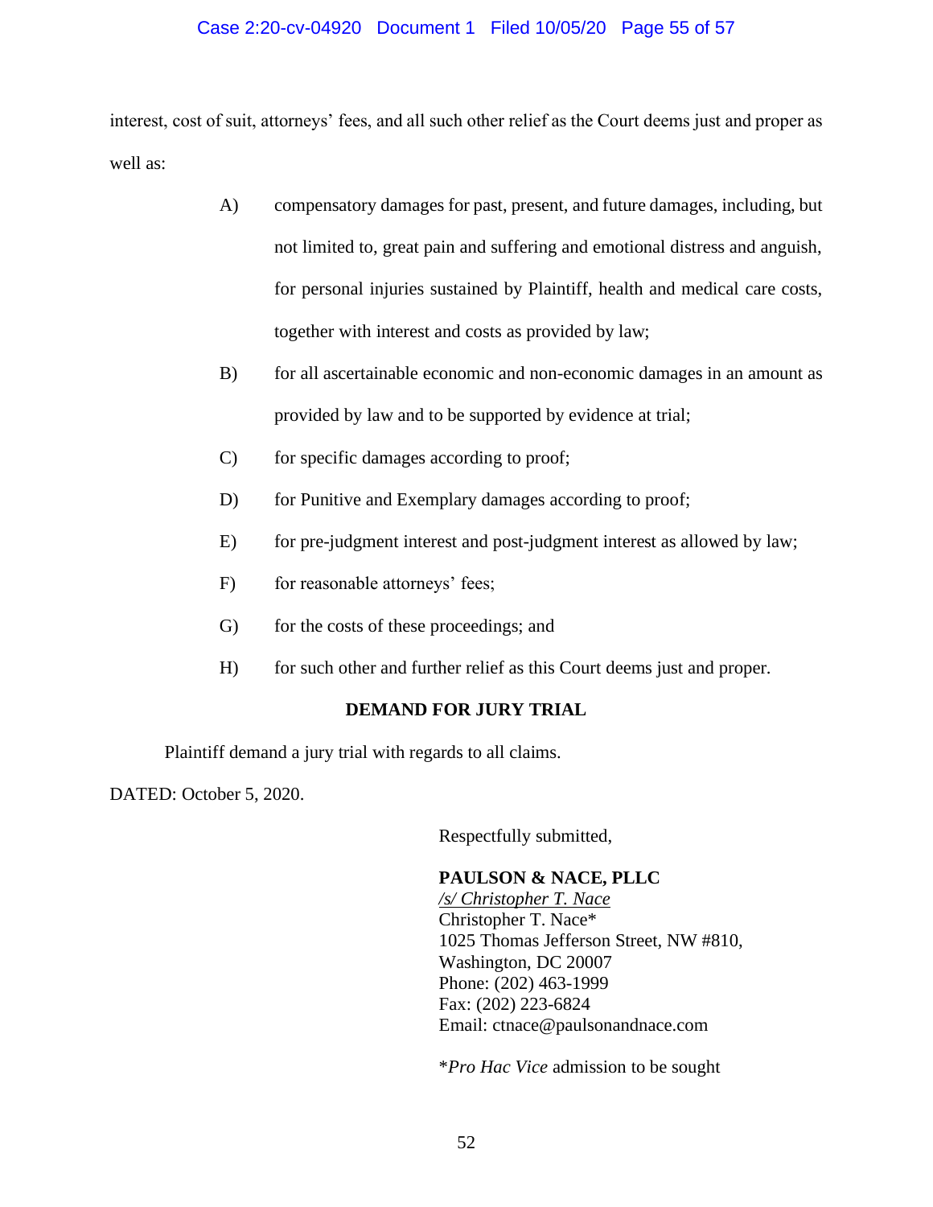interest, cost of suit, attorneys' fees, and all such other relief as the Court deems just and proper as well as:

A) compensatory damages for past, present, and future damages, including, but not limited to, great pain and suffering and emotional distress and anguish, for personal injuries sustained by Plaintiff, health and medical care costs, together with interest and costs as provided by law;

B) for all ascertainable economic and non-economic damages in an amount as provided by law and to be supported by evidence at trial;

C) for specific damages according to proof;

D) for Punitive and Exemplary damages according to proof;

E) for pre-judgment interest and post-judgment interest as allowed by law;

F) for reasonable attorneys' fees;

G) for the costs of these proceedings; and

H) for such other and further relief as this Court deems just and proper.

**DEMAND FOR JURY TRIAL**

Plaintiff demand a jury trial with regards to all claims.

DATED: October 5, 2020.

Respectfully submitted,

**PAULSON & NACE, PLLC**
*/s/ Christopher T. Nace*
Christopher T. Nace*
1025 Thomas Jefferson Street, NW #810,
Washington, DC 20007
Phone: (202) 463-1999
Fax: (202) 223-6824
Email: ctnace@paulsonandnace.com

**Pro Hac Vice* admission to be sought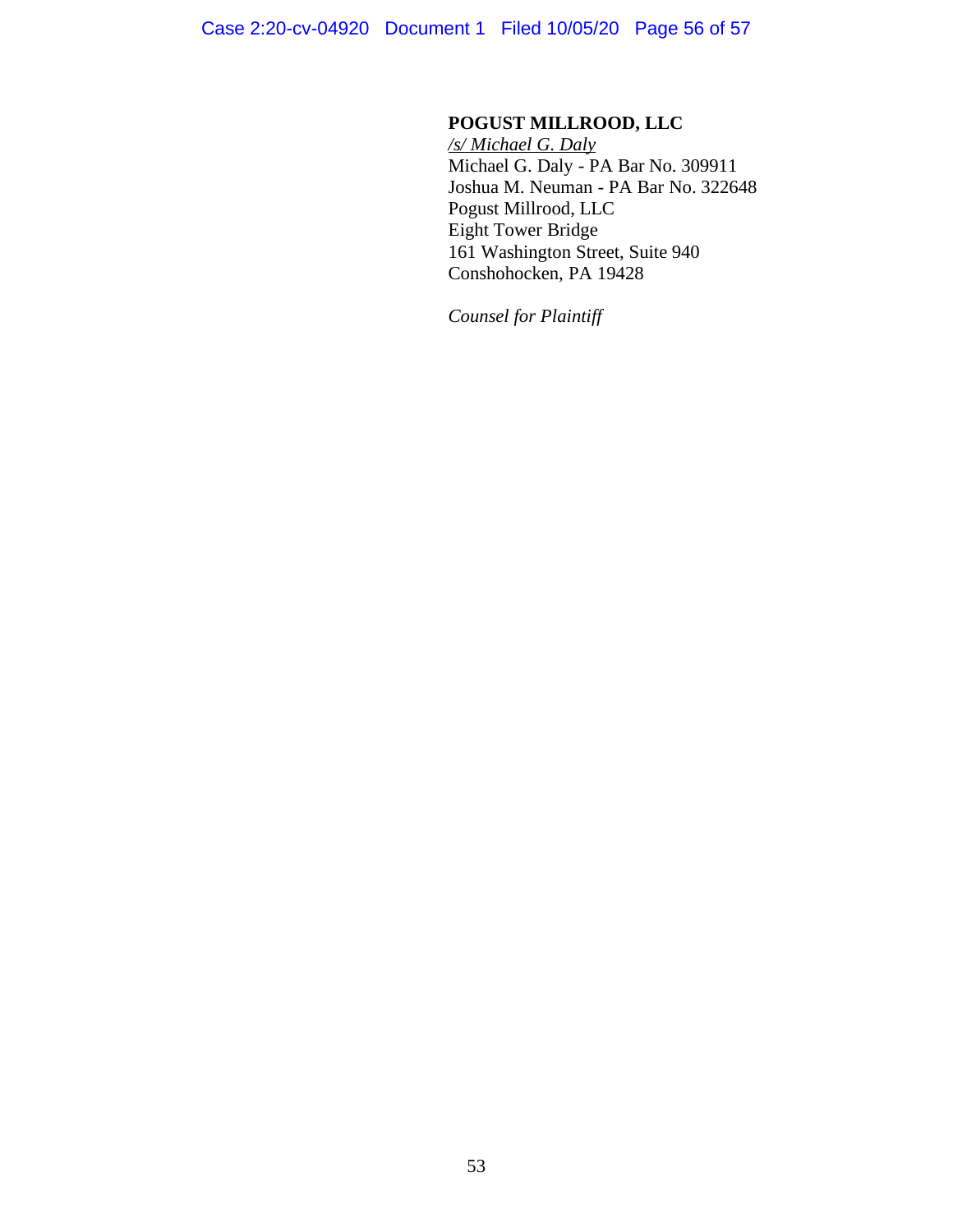**POGUST MILLROOD, LLC**
*/s/ Michael G. Daly*
Michael G. Daly - PA Bar No. 309911
Joshua M. Neuman - PA Bar No. 322648
Pogust Millrood, LLC
Eight Tower Bridge
161 Washington Street, Suite 940
Conshohocken, PA 19428

*Counsel for Plaintiff*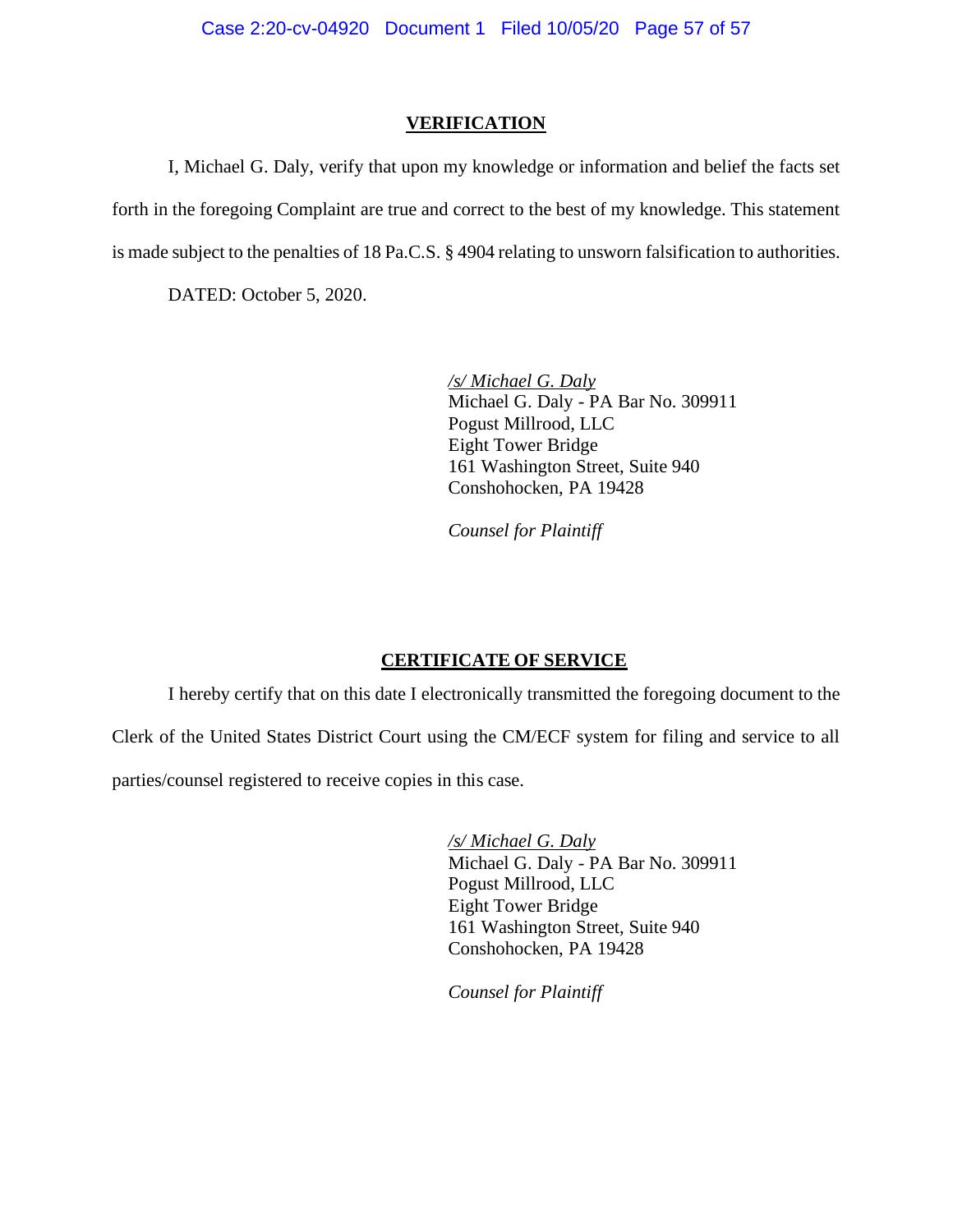## VERIFICATION

I, Michael G. Daly, verify that upon my knowledge or information and belief the facts set forth in the foregoing Complaint are true and correct to the best of my knowledge. This statement is made subject to the penalties of 18 Pa.C.S. § 4904 relating to unsworn falsification to authorities.

DATED: October 5, 2020.

*/s/ Michael G. Daly*
Michael G. Daly - PA Bar No. 309911
Pogust Millrood, LLC
Eight Tower Bridge
161 Washington Street, Suite 940
Conshohocken, PA 19428

*Counsel for Plaintiff*

## CERTIFICATE OF SERVICE

I hereby certify that on this date I electronically transmitted the foregoing document to the Clerk of the United States District Court using the CM/ECF system for filing and service to all parties/counsel registered to receive copies in this case.

*/s/ Michael G. Daly*
Michael G. Daly - PA Bar No. 309911
Pogust Millrood, LLC
Eight Tower Bridge
161 Washington Street, Suite 940
Conshohocken, PA 19428

*Counsel for Plaintiff*